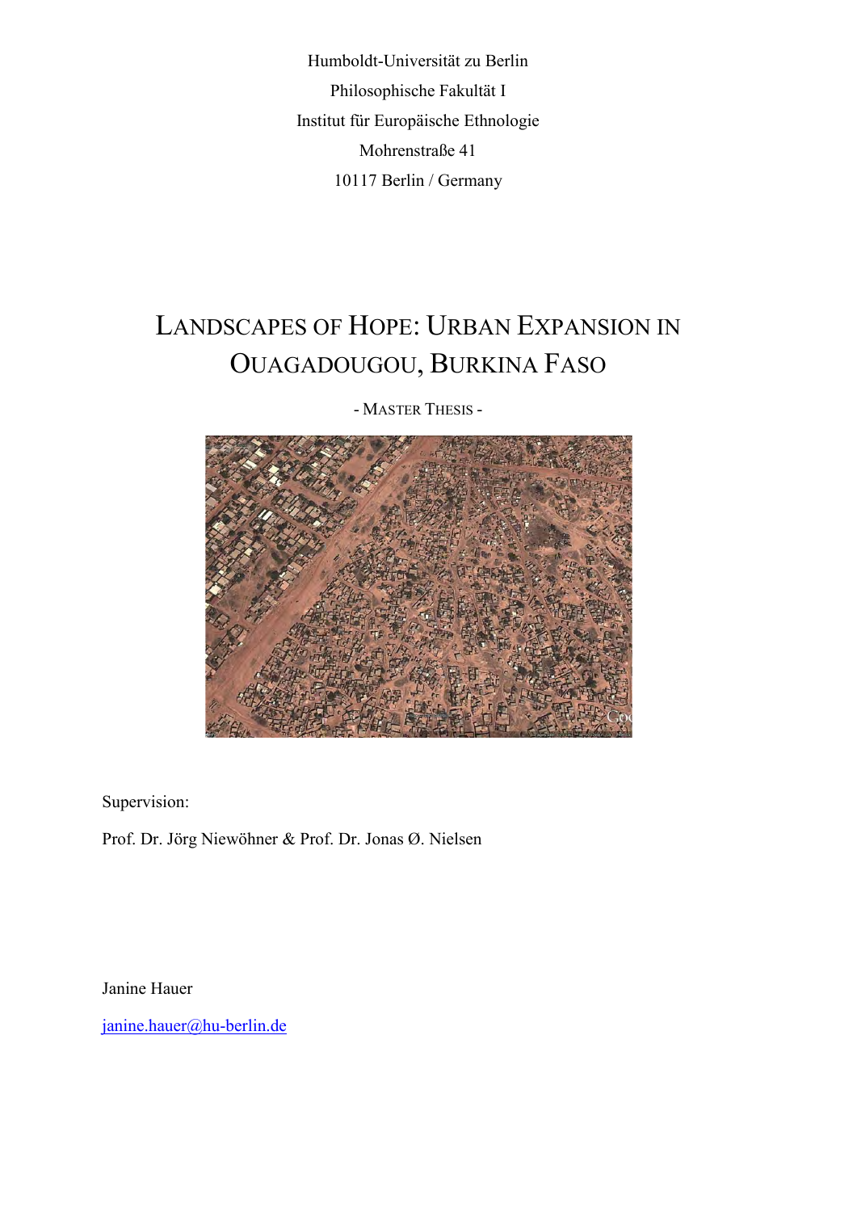Humboldt-Universität zu Berlin

Philosophische Fakultät I

Institut für Europäische Ethnologie

Mohrenstraße 41

10117 Berlin / Germany

# LANDSCAPES OF HOPE: URBAN EXPANSION IN OUAGADOUGOU, BURKINA FASO

- MASTER THESIS -

Supervision:

Prof. Dr. Jörg Niewöhner & Prof. Dr. Jonas Ø. Nielsen

Janine Hauer

janine.hauer@hu-berlin.de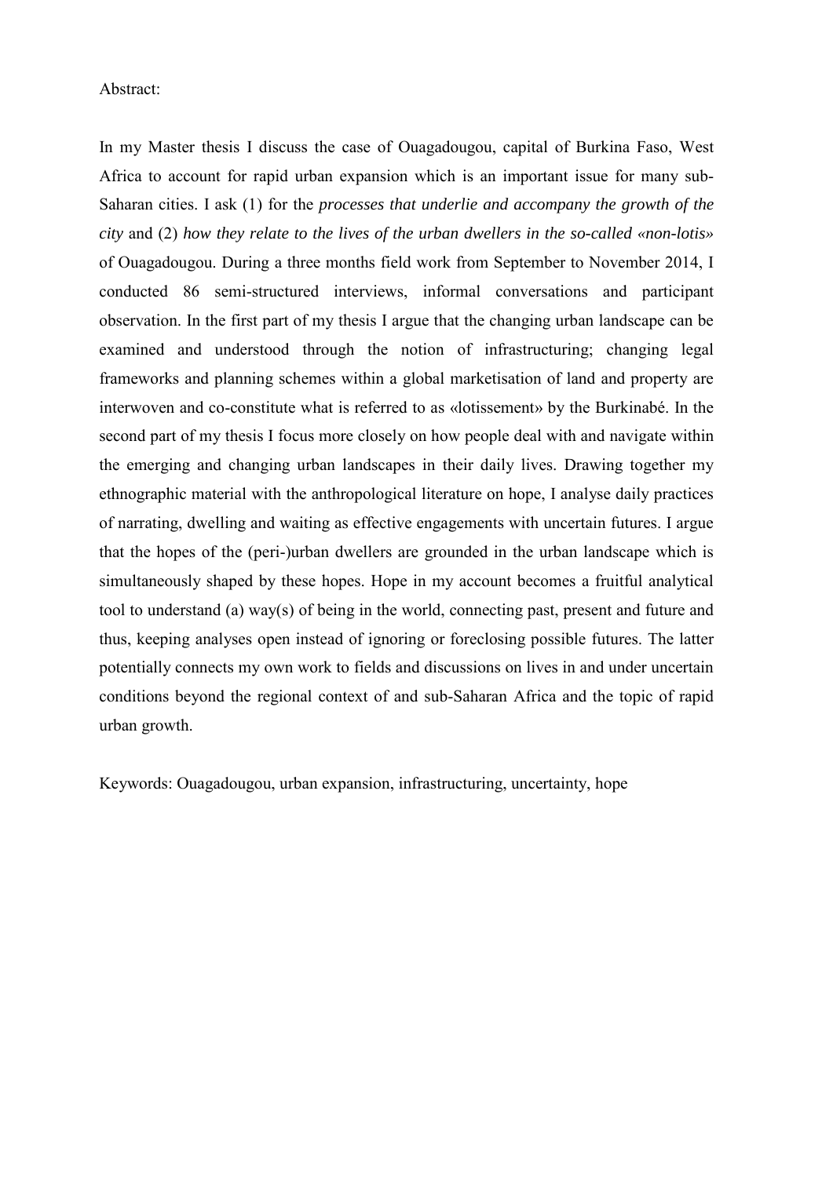Abstract:

In my Master thesis I discuss the case of Ouagadougou, capital of Burkina Faso, West Africa to account for rapid urban expansion which is an important issue for many sub-Saharan cities. I ask (1) for the *processes that underlie and accompany the growth of the city* and (2) *how they relate to the lives of the urban dwellers in the so-called «non-lotis»* of Ouagadougou. During a three months field work from September to November 2014, I conducted 86 semi-structured interviews, informal conversations and participant observation. In the first part of my thesis I argue that the changing urban landscape can be examined and understood through the notion of infrastructuring; changing legal frameworks and planning schemes within a global marketisation of land and property are interwoven and co-constitute what is referred to as «lotissement» by the Burkinabé. In the second part of my thesis I focus more closely on how people deal with and navigate within the emerging and changing urban landscapes in their daily lives. Drawing together my ethnographic material with the anthropological literature on hope, I analyse daily practices of narrating, dwelling and waiting as effective engagements with uncertain futures. I argue that the hopes of the (peri-)urban dwellers are grounded in the urban landscape which is simultaneously shaped by these hopes. Hope in my account becomes a fruitful analytical tool to understand (a) way(s) of being in the world, connecting past, present and future and thus, keeping analyses open instead of ignoring or foreclosing possible futures. The latter potentially connects my own work to fields and discussions on lives in and under uncertain conditions beyond the regional context of and sub-Saharan Africa and the topic of rapid urban growth.

Keywords: Ouagadougou, urban expansion, infrastructuring, uncertainty, hope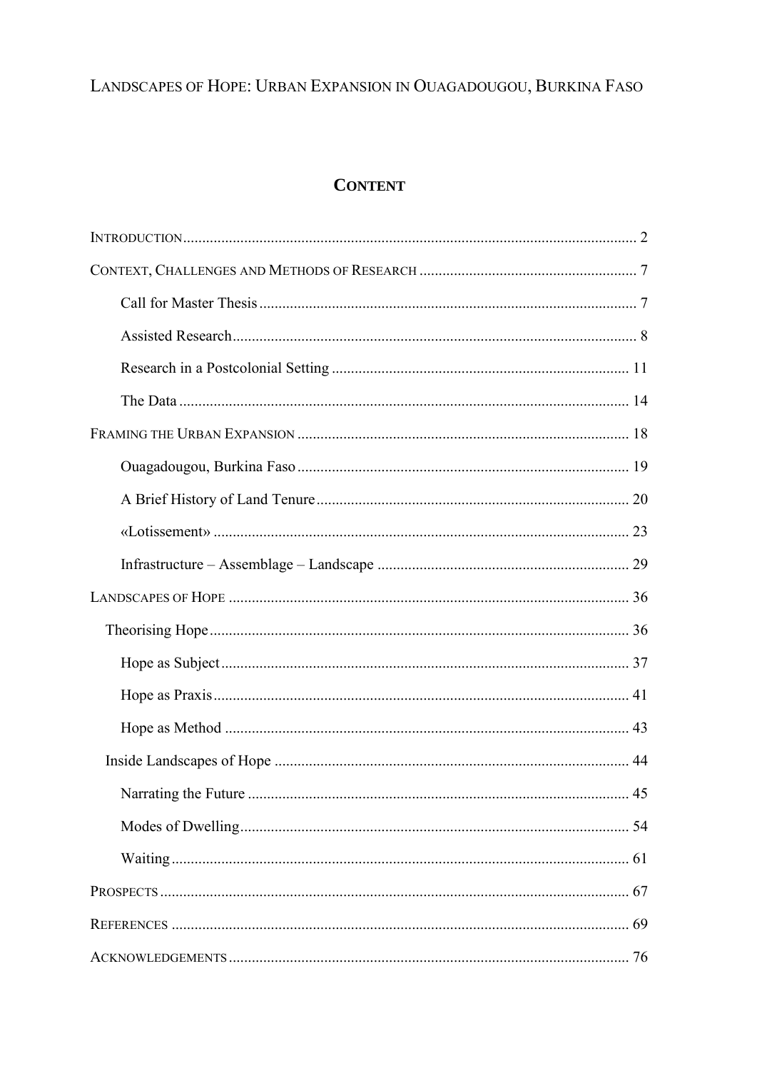# Landscapes of Hope: Urban Expansion in Ouagadougou, Burkina Faso

## Content

Introduction ..... 2

Context, Challenges and Methods of Research ..... 7

- Call for Master Thesis ..... 7
- Assisted Research ..... 8
- Research in a Postcolonial Setting ..... 11
- The Data ..... 14

Framing the Urban Expansion ..... 18

- Ouagadougou, Burkina Faso ..... 19
- A Brief History of Land Tenure ..... 20
- «Lotissement» ..... 23
- Infrastructure – Assemblage – Landscape ..... 29

Landscapes of Hope ..... 36

- Theorising Hope ..... 36
  - Hope as Subject ..... 37
  - Hope as Praxis ..... 41
  - Hope as Method ..... 43
- Inside Landscapes of Hope ..... 44
  - Narrating the Future ..... 45
  - Modes of Dwelling ..... 54
  - Waiting ..... 61

Prospects ..... 67

References ..... 69

Acknowledgements ..... 76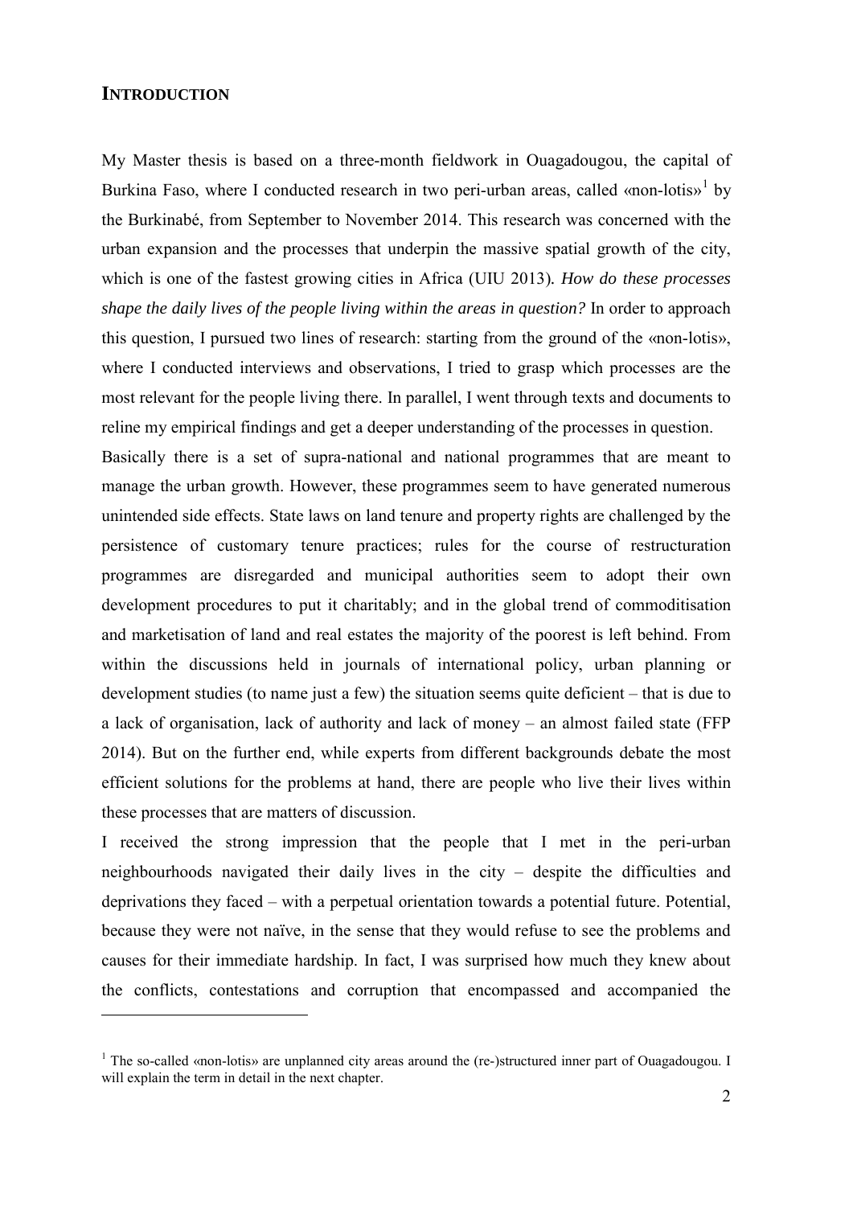# INTRODUCTION

My Master thesis is based on a three-month fieldwork in Ouagadougou, the capital of Burkina Faso, where I conducted research in two peri-urban areas, called «non-lotis»[1] by the Burkinabé, from September to November 2014. This research was concerned with the urban expansion and the processes that underpin the massive spatial growth of the city, which is one of the fastest growing cities in Africa (UIU 2013). *How do these processes shape the daily lives of the people living within the areas in question?* In order to approach this question, I pursued two lines of research: starting from the ground of the «non-lotis», where I conducted interviews and observations, I tried to grasp which processes are the most relevant for the people living there. In parallel, I went through texts and documents to reline my empirical findings and get a deeper understanding of the processes in question.

Basically there is a set of supra-national and national programmes that are meant to manage the urban growth. However, these programmes seem to have generated numerous unintended side effects. State laws on land tenure and property rights are challenged by the persistence of customary tenure practices; rules for the course of restructuration programmes are disregarded and municipal authorities seem to adopt their own development procedures to put it charitably; and in the global trend of commoditisation and marketisation of land and real estates the majority of the poorest is left behind. From within the discussions held in journals of international policy, urban planning or development studies (to name just a few) the situation seems quite deficient – that is due to a lack of organisation, lack of authority and lack of money – an almost failed state (FFP 2014). But on the further end, while experts from different backgrounds debate the most efficient solutions for the problems at hand, there are people who live their lives within these processes that are matters of discussion.

I received the strong impression that the people that I met in the peri-urban neighbourhoods navigated their daily lives in the city – despite the difficulties and deprivations they faced – with a perpetual orientation towards a potential future. Potential, because they were not naïve, in the sense that they would refuse to see the problems and causes for their immediate hardship. In fact, I was surprised how much they knew about the conflicts, contestations and corruption that encompassed and accompanied the

[1] The so-called «non-lotis» are unplanned city areas around the (re-)structured inner part of Ouagadougou. I will explain the term in detail in the next chapter.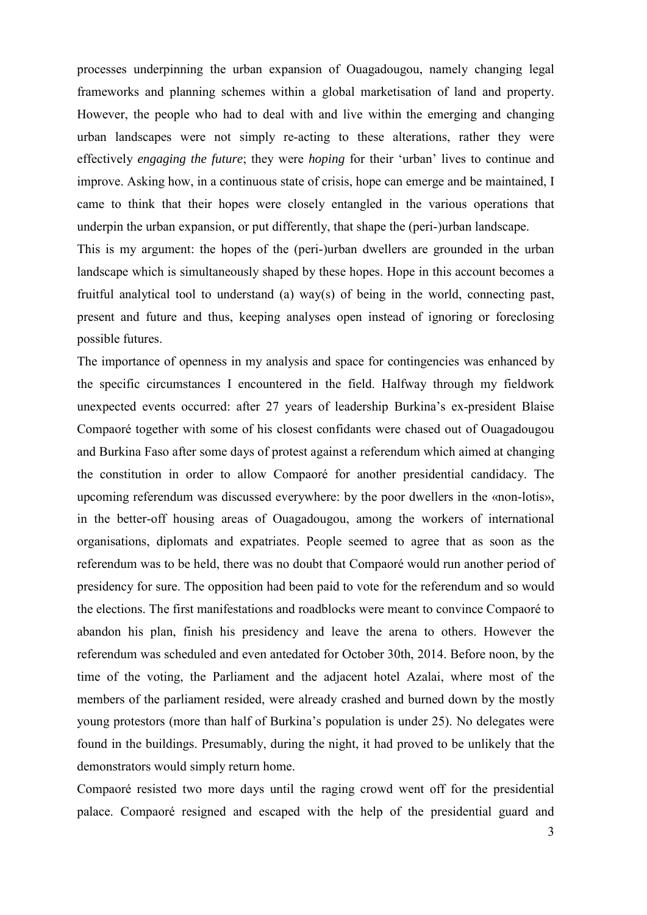processes underpinning the urban expansion of Ouagadougou, namely changing legal frameworks and planning schemes within a global marketisation of land and property. However, the people who had to deal with and live within the emerging and changing urban landscapes were not simply re-acting to these alterations, rather they were effectively *engaging the future*; they were *hoping* for their 'urban' lives to continue and improve. Asking how, in a continuous state of crisis, hope can emerge and be maintained, I came to think that their hopes were closely entangled in the various operations that underpin the urban expansion, or put differently, that shape the (peri-)urban landscape.

This is my argument: the hopes of the (peri-)urban dwellers are grounded in the urban landscape which is simultaneously shaped by these hopes. Hope in this account becomes a fruitful analytical tool to understand (a) way(s) of being in the world, connecting past, present and future and thus, keeping analyses open instead of ignoring or foreclosing possible futures.

The importance of openness in my analysis and space for contingencies was enhanced by the specific circumstances I encountered in the field. Halfway through my fieldwork unexpected events occurred: after 27 years of leadership Burkina's ex-president Blaise Compaoré together with some of his closest confidants were chased out of Ouagadougou and Burkina Faso after some days of protest against a referendum which aimed at changing the constitution in order to allow Compaoré for another presidential candidacy. The upcoming referendum was discussed everywhere: by the poor dwellers in the «non-lotis», in the better-off housing areas of Ouagadougou, among the workers of international organisations, diplomats and expatriates. People seemed to agree that as soon as the referendum was to be held, there was no doubt that Compaoré would run another period of presidency for sure. The opposition had been paid to vote for the referendum and so would the elections. The first manifestations and roadblocks were meant to convince Compaoré to abandon his plan, finish his presidency and leave the arena to others. However the referendum was scheduled and even antedated for October 30th, 2014. Before noon, by the time of the voting, the Parliament and the adjacent hotel Azalai, where most of the members of the parliament resided, were already crashed and burned down by the mostly young protestors (more than half of Burkina's population is under 25). No delegates were found in the buildings. Presumably, during the night, it had proved to be unlikely that the demonstrators would simply return home.

Compaoré resisted two more days until the raging crowd went off for the presidential palace. Compaoré resigned and escaped with the help of the presidential guard and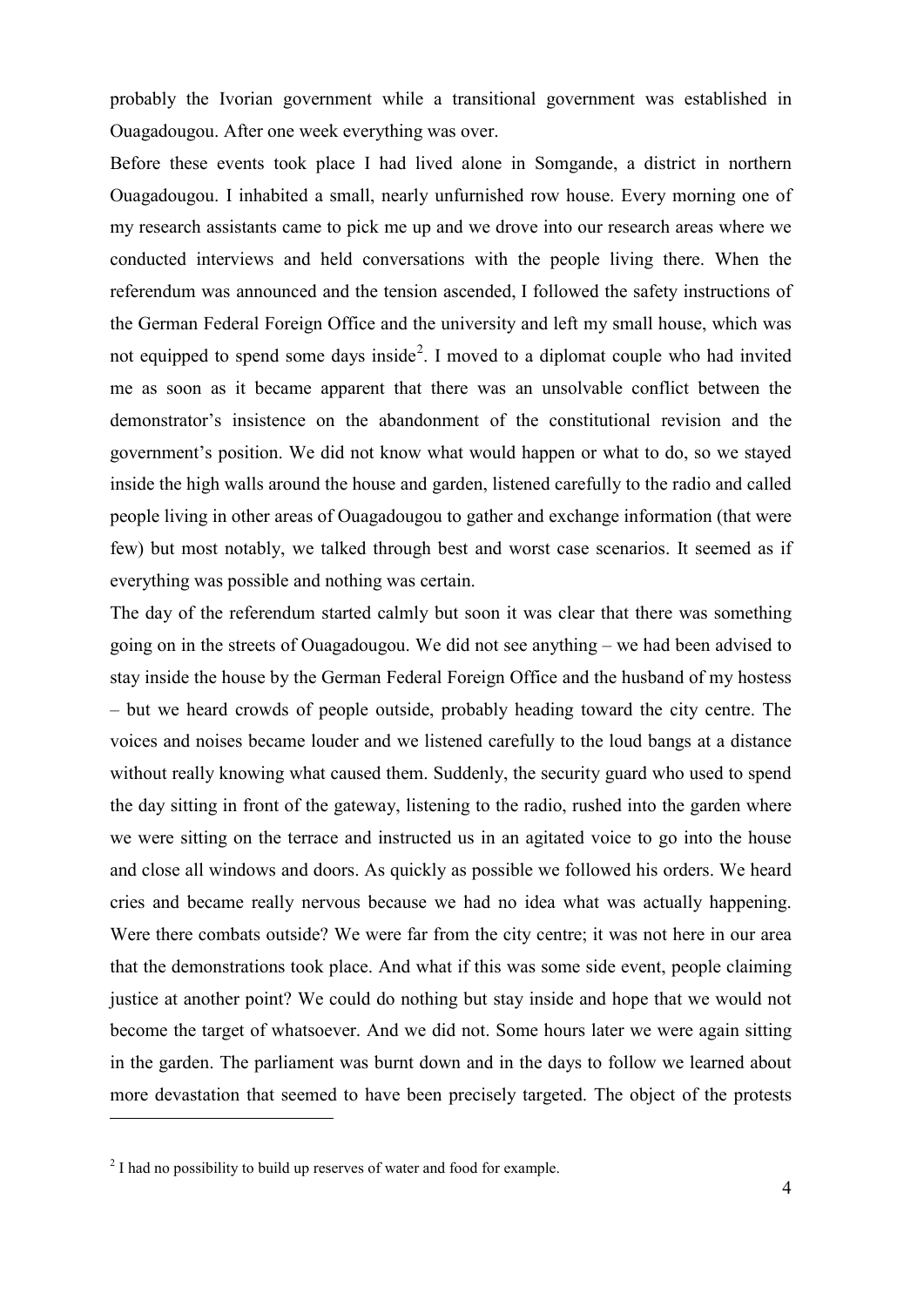probably the Ivorian government while a transitional government was established in Ouagadougou. After one week everything was over.

Before these events took place I had lived alone in Somgande, a district in northern Ouagadougou. I inhabited a small, nearly unfurnished row house. Every morning one of my research assistants came to pick me up and we drove into our research areas where we conducted interviews and held conversations with the people living there. When the referendum was announced and the tension ascended, I followed the safety instructions of the German Federal Foreign Office and the university and left my small house, which was not equipped to spend some days inside[2]. I moved to a diplomat couple who had invited me as soon as it became apparent that there was an unsolvable conflict between the demonstrator's insistence on the abandonment of the constitutional revision and the government's position. We did not know what would happen or what to do, so we stayed inside the high walls around the house and garden, listened carefully to the radio and called people living in other areas of Ouagadougou to gather and exchange information (that were few) but most notably, we talked through best and worst case scenarios. It seemed as if everything was possible and nothing was certain.

The day of the referendum started calmly but soon it was clear that there was something going on in the streets of Ouagadougou. We did not see anything – we had been advised to stay inside the house by the German Federal Foreign Office and the husband of my hostess – but we heard crowds of people outside, probably heading toward the city centre. The voices and noises became louder and we listened carefully to the loud bangs at a distance without really knowing what caused them. Suddenly, the security guard who used to spend the day sitting in front of the gateway, listening to the radio, rushed into the garden where we were sitting on the terrace and instructed us in an agitated voice to go into the house and close all windows and doors. As quickly as possible we followed his orders. We heard cries and became really nervous because we had no idea what was actually happening. Were there combats outside? We were far from the city centre; it was not here in our area that the demonstrations took place. And what if this was some side event, people claiming justice at another point? We could do nothing but stay inside and hope that we would not become the target of whatsoever. And we did not. Some hours later we were again sitting in the garden. The parliament was burnt down and in the days to follow we learned about more devastation that seemed to have been precisely targeted. The object of the protests

[2] I had no possibility to build up reserves of water and food for example.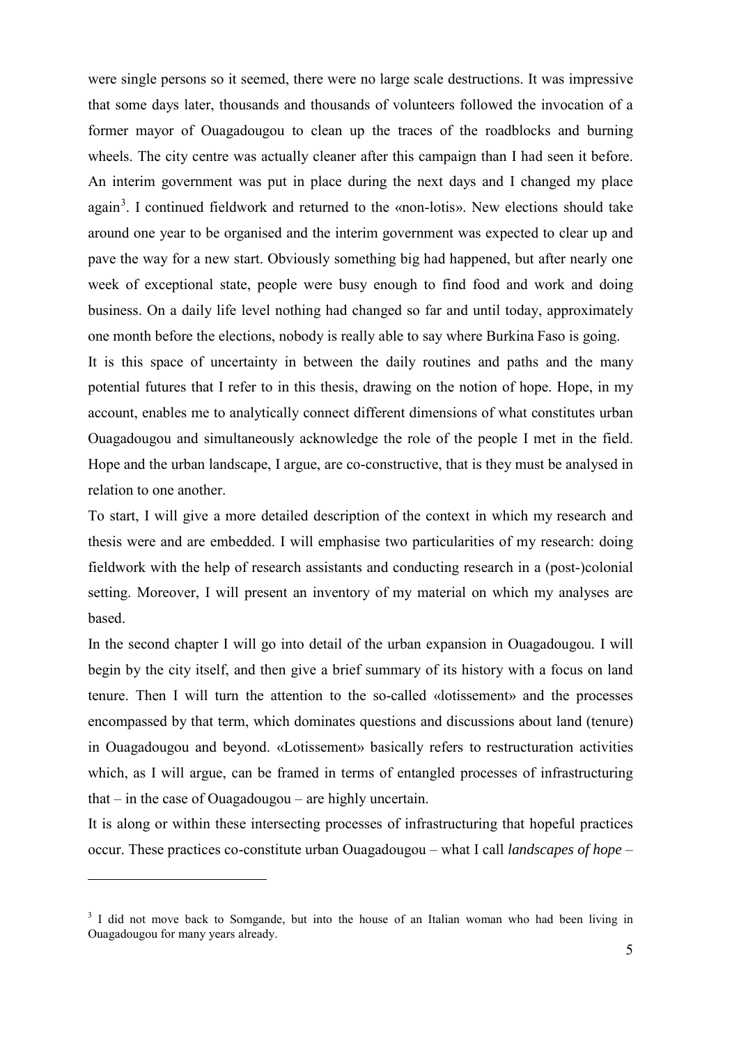were single persons so it seemed, there were no large scale destructions. It was impressive that some days later, thousands and thousands of volunteers followed the invocation of a former mayor of Ouagadougou to clean up the traces of the roadblocks and burning wheels. The city centre was actually cleaner after this campaign than I had seen it before. An interim government was put in place during the next days and I changed my place again[3]. I continued fieldwork and returned to the «non-lotis». New elections should take around one year to be organised and the interim government was expected to clear up and pave the way for a new start. Obviously something big had happened, but after nearly one week of exceptional state, people were busy enough to find food and work and doing business. On a daily life level nothing had changed so far and until today, approximately one month before the elections, nobody is really able to say where Burkina Faso is going.

It is this space of uncertainty in between the daily routines and paths and the many potential futures that I refer to in this thesis, drawing on the notion of hope. Hope, in my account, enables me to analytically connect different dimensions of what constitutes urban Ouagadougou and simultaneously acknowledge the role of the people I met in the field. Hope and the urban landscape, I argue, are co-constructive, that is they must be analysed in relation to one another.

To start, I will give a more detailed description of the context in which my research and thesis were and are embedded. I will emphasise two particularities of my research: doing fieldwork with the help of research assistants and conducting research in a (post-)colonial setting. Moreover, I will present an inventory of my material on which my analyses are based.

In the second chapter I will go into detail of the urban expansion in Ouagadougou. I will begin by the city itself, and then give a brief summary of its history with a focus on land tenure. Then I will turn the attention to the so-called «lotissement» and the processes encompassed by that term, which dominates questions and discussions about land (tenure) in Ouagadougou and beyond. «Lotissement» basically refers to restructuration activities which, as I will argue, can be framed in terms of entangled processes of infrastructuring that – in the case of Ouagadougou – are highly uncertain.

It is along or within these intersecting processes of infrastructuring that hopeful practices occur. These practices co-constitute urban Ouagadougou – what I call *landscapes of hope* –

---

[3] I did not move back to Somgande, but into the house of an Italian woman who had been living in Ouagadougou for many years already.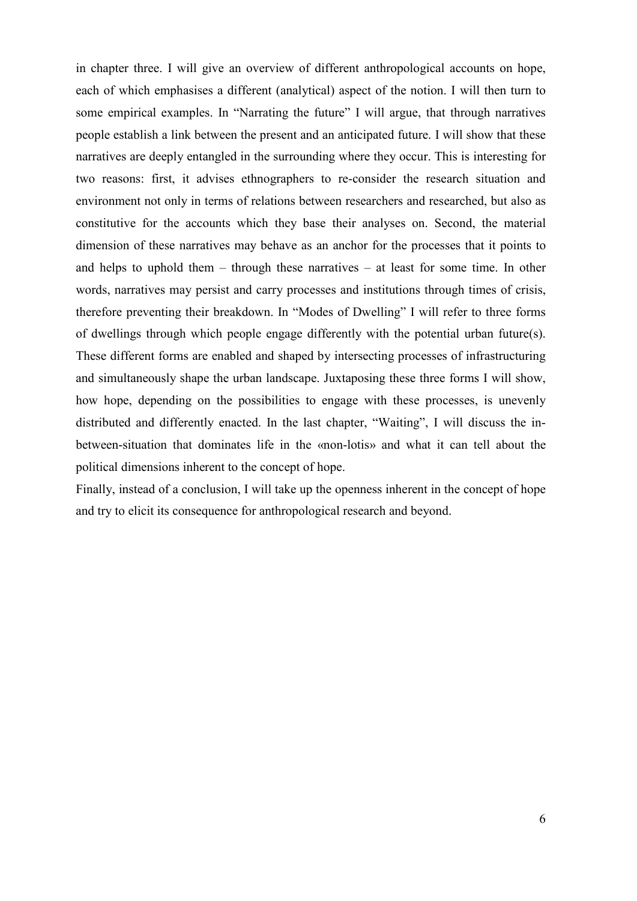in chapter three. I will give an overview of different anthropological accounts on hope, each of which emphasises a different (analytical) aspect of the notion. I will then turn to some empirical examples. In "Narrating the future" I will argue, that through narratives people establish a link between the present and an anticipated future. I will show that these narratives are deeply entangled in the surrounding where they occur. This is interesting for two reasons: first, it advises ethnographers to re-consider the research situation and environment not only in terms of relations between researchers and researched, but also as constitutive for the accounts which they base their analyses on. Second, the material dimension of these narratives may behave as an anchor for the processes that it points to and helps to uphold them – through these narratives – at least for some time. In other words, narratives may persist and carry processes and institutions through times of crisis, therefore preventing their breakdown. In "Modes of Dwelling" I will refer to three forms of dwellings through which people engage differently with the potential urban future(s). These different forms are enabled and shaped by intersecting processes of infrastructuring and simultaneously shape the urban landscape. Juxtaposing these three forms I will show, how hope, depending on the possibilities to engage with these processes, is unevenly distributed and differently enacted. In the last chapter, "Waiting", I will discuss the in-between-situation that dominates life in the «non-lotis» and what it can tell about the political dimensions inherent to the concept of hope.

Finally, instead of a conclusion, I will take up the openness inherent in the concept of hope and try to elicit its consequence for anthropological research and beyond.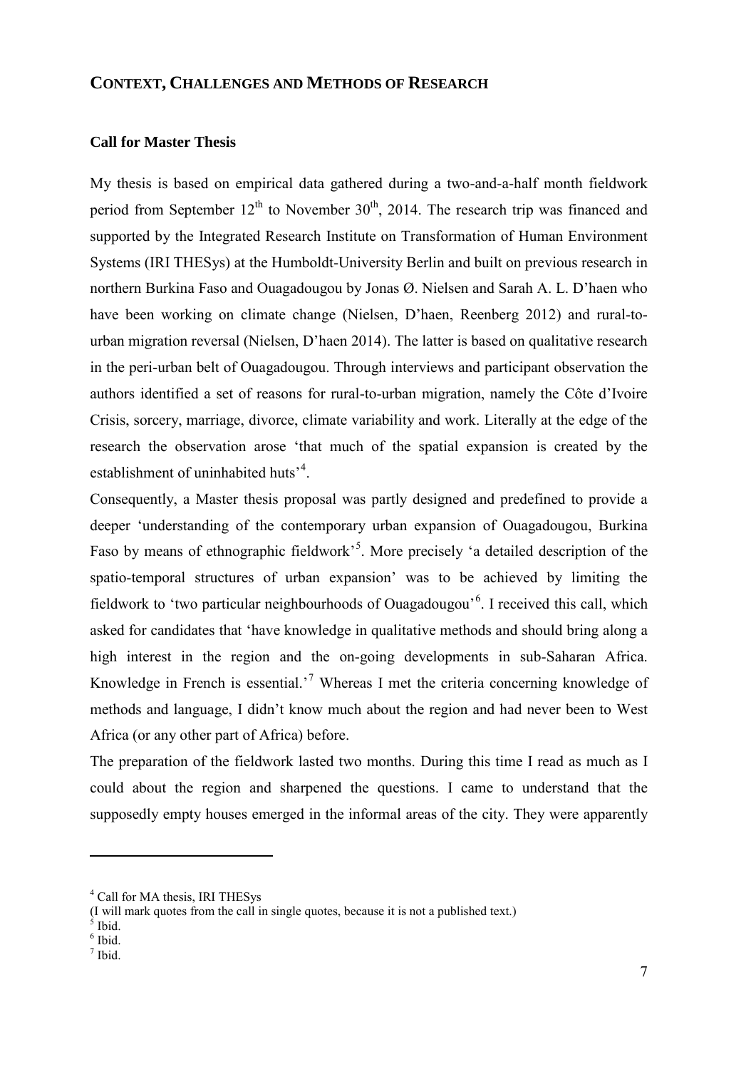## CONTEXT, CHALLENGES AND METHODS OF RESEARCH

### Call for Master Thesis

My thesis is based on empirical data gathered during a two-and-a-half month fieldwork period from September 12th to November 30th, 2014. The research trip was financed and supported by the Integrated Research Institute on Transformation of Human Environment Systems (IRI THESys) at the Humboldt-University Berlin and built on previous research in northern Burkina Faso and Ouagadougou by Jonas Ø. Nielsen and Sarah A. L. D'haen who have been working on climate change (Nielsen, D'haen, Reenberg 2012) and rural-to-urban migration reversal (Nielsen, D'haen 2014). The latter is based on qualitative research in the peri-urban belt of Ouagadougou. Through interviews and participant observation the authors identified a set of reasons for rural-to-urban migration, namely the Côte d'Ivoire Crisis, sorcery, marriage, divorce, climate variability and work. Literally at the edge of the research the observation arose 'that much of the spatial expansion is created by the establishment of uninhabited huts'[4].

Consequently, a Master thesis proposal was partly designed and predefined to provide a deeper 'understanding of the contemporary urban expansion of Ouagadougou, Burkina Faso by means of ethnographic fieldwork'[5]. More precisely 'a detailed description of the spatio-temporal structures of urban expansion' was to be achieved by limiting the fieldwork to 'two particular neighbourhoods of Ouagadougou'[6]. I received this call, which asked for candidates that 'have knowledge in qualitative methods and should bring along a high interest in the region and the on-going developments in sub-Saharan Africa. Knowledge in French is essential.'[7] Whereas I met the criteria concerning knowledge of methods and language, I didn't know much about the region and had never been to West Africa (or any other part of Africa) before.

The preparation of the fieldwork lasted two months. During this time I read as much as I could about the region and sharpened the questions. I came to understand that the supposedly empty houses emerged in the informal areas of the city. They were apparently

---

[4] Call for MA thesis, IRI THESys
(I will mark quotes from the call in single quotes, because it is not a published text.)

[5] Ibid.

[6] Ibid.

[7] Ibid.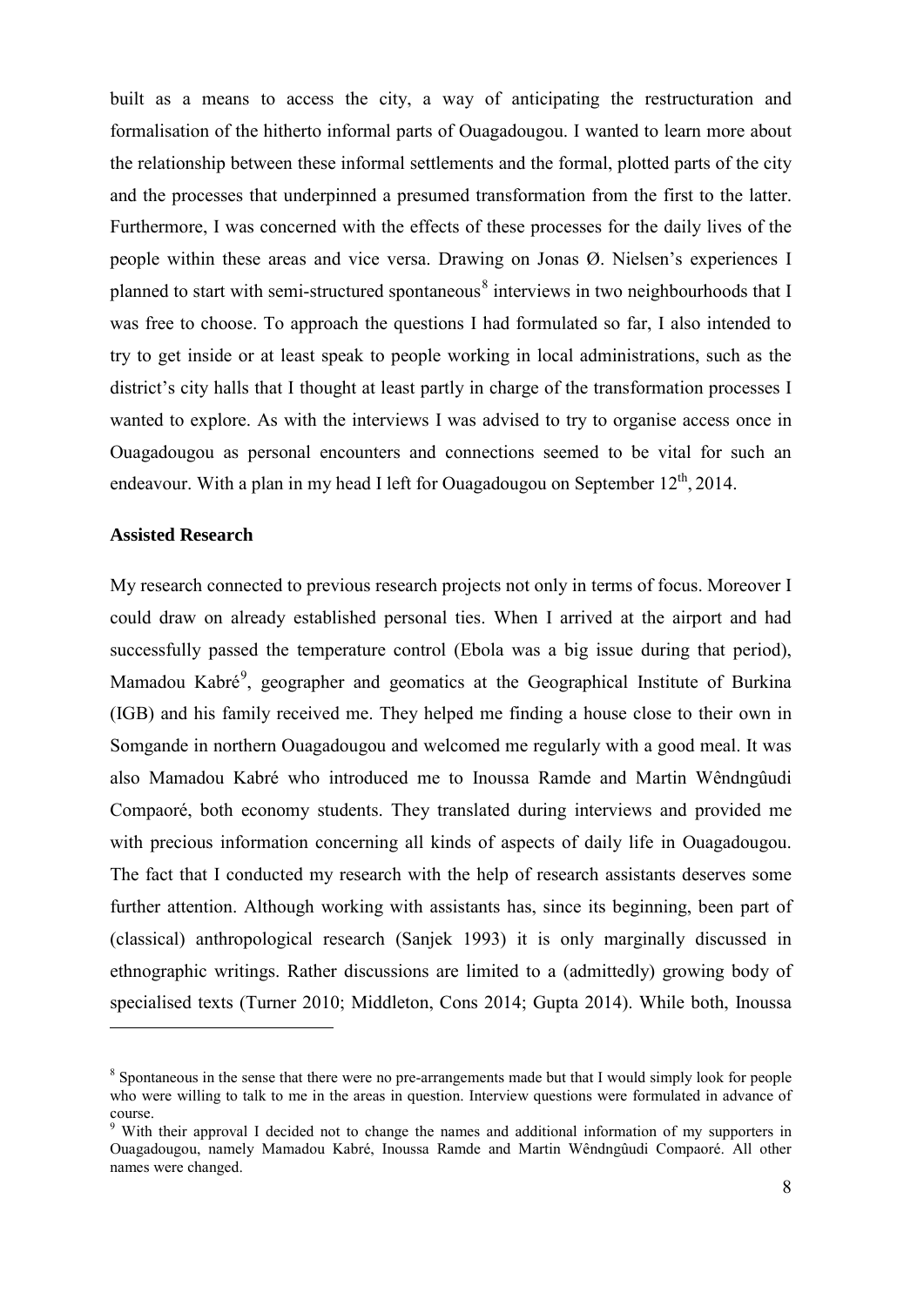built as a means to access the city, a way of anticipating the restructuration and formalisation of the hitherto informal parts of Ouagadougou. I wanted to learn more about the relationship between these informal settlements and the formal, plotted parts of the city and the processes that underpinned a presumed transformation from the first to the latter. Furthermore, I was concerned with the effects of these processes for the daily lives of the people within these areas and vice versa. Drawing on Jonas Ø. Nielsen's experiences I planned to start with semi-structured spontaneous[8] interviews in two neighbourhoods that I was free to choose. To approach the questions I had formulated so far, I also intended to try to get inside or at least speak to people working in local administrations, such as the district's city halls that I thought at least partly in charge of the transformation processes I wanted to explore. As with the interviews I was advised to try to organise access once in Ouagadougou as personal encounters and connections seemed to be vital for such an endeavour. With a plan in my head I left for Ouagadougou on September 12th, 2014.

**Assisted Research**

My research connected to previous research projects not only in terms of focus. Moreover I could draw on already established personal ties. When I arrived at the airport and had successfully passed the temperature control (Ebola was a big issue during that period), Mamadou Kabré[9], geographer and geomatics at the Geographical Institute of Burkina (IGB) and his family received me. They helped me finding a house close to their own in Somgande in northern Ouagadougou and welcomed me regularly with a good meal. It was also Mamadou Kabré who introduced me to Inoussa Ramde and Martin Wêndngûudi Compaoré, both economy students. They translated during interviews and provided me with precious information concerning all kinds of aspects of daily life in Ouagadougou. The fact that I conducted my research with the help of research assistants deserves some further attention. Although working with assistants has, since its beginning, been part of (classical) anthropological research (Sanjek 1993) it is only marginally discussed in ethnographic writings. Rather discussions are limited to a (admittedly) growing body of specialised texts (Turner 2010; Middleton, Cons 2014; Gupta 2014). While both, Inoussa

---

[8] Spontaneous in the sense that there were no pre-arrangements made but that I would simply look for people who were willing to talk to me in the areas in question. Interview questions were formulated in advance of course.

[9] With their approval I decided not to change the names and additional information of my supporters in Ouagadougou, namely Mamadou Kabré, Inoussa Ramde and Martin Wêndngûudi Compaoré. All other names were changed.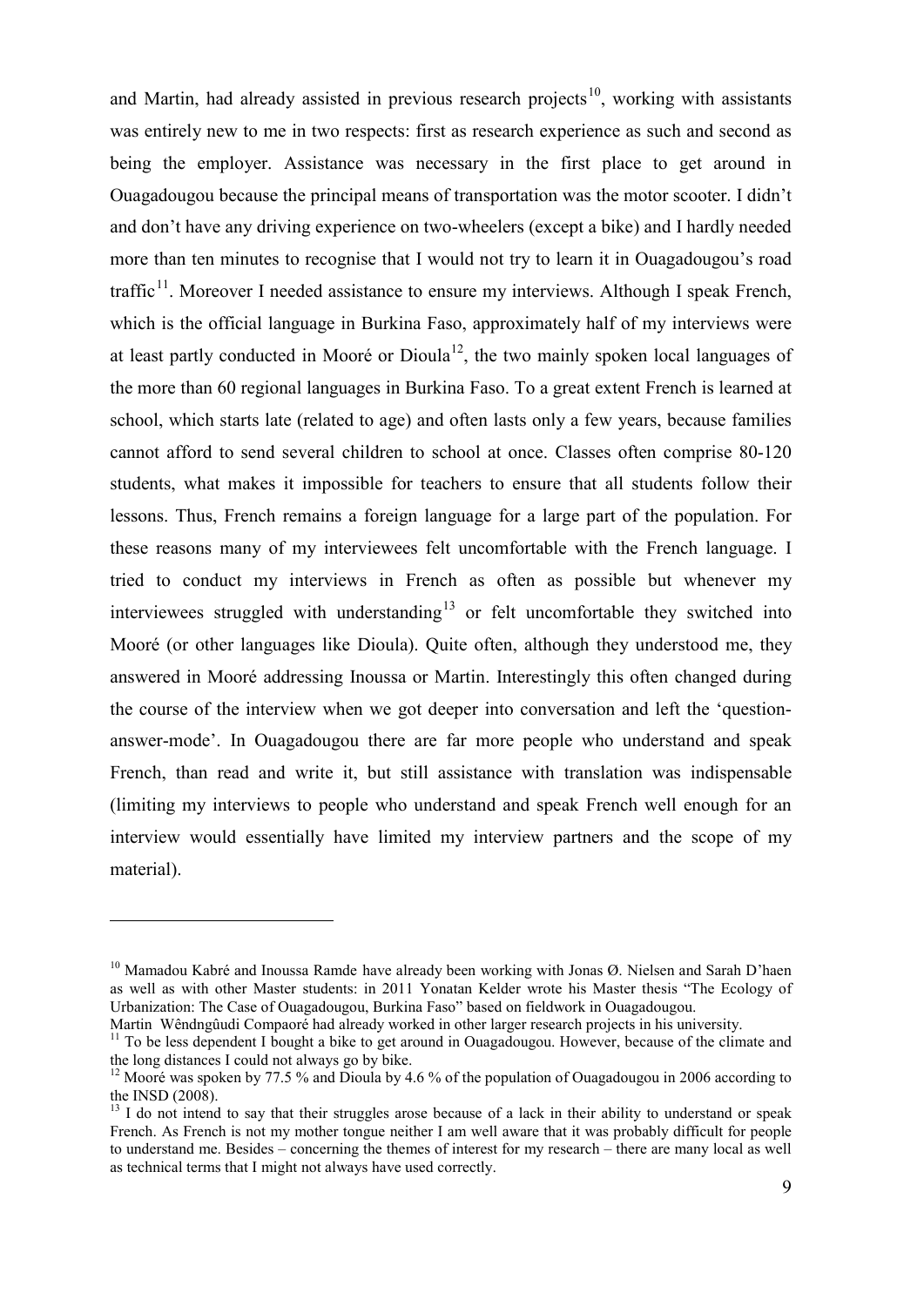and Martin, had already assisted in previous research projects[10], working with assistants was entirely new to me in two respects: first as research experience as such and second as being the employer. Assistance was necessary in the first place to get around in Ouagadougou because the principal means of transportation was the motor scooter. I didn't and don't have any driving experience on two-wheelers (except a bike) and I hardly needed more than ten minutes to recognise that I would not try to learn it in Ouagadougou's road traffic[11]. Moreover I needed assistance to ensure my interviews. Although I speak French, which is the official language in Burkina Faso, approximately half of my interviews were at least partly conducted in Mooré or Dioula[12], the two mainly spoken local languages of the more than 60 regional languages in Burkina Faso. To a great extent French is learned at school, which starts late (related to age) and often lasts only a few years, because families cannot afford to send several children to school at once. Classes often comprise 80-120 students, what makes it impossible for teachers to ensure that all students follow their lessons. Thus, French remains a foreign language for a large part of the population. For these reasons many of my interviewees felt uncomfortable with the French language. I tried to conduct my interviews in French as often as possible but whenever my interviewees struggled with understanding[13] or felt uncomfortable they switched into Mooré (or other languages like Dioula). Quite often, although they understood me, they answered in Mooré addressing Inoussa or Martin. Interestingly this often changed during the course of the interview when we got deeper into conversation and left the 'question-answer-mode'. In Ouagadougou there are far more people who understand and speak French, than read and write it, but still assistance with translation was indispensable (limiting my interviews to people who understand and speak French well enough for an interview would essentially have limited my interview partners and the scope of my material).

---

[10] Mamadou Kabré and Inoussa Ramde have already been working with Jonas Ø. Nielsen and Sarah D'haen as well as with other Master students: in 2011 Yonatan Kelder wrote his Master thesis "The Ecology of Urbanization: The Case of Ouagadougou, Burkina Faso" based on fieldwork in Ouagadougou.
Martin Wêndngûudi Compaoré had already worked in other larger research projects in his university.

[11] To be less dependent I bought a bike to get around in Ouagadougou. However, because of the climate and the long distances I could not always go by bike.

[12] Mooré was spoken by 77.5 % and Dioula by 4.6 % of the population of Ouagadougou in 2006 according to the INSD (2008).

[13] I do not intend to say that their struggles arose because of a lack in their ability to understand or speak French. As French is not my mother tongue neither I am well aware that it was probably difficult for people to understand me. Besides – concerning the themes of interest for my research – there are many local as well as technical terms that I might not always have used correctly.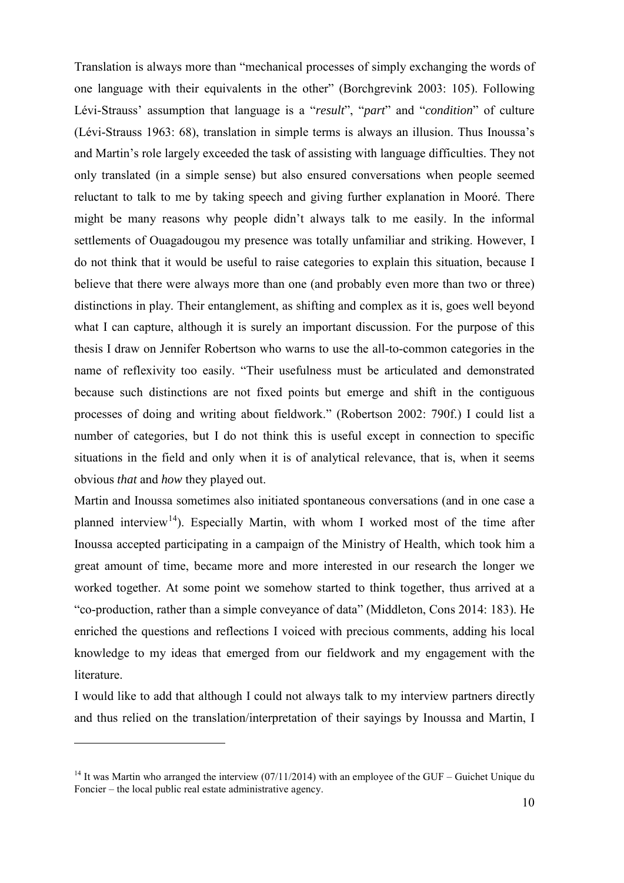Translation is always more than "mechanical processes of simply exchanging the words of one language with their equivalents in the other" (Borchgrevink 2003: 105). Following Lévi-Strauss' assumption that language is a "*result*", "*part*" and "*condition*" of culture (Lévi-Strauss 1963: 68), translation in simple terms is always an illusion. Thus Inoussa's and Martin's role largely exceeded the task of assisting with language difficulties. They not only translated (in a simple sense) but also ensured conversations when people seemed reluctant to talk to me by taking speech and giving further explanation in Mooré. There might be many reasons why people didn't always talk to me easily. In the informal settlements of Ouagadougou my presence was totally unfamiliar and striking. However, I do not think that it would be useful to raise categories to explain this situation, because I believe that there were always more than one (and probably even more than two or three) distinctions in play. Their entanglement, as shifting and complex as it is, goes well beyond what I can capture, although it is surely an important discussion. For the purpose of this thesis I draw on Jennifer Robertson who warns to use the all-to-common categories in the name of reflexivity too easily. "Their usefulness must be articulated and demonstrated because such distinctions are not fixed points but emerge and shift in the contiguous processes of doing and writing about fieldwork." (Robertson 2002: 790f.) I could list a number of categories, but I do not think this is useful except in connection to specific situations in the field and only when it is of analytical relevance, that is, when it seems obvious *that* and *how* they played out.

Martin and Inoussa sometimes also initiated spontaneous conversations (and in one case a planned interview[14]). Especially Martin, with whom I worked most of the time after Inoussa accepted participating in a campaign of the Ministry of Health, which took him a great amount of time, became more and more interested in our research the longer we worked together. At some point we somehow started to think together, thus arrived at a "co-production, rather than a simple conveyance of data" (Middleton, Cons 2014: 183). He enriched the questions and reflections I voiced with precious comments, adding his local knowledge to my ideas that emerged from our fieldwork and my engagement with the literature.

I would like to add that although I could not always talk to my interview partners directly and thus relied on the translation/interpretation of their sayings by Inoussa and Martin, I

[14] It was Martin who arranged the interview (07/11/2014) with an employee of the GUF – Guichet Unique du Foncier – the local public real estate administrative agency.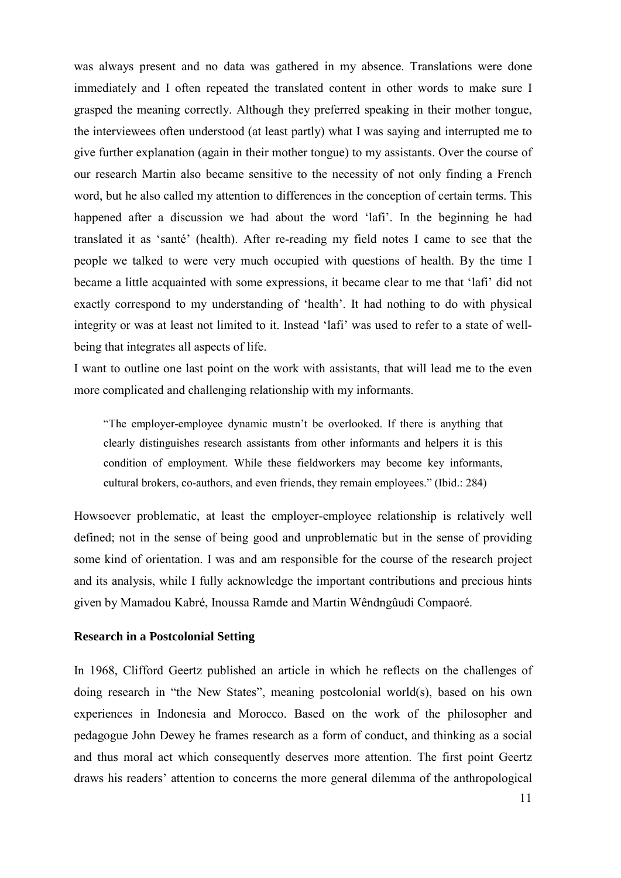was always present and no data was gathered in my absence. Translations were done immediately and I often repeated the translated content in other words to make sure I grasped the meaning correctly. Although they preferred speaking in their mother tongue, the interviewees often understood (at least partly) what I was saying and interrupted me to give further explanation (again in their mother tongue) to my assistants. Over the course of our research Martin also became sensitive to the necessity of not only finding a French word, but he also called my attention to differences in the conception of certain terms. This happened after a discussion we had about the word 'lafi'. In the beginning he had translated it as 'santé' (health). After re-reading my field notes I came to see that the people we talked to were very much occupied with questions of health. By the time I became a little acquainted with some expressions, it became clear to me that 'lafi' did not exactly correspond to my understanding of 'health'. It had nothing to do with physical integrity or was at least not limited to it. Instead 'lafi' was used to refer to a state of well-being that integrates all aspects of life.

I want to outline one last point on the work with assistants, that will lead me to the even more complicated and challenging relationship with my informants.

> "The employer-employee dynamic mustn't be overlooked. If there is anything that clearly distinguishes research assistants from other informants and helpers it is this condition of employment. While these fieldworkers may become key informants, cultural brokers, co-authors, and even friends, they remain employees." (Ibid.: 284)

Howsoever problematic, at least the employer-employee relationship is relatively well defined; not in the sense of being good and unproblematic but in the sense of providing some kind of orientation. I was and am responsible for the course of the research project and its analysis, while I fully acknowledge the important contributions and precious hints given by Mamadou Kabré, Inoussa Ramde and Martin Wêndngûudi Compaoré.

### Research in a Postcolonial Setting

In 1968, Clifford Geertz published an article in which he reflects on the challenges of doing research in "the New States", meaning postcolonial world(s), based on his own experiences in Indonesia and Morocco. Based on the work of the philosopher and pedagogue John Dewey he frames research as a form of conduct, and thinking as a social and thus moral act which consequently deserves more attention. The first point Geertz draws his readers' attention to concerns the more general dilemma of the anthropological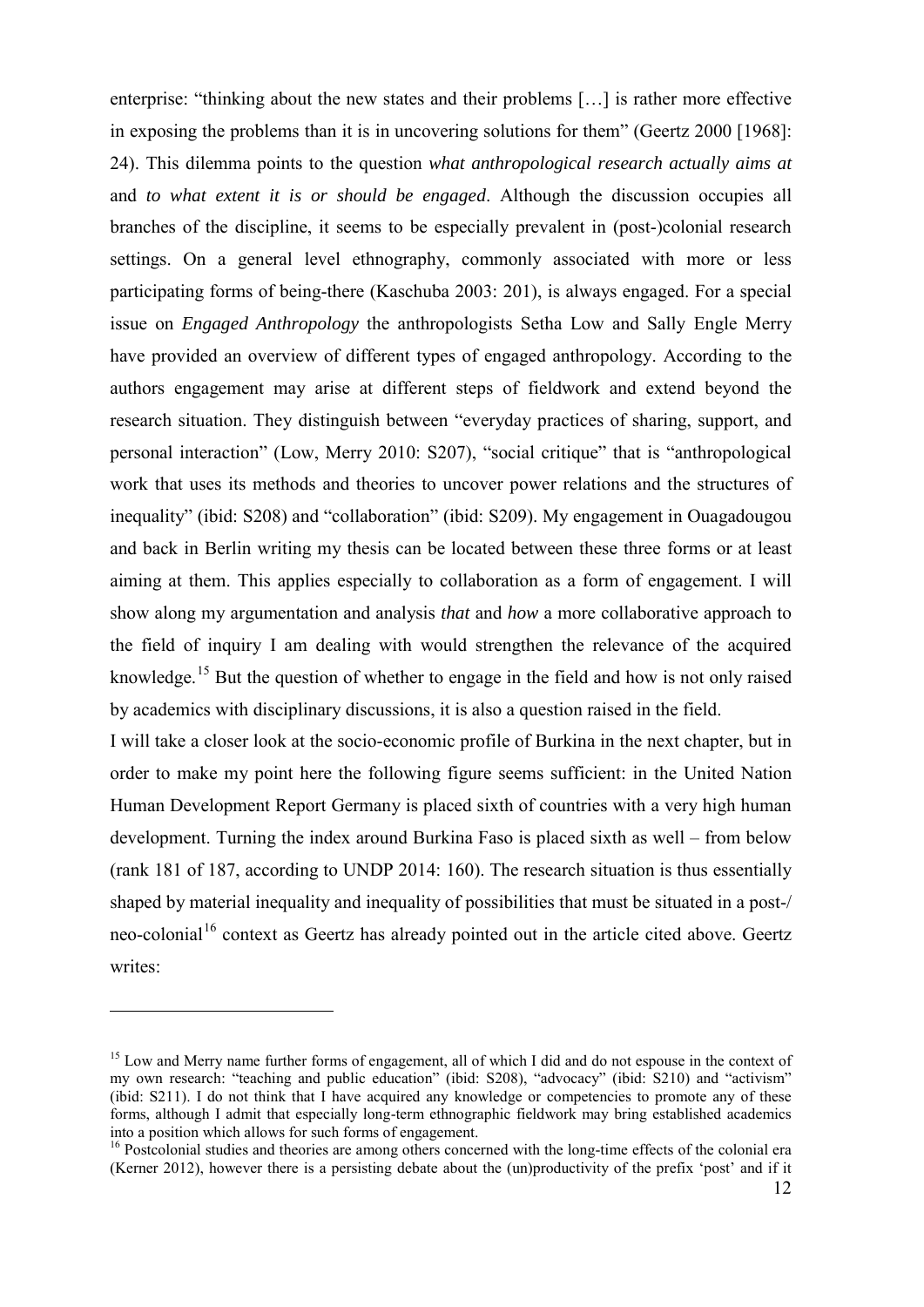enterprise: "thinking about the new states and their problems […] is rather more effective in exposing the problems than it is in uncovering solutions for them" (Geertz 2000 [1968]: 24). This dilemma points to the question *what anthropological research actually aims at* and *to what extent it is or should be engaged*. Although the discussion occupies all branches of the discipline, it seems to be especially prevalent in (post-)colonial research settings. On a general level ethnography, commonly associated with more or less participating forms of being-there (Kaschuba 2003: 201), is always engaged. For a special issue on *Engaged Anthropology* the anthropologists Setha Low and Sally Engle Merry have provided an overview of different types of engaged anthropology. According to the authors engagement may arise at different steps of fieldwork and extend beyond the research situation. They distinguish between "everyday practices of sharing, support, and personal interaction" (Low, Merry 2010: S207), "social critique" that is "anthropological work that uses its methods and theories to uncover power relations and the structures of inequality" (ibid: S208) and "collaboration" (ibid: S209). My engagement in Ouagadougou and back in Berlin writing my thesis can be located between these three forms or at least aiming at them. This applies especially to collaboration as a form of engagement. I will show along my argumentation and analysis *that* and *how* a more collaborative approach to the field of inquiry I am dealing with would strengthen the relevance of the acquired knowledge.[15] But the question of whether to engage in the field and how is not only raised by academics with disciplinary discussions, it is also a question raised in the field.

I will take a closer look at the socio-economic profile of Burkina in the next chapter, but in order to make my point here the following figure seems sufficient: in the United Nation Human Development Report Germany is placed sixth of countries with a very high human development. Turning the index around Burkina Faso is placed sixth as well – from below (rank 181 of 187, according to UNDP 2014: 160). The research situation is thus essentially shaped by material inequality and inequality of possibilities that must be situated in a post-/ neo-colonial[16] context as Geertz has already pointed out in the article cited above. Geertz writes:

---

[15] Low and Merry name further forms of engagement, all of which I did and do not espouse in the context of my own research: "teaching and public education" (ibid: S208), "advocacy" (ibid: S210) and "activism" (ibid: S211). I do not think that I have acquired any knowledge or competencies to promote any of these forms, although I admit that especially long-term ethnographic fieldwork may bring established academics into a position which allows for such forms of engagement.

[16] Postcolonial studies and theories are among others concerned with the long-time effects of the colonial era (Kerner 2012), however there is a persisting debate about the (un)productivity of the prefix 'post' and if it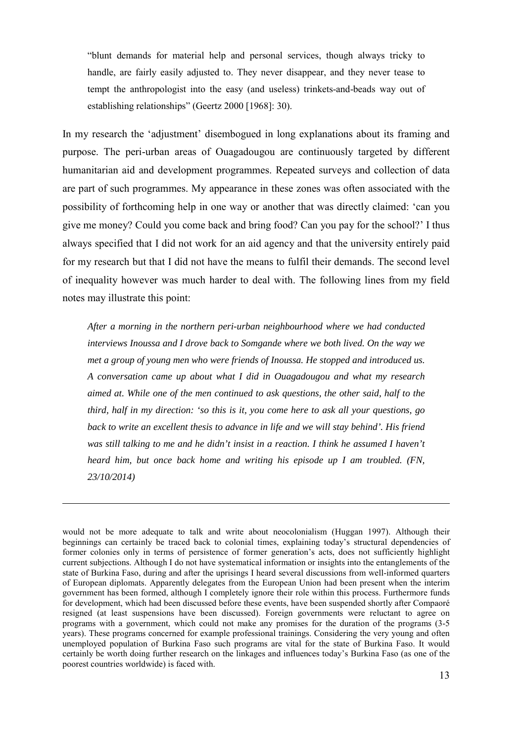> "blunt demands for material help and personal services, though always tricky to handle, are fairly easily adjusted to. They never disappear, and they never tease to tempt the anthropologist into the easy (and useless) trinkets-and-beads way out of establishing relationships" (Geertz 2000 [1968]: 30).

In my research the 'adjustment' disembogued in long explanations about its framing and purpose. The peri-urban areas of Ouagadougou are continuously targeted by different humanitarian aid and development programmes. Repeated surveys and collection of data are part of such programmes. My appearance in these zones was often associated with the possibility of forthcoming help in one way or another that was directly claimed: 'can you give me money? Could you come back and bring food? Can you pay for the school?' I thus always specified that I did not work for an aid agency and that the university entirely paid for my research but that I did not have the means to fulfil their demands. The second level of inequality however was much harder to deal with. The following lines from my field notes may illustrate this point:

> *After a morning in the northern peri-urban neighbourhood where we had conducted interviews Inoussa and I drove back to Somgande where we both lived. On the way we met a group of young men who were friends of Inoussa. He stopped and introduced us. A conversation came up about what I did in Ouagadougou and what my research aimed at. While one of the men continued to ask questions, the other said, half to the third, half in my direction: 'so this is it, you come here to ask all your questions, go back to write an excellent thesis to advance in life and we will stay behind'. His friend was still talking to me and he didn't insist in a reaction. I think he assumed I haven't heard him, but once back home and writing his episode up I am troubled. (FN, 23/10/2014)*

---

would not be more adequate to talk and write about neocolonialism (Huggan 1997). Although their beginnings can certainly be traced back to colonial times, explaining today's structural dependencies of former colonies only in terms of persistence of former generation's acts, does not sufficiently highlight current subjections. Although I do not have systematical information or insights into the entanglements of the state of Burkina Faso, during and after the uprisings I heard several discussions from well-informed quarters of European diplomats. Apparently delegates from the European Union had been present when the interim government has been formed, although I completely ignore their role within this process. Furthermore funds for development, which had been discussed before these events, have been suspended shortly after Compaoré resigned (at least suspensions have been discussed). Foreign governments were reluctant to agree on programs with a government, which could not make any promises for the duration of the programs (3-5 years). These programs concerned for example professional trainings. Considering the very young and often unemployed population of Burkina Faso such programs are vital for the state of Burkina Faso. It would certainly be worth doing further research on the linkages and influences today's Burkina Faso (as one of the poorest countries worldwide) is faced with.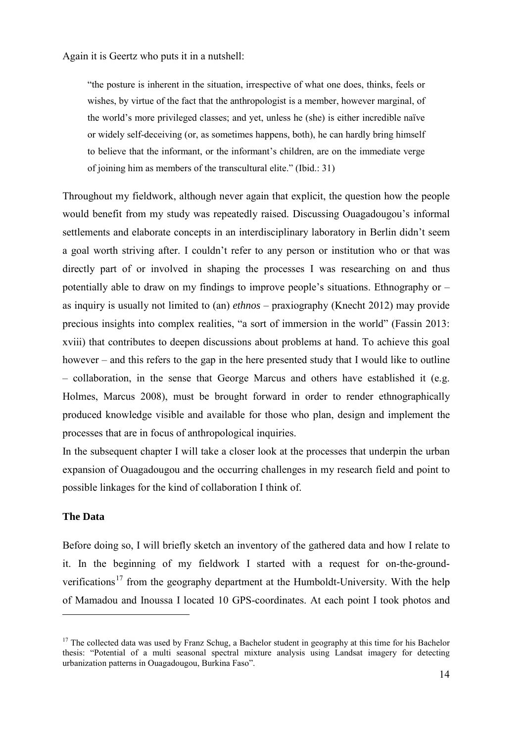Again it is Geertz who puts it in a nutshell:

> "the posture is inherent in the situation, irrespective of what one does, thinks, feels or wishes, by virtue of the fact that the anthropologist is a member, however marginal, of the world's more privileged classes; and yet, unless he (she) is either incredible naïve or widely self-deceiving (or, as sometimes happens, both), he can hardly bring himself to believe that the informant, or the informant's children, are on the immediate verge of joining him as members of the transcultural elite." (Ibid.: 31)

Throughout my fieldwork, although never again that explicit, the question how the people would benefit from my study was repeatedly raised. Discussing Ouagadougou's informal settlements and elaborate concepts in an interdisciplinary laboratory in Berlin didn't seem a goal worth striving after. I couldn't refer to any person or institution who or that was directly part of or involved in shaping the processes I was researching on and thus potentially able to draw on my findings to improve people's situations. Ethnography or – as inquiry is usually not limited to (an) *ethnos* – praxiography (Knecht 2012) may provide precious insights into complex realities, "a sort of immersion in the world" (Fassin 2013: xviii) that contributes to deepen discussions about problems at hand. To achieve this goal however – and this refers to the gap in the here presented study that I would like to outline – collaboration, in the sense that George Marcus and others have established it (e.g. Holmes, Marcus 2008), must be brought forward in order to render ethnographically produced knowledge visible and available for those who plan, design and implement the processes that are in focus of anthropological inquiries.

In the subsequent chapter I will take a closer look at the processes that underpin the urban expansion of Ouagadougou and the occurring challenges in my research field and point to possible linkages for the kind of collaboration I think of.

### The Data

Before doing so, I will briefly sketch an inventory of the gathered data and how I relate to it. In the beginning of my fieldwork I started with a request for on-the-ground-verifications[17] from the geography department at the Humboldt-University. With the help of Mamadou and Inoussa I located 10 GPS-coordinates. At each point I took photos and

[17] The collected data was used by Franz Schug, a Bachelor student in geography at this time for his Bachelor thesis: "Potential of a multi seasonal spectral mixture analysis using Landsat imagery for detecting urbanization patterns in Ouagadougou, Burkina Faso".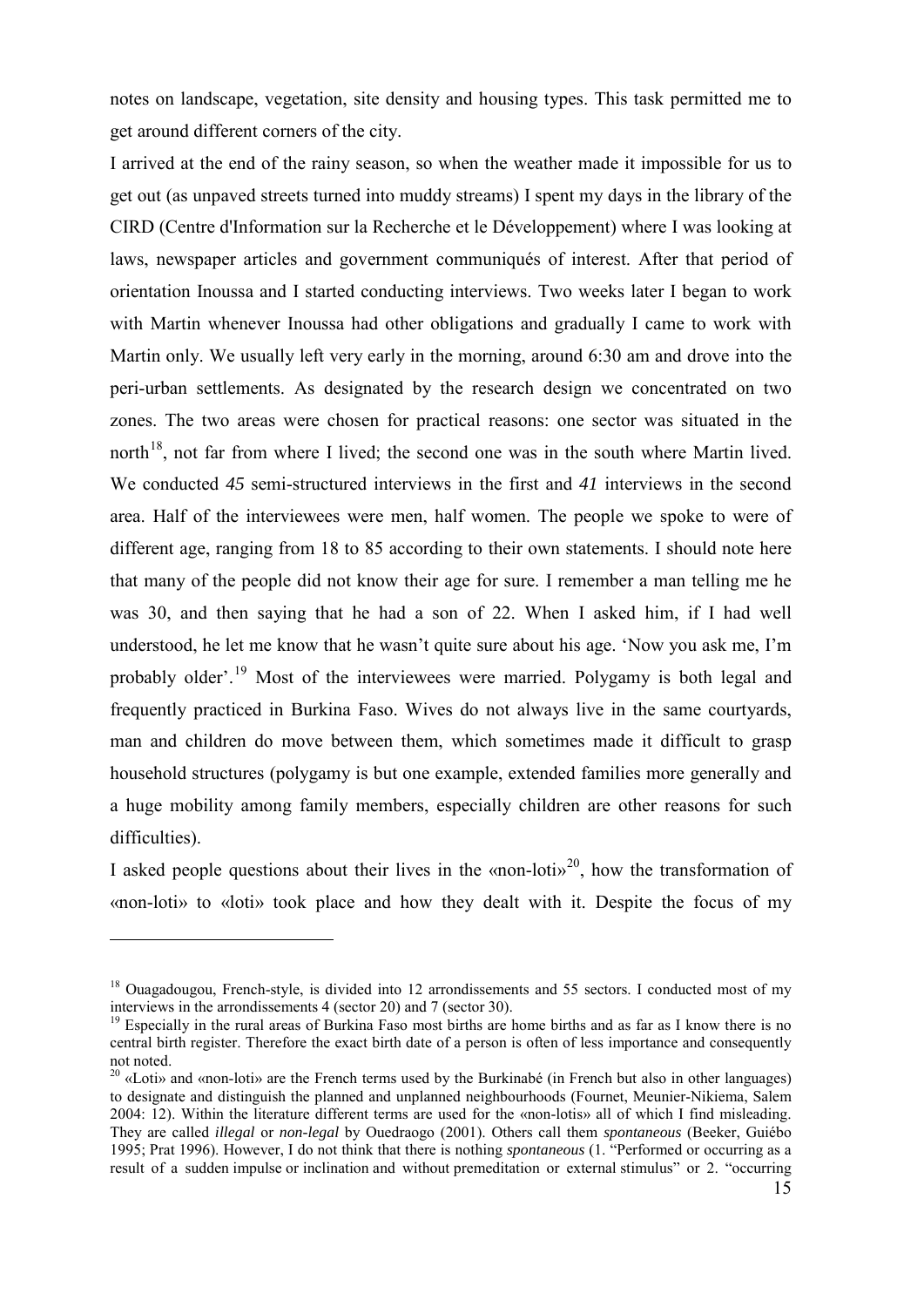notes on landscape, vegetation, site density and housing types. This task permitted me to get around different corners of the city.

I arrived at the end of the rainy season, so when the weather made it impossible for us to get out (as unpaved streets turned into muddy streams) I spent my days in the library of the CIRD (Centre d'Information sur la Recherche et le Développement) where I was looking at laws, newspaper articles and government communiqués of interest. After that period of orientation Inoussa and I started conducting interviews. Two weeks later I began to work with Martin whenever Inoussa had other obligations and gradually I came to work with Martin only. We usually left very early in the morning, around 6:30 am and drove into the peri-urban settlements. As designated by the research design we concentrated on two zones. The two areas were chosen for practical reasons: one sector was situated in the north[18], not far from where I lived; the second one was in the south where Martin lived. We conducted *45* semi-structured interviews in the first and *41* interviews in the second area. Half of the interviewees were men, half women. The people we spoke to were of different age, ranging from 18 to 85 according to their own statements. I should note here that many of the people did not know their age for sure. I remember a man telling me he was 30, and then saying that he had a son of 22. When I asked him, if I had well understood, he let me know that he wasn't quite sure about his age. 'Now you ask me, I'm probably older'.[19] Most of the interviewees were married. Polygamy is both legal and frequently practiced in Burkina Faso. Wives do not always live in the same courtyards, man and children do move between them, which sometimes made it difficult to grasp household structures (polygamy is but one example, extended families more generally and a huge mobility among family members, especially children are other reasons for such difficulties).

I asked people questions about their lives in the «non-loti»[20], how the transformation of «non-loti» to «loti» took place and how they dealt with it. Despite the focus of my

---

[18] Ouagadougou, French-style, is divided into 12 arrondissements and 55 sectors. I conducted most of my interviews in the arrondissements 4 (sector 20) and 7 (sector 30).

[19] Especially in the rural areas of Burkina Faso most births are home births and as far as I know there is no central birth register. Therefore the exact birth date of a person is often of less importance and consequently not noted.

[20] «Loti» and «non-loti» are the French terms used by the Burkinabé (in French but also in other languages) to designate and distinguish the planned and unplanned neighbourhoods (Fournet, Meunier-Nikiema, Salem 2004: 12). Within the literature different terms are used for the «non-lotis» all of which I find misleading. They are called *illegal* or *non-legal* by Ouedraogo (2001). Others call them *spontaneous* (Beeker, Guiébo 1995; Prat 1996). However, I do not think that there is nothing *spontaneous* (1. "Performed or occurring as a result of a sudden impulse or inclination and without premeditation or external stimulus" or 2. "occurring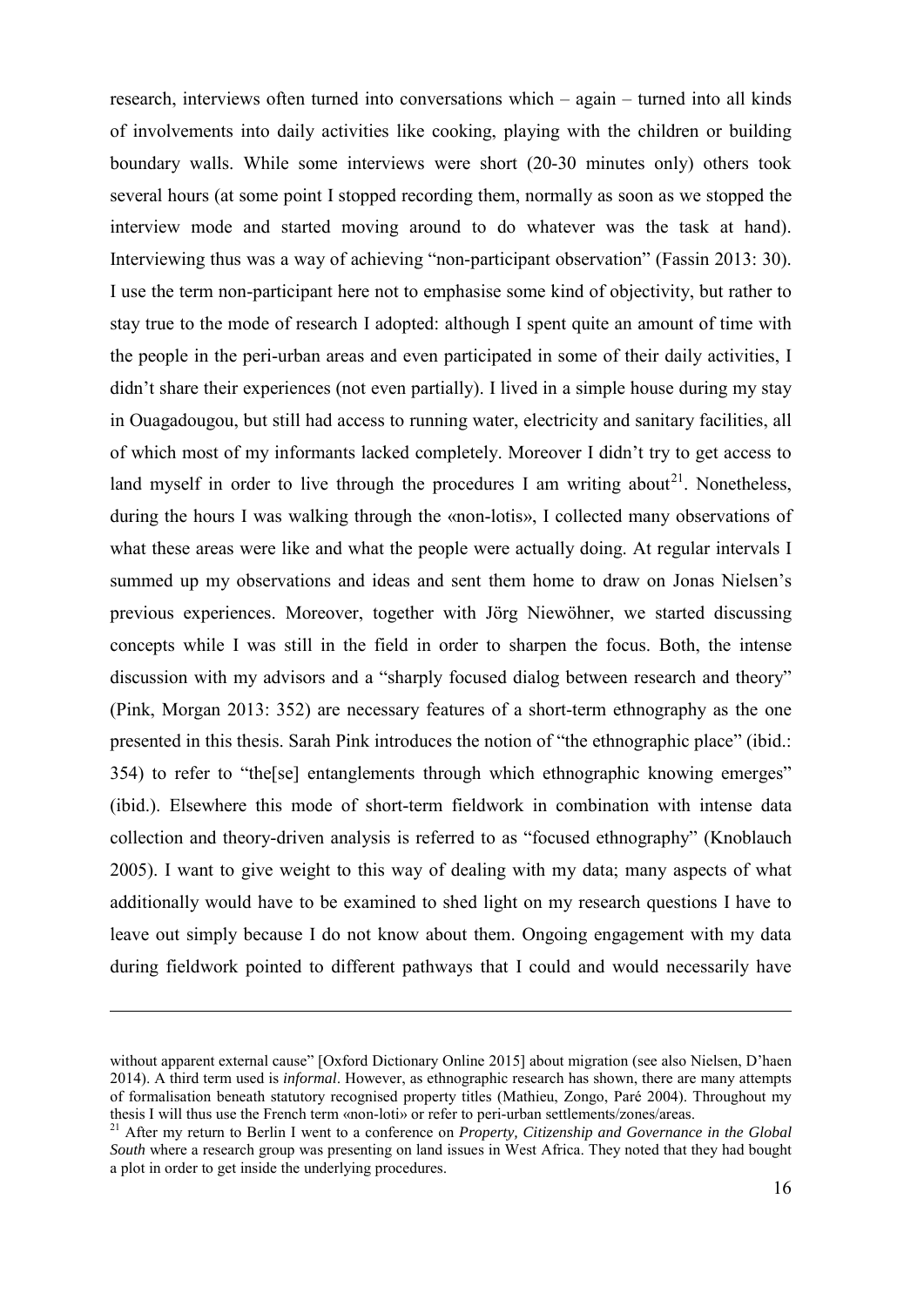research, interviews often turned into conversations which – again – turned into all kinds of involvements into daily activities like cooking, playing with the children or building boundary walls. While some interviews were short (20-30 minutes only) others took several hours (at some point I stopped recording them, normally as soon as we stopped the interview mode and started moving around to do whatever was the task at hand). Interviewing thus was a way of achieving "non-participant observation" (Fassin 2013: 30). I use the term non-participant here not to emphasise some kind of objectivity, but rather to stay true to the mode of research I adopted: although I spent quite an amount of time with the people in the peri-urban areas and even participated in some of their daily activities, I didn't share their experiences (not even partially). I lived in a simple house during my stay in Ouagadougou, but still had access to running water, electricity and sanitary facilities, all of which most of my informants lacked completely. Moreover I didn't try to get access to land myself in order to live through the procedures I am writing about[21]. Nonetheless, during the hours I was walking through the «non-lotis», I collected many observations of what these areas were like and what the people were actually doing. At regular intervals I summed up my observations and ideas and sent them home to draw on Jonas Nielsen's previous experiences. Moreover, together with Jörg Niewöhner, we started discussing concepts while I was still in the field in order to sharpen the focus. Both, the intense discussion with my advisors and a "sharply focused dialog between research and theory" (Pink, Morgan 2013: 352) are necessary features of a short-term ethnography as the one presented in this thesis. Sarah Pink introduces the notion of "the ethnographic place" (ibid.: 354) to refer to "the[se] entanglements through which ethnographic knowing emerges" (ibid.). Elsewhere this mode of short-term fieldwork in combination with intense data collection and theory-driven analysis is referred to as "focused ethnography" (Knoblauch 2005). I want to give weight to this way of dealing with my data; many aspects of what additionally would have to be examined to shed light on my research questions I have to leave out simply because I do not know about them. Ongoing engagement with my data during fieldwork pointed to different pathways that I could and would necessarily have

---

without apparent external cause" [Oxford Dictionary Online 2015] about migration (see also Nielsen, D'haen 2014). A third term used is *informal*. However, as ethnographic research has shown, there are many attempts of formalisation beneath statutory recognised property titles (Mathieu, Zongo, Paré 2004). Throughout my thesis I will thus use the French term «non-loti» or refer to peri-urban settlements/zones/areas.

[21] After my return to Berlin I went to a conference on *Property, Citizenship and Governance in the Global South* where a research group was presenting on land issues in West Africa. They noted that they had bought a plot in order to get inside the underlying procedures.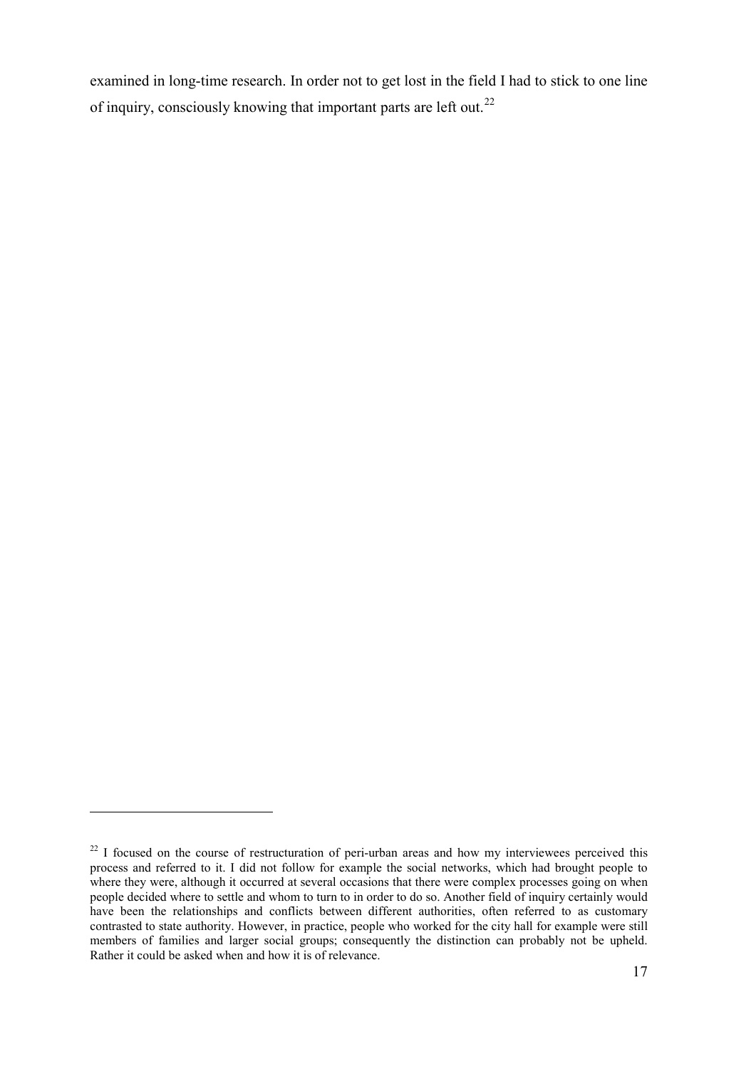examined in long-time research. In order not to get lost in the field I had to stick to one line of inquiry, consciously knowing that important parts are left out.[22]

[22] I focused on the course of restructuration of peri-urban areas and how my interviewees perceived this process and referred to it. I did not follow for example the social networks, which had brought people to where they were, although it occurred at several occasions that there were complex processes going on when people decided where to settle and whom to turn to in order to do so. Another field of inquiry certainly would have been the relationships and conflicts between different authorities, often referred to as customary contrasted to state authority. However, in practice, people who worked for the city hall for example were still members of families and larger social groups; consequently the distinction can probably not be upheld. Rather it could be asked when and how it is of relevance.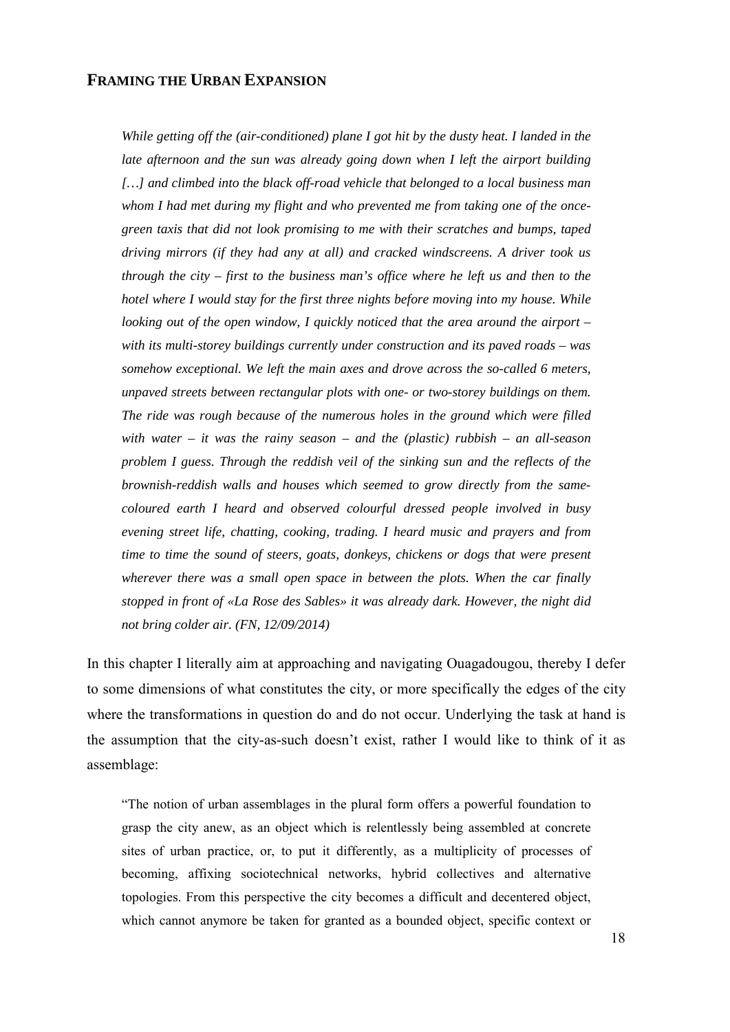## FRAMING THE URBAN EXPANSION

> *While getting off the (air-conditioned) plane I got hit by the dusty heat. I landed in the late afternoon and the sun was already going down when I left the airport building […] and climbed into the black off-road vehicle that belonged to a local business man whom I had met during my flight and who prevented me from taking one of the once-green taxis that did not look promising to me with their scratches and bumps, taped driving mirrors (if they had any at all) and cracked windscreens. A driver took us through the city – first to the business man's office where he left us and then to the hotel where I would stay for the first three nights before moving into my house. While looking out of the open window, I quickly noticed that the area around the airport – with its multi-storey buildings currently under construction and its paved roads – was somehow exceptional. We left the main axes and drove across the so-called 6 meters, unpaved streets between rectangular plots with one- or two-storey buildings on them. The ride was rough because of the numerous holes in the ground which were filled with water – it was the rainy season – and the (plastic) rubbish – an all-season problem I guess. Through the reddish veil of the sinking sun and the reflects of the brownish-reddish walls and houses which seemed to grow directly from the same-coloured earth I heard and observed colourful dressed people involved in busy evening street life, chatting, cooking, trading. I heard music and prayers and from time to time the sound of steers, goats, donkeys, chickens or dogs that were present wherever there was a small open space in between the plots. When the car finally stopped in front of «La Rose des Sables» it was already dark. However, the night did not bring colder air. (FN, 12/09/2014)*

In this chapter I literally aim at approaching and navigating Ouagadougou, thereby I defer to some dimensions of what constitutes the city, or more specifically the edges of the city where the transformations in question do and do not occur. Underlying the task at hand is the assumption that the city-as-such doesn't exist, rather I would like to think of it as assemblage:

> "The notion of urban assemblages in the plural form offers a powerful foundation to grasp the city anew, as an object which is relentlessly being assembled at concrete sites of urban practice, or, to put it differently, as a multiplicity of processes of becoming, affixing sociotechnical networks, hybrid collectives and alternative topologies. From this perspective the city becomes a difficult and decentered object, which cannot anymore be taken for granted as a bounded object, specific context or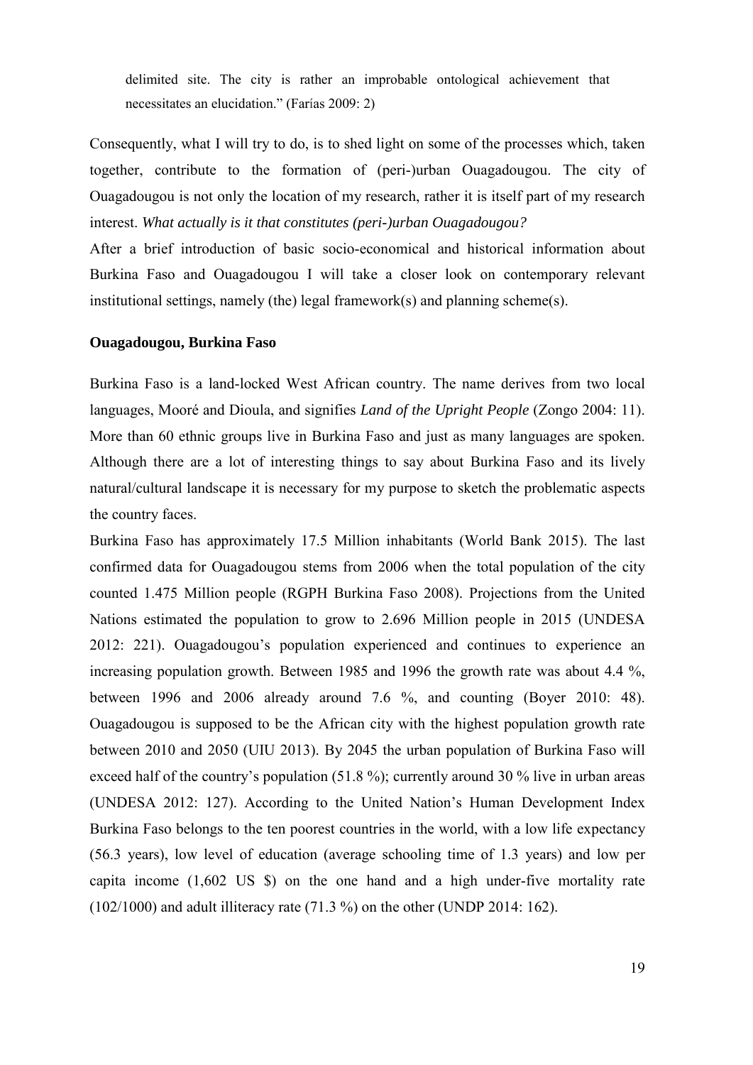delimited site. The city is rather an improbable ontological achievement that necessitates an elucidation." (Farías 2009: 2)

Consequently, what I will try to do, is to shed light on some of the processes which, taken together, contribute to the formation of (peri-)urban Ouagadougou. The city of Ouagadougou is not only the location of my research, rather it is itself part of my research interest. *What actually is it that constitutes (peri-)urban Ouagadougou?*

After a brief introduction of basic socio-economical and historical information about Burkina Faso and Ouagadougou I will take a closer look on contemporary relevant institutional settings, namely (the) legal framework(s) and planning scheme(s).

**Ouagadougou, Burkina Faso**

Burkina Faso is a land-locked West African country. The name derives from two local languages, Mooré and Dioula, and signifies *Land of the Upright People* (Zongo 2004: 11). More than 60 ethnic groups live in Burkina Faso and just as many languages are spoken. Although there are a lot of interesting things to say about Burkina Faso and its lively natural/cultural landscape it is necessary for my purpose to sketch the problematic aspects the country faces.

Burkina Faso has approximately 17.5 Million inhabitants (World Bank 2015). The last confirmed data for Ouagadougou stems from 2006 when the total population of the city counted 1.475 Million people (RGPH Burkina Faso 2008). Projections from the United Nations estimated the population to grow to 2.696 Million people in 2015 (UNDESA 2012: 221). Ouagadougou's population experienced and continues to experience an increasing population growth. Between 1985 and 1996 the growth rate was about 4.4 %, between 1996 and 2006 already around 7.6 %, and counting (Boyer 2010: 48). Ouagadougou is supposed to be the African city with the highest population growth rate between 2010 and 2050 (UIU 2013). By 2045 the urban population of Burkina Faso will exceed half of the country's population (51.8 %); currently around 30 % live in urban areas (UNDESA 2012: 127). According to the United Nation's Human Development Index Burkina Faso belongs to the ten poorest countries in the world, with a low life expectancy (56.3 years), low level of education (average schooling time of 1.3 years) and low per capita income (1,602 US $) on the one hand and a high under-five mortality rate (102/1000) and adult illiteracy rate (71.3 %) on the other (UNDP 2014: 162).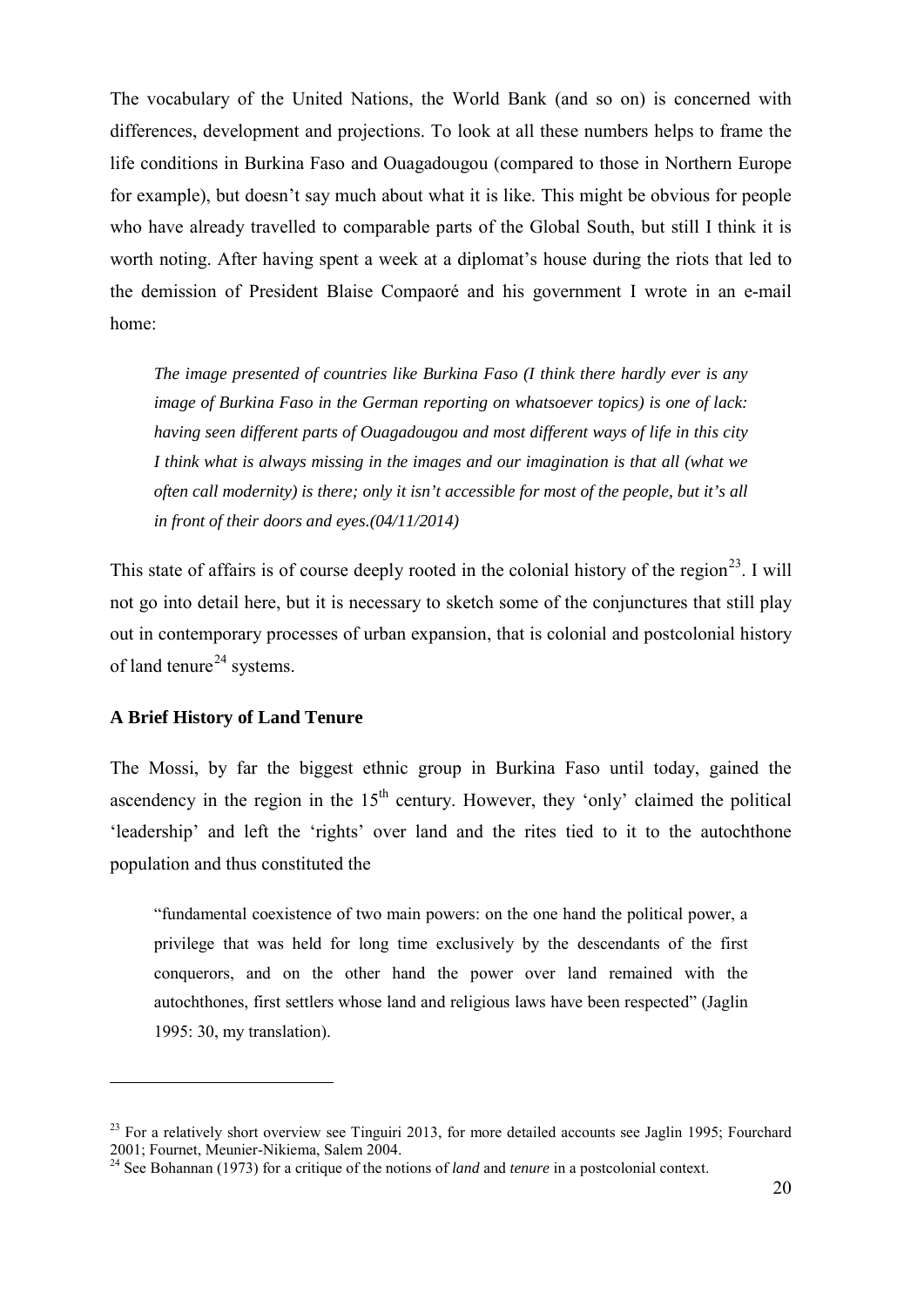The vocabulary of the United Nations, the World Bank (and so on) is concerned with differences, development and projections. To look at all these numbers helps to frame the life conditions in Burkina Faso and Ouagadougou (compared to those in Northern Europe for example), but doesn't say much about what it is like. This might be obvious for people who have already travelled to comparable parts of the Global South, but still I think it is worth noting. After having spent a week at a diplomat's house during the riots that led to the demission of President Blaise Compaoré and his government I wrote in an e-mail home:

> *The image presented of countries like Burkina Faso (I think there hardly ever is any image of Burkina Faso in the German reporting on whatsoever topics) is one of lack: having seen different parts of Ouagadougou and most different ways of life in this city I think what is always missing in the images and our imagination is that all (what we often call modernity) is there; only it isn't accessible for most of the people, but it's all in front of their doors and eyes.(04/11/2014)*

This state of affairs is of course deeply rooted in the colonial history of the region[23]. I will not go into detail here, but it is necessary to sketch some of the conjunctures that still play out in contemporary processes of urban expansion, that is colonial and postcolonial history of land tenure[24] systems.

### A Brief History of Land Tenure

The Mossi, by far the biggest ethnic group in Burkina Faso until today, gained the ascendency in the region in the 15th century. However, they 'only' claimed the political 'leadership' and left the 'rights' over land and the rites tied to it to the autochthone population and thus constituted the

> "fundamental coexistence of two main powers: on the one hand the political power, a privilege that was held for long time exclusively by the descendants of the first conquerors, and on the other hand the power over land remained with the autochthones, first settlers whose land and religious laws have been respected" (Jaglin 1995: 30, my translation).

---

[23] For a relatively short overview see Tinguiri 2013, for more detailed accounts see Jaglin 1995; Fourchard 2001; Fournet, Meunier-Nikiema, Salem 2004.

[24] See Bohannan (1973) for a critique of the notions of *land* and *tenure* in a postcolonial context.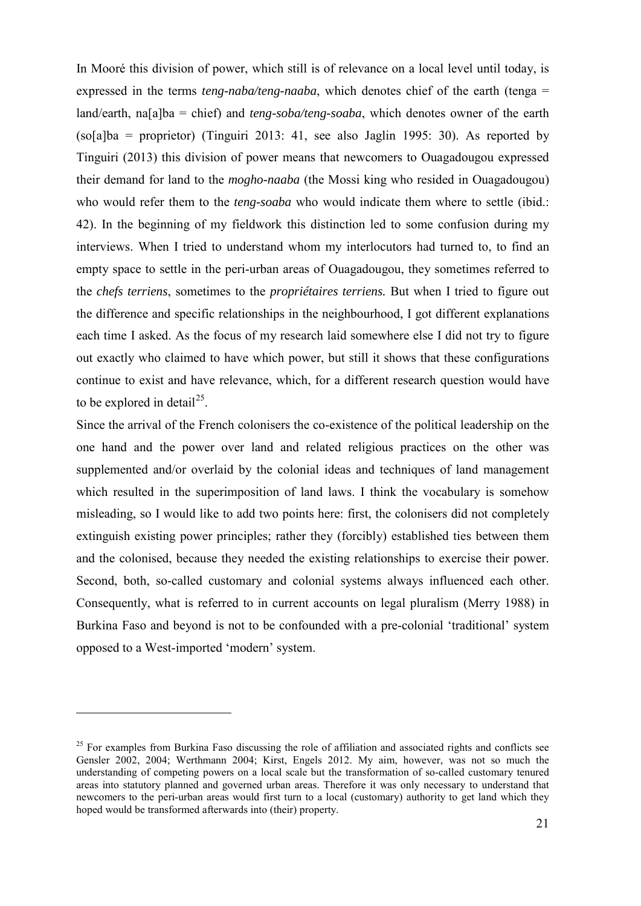In Mooré this division of power, which still is of relevance on a local level until today, is expressed in the terms *teng-naba/teng-naaba*, which denotes chief of the earth (tenga = land/earth, na[a]ba = chief) and *teng-soba/teng-soaba*, which denotes owner of the earth (so[a]ba = proprietor) (Tinguiri 2013: 41, see also Jaglin 1995: 30). As reported by Tinguiri (2013) this division of power means that newcomers to Ouagadougou expressed their demand for land to the *mogho-naaba* (the Mossi king who resided in Ouagadougou) who would refer them to the *teng-soaba* who would indicate them where to settle (ibid.: 42). In the beginning of my fieldwork this distinction led to some confusion during my interviews. When I tried to understand whom my interlocutors had turned to, to find an empty space to settle in the peri-urban areas of Ouagadougou, they sometimes referred to the *chefs terriens*, sometimes to the *propriétaires terriens.* But when I tried to figure out the difference and specific relationships in the neighbourhood, I got different explanations each time I asked. As the focus of my research laid somewhere else I did not try to figure out exactly who claimed to have which power, but still it shows that these configurations continue to exist and have relevance, which, for a different research question would have to be explored in detail[25].

Since the arrival of the French colonisers the co-existence of the political leadership on the one hand and the power over land and related religious practices on the other was supplemented and/or overlaid by the colonial ideas and techniques of land management which resulted in the superimposition of land laws. I think the vocabulary is somehow misleading, so I would like to add two points here: first, the colonisers did not completely extinguish existing power principles; rather they (forcibly) established ties between them and the colonised, because they needed the existing relationships to exercise their power. Second, both, so-called customary and colonial systems always influenced each other. Consequently, what is referred to in current accounts on legal pluralism (Merry 1988) in Burkina Faso and beyond is not to be confounded with a pre-colonial 'traditional' system opposed to a West-imported 'modern' system.

[25] For examples from Burkina Faso discussing the role of affiliation and associated rights and conflicts see Gensler 2002, 2004; Werthmann 2004; Kirst, Engels 2012. My aim, however, was not so much the understanding of competing powers on a local scale but the transformation of so-called customary tenured areas into statutory planned and governed urban areas. Therefore it was only necessary to understand that newcomers to the peri-urban areas would first turn to a local (customary) authority to get land which they hoped would be transformed afterwards into (their) property.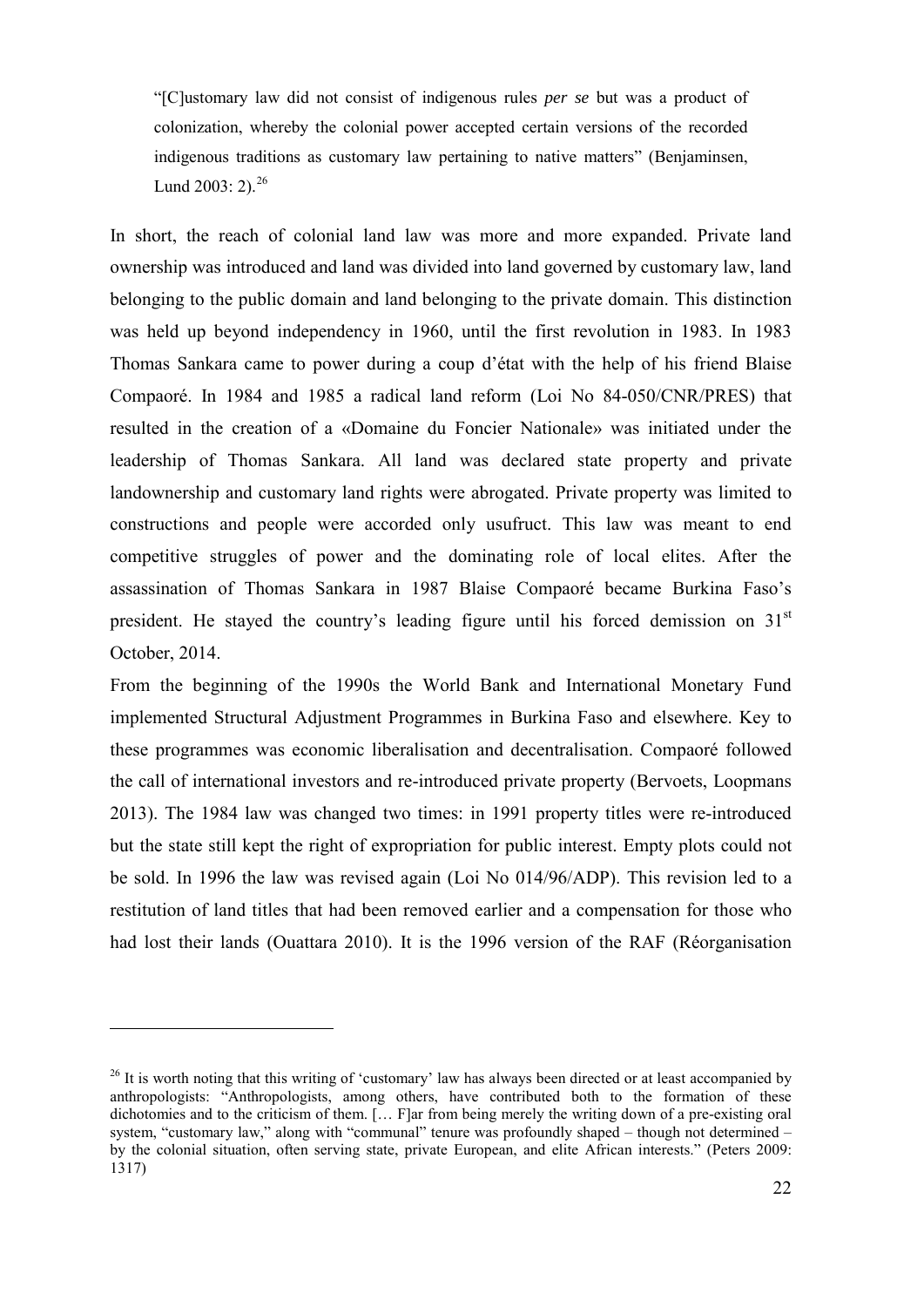> "[C]ustomary law did not consist of indigenous rules *per se* but was a product of colonization, whereby the colonial power accepted certain versions of the recorded indigenous traditions as customary law pertaining to native matters" (Benjaminsen, Lund 2003: 2).[26]

In short, the reach of colonial land law was more and more expanded. Private land ownership was introduced and land was divided into land governed by customary law, land belonging to the public domain and land belonging to the private domain. This distinction was held up beyond independency in 1960, until the first revolution in 1983. In 1983 Thomas Sankara came to power during a coup d'état with the help of his friend Blaise Compaoré. In 1984 and 1985 a radical land reform (Loi No 84-050/CNR/PRES) that resulted in the creation of a «Domaine du Foncier Nationale» was initiated under the leadership of Thomas Sankara. All land was declared state property and private landownership and customary land rights were abrogated. Private property was limited to constructions and people were accorded only usufruct. This law was meant to end competitive struggles of power and the dominating role of local elites. After the assassination of Thomas Sankara in 1987 Blaise Compaoré became Burkina Faso's president. He stayed the country's leading figure until his forced demission on 31st October, 2014.

From the beginning of the 1990s the World Bank and International Monetary Fund implemented Structural Adjustment Programmes in Burkina Faso and elsewhere. Key to these programmes was economic liberalisation and decentralisation. Compaoré followed the call of international investors and re-introduced private property (Bervoets, Loopmans 2013). The 1984 law was changed two times: in 1991 property titles were re-introduced but the state still kept the right of expropriation for public interest. Empty plots could not be sold. In 1996 the law was revised again (Loi No 014/96/ADP). This revision led to a restitution of land titles that had been removed earlier and a compensation for those who had lost their lands (Ouattara 2010). It is the 1996 version of the RAF (Réorganisation

---

[26] It is worth noting that this writing of 'customary' law has always been directed or at least accompanied by anthropologists: "Anthropologists, among others, have contributed both to the formation of these dichotomies and to the criticism of them. [… F]ar from being merely the writing down of a pre-existing oral system, "customary law," along with "communal" tenure was profoundly shaped – though not determined – by the colonial situation, often serving state, private European, and elite African interests." (Peters 2009: 1317)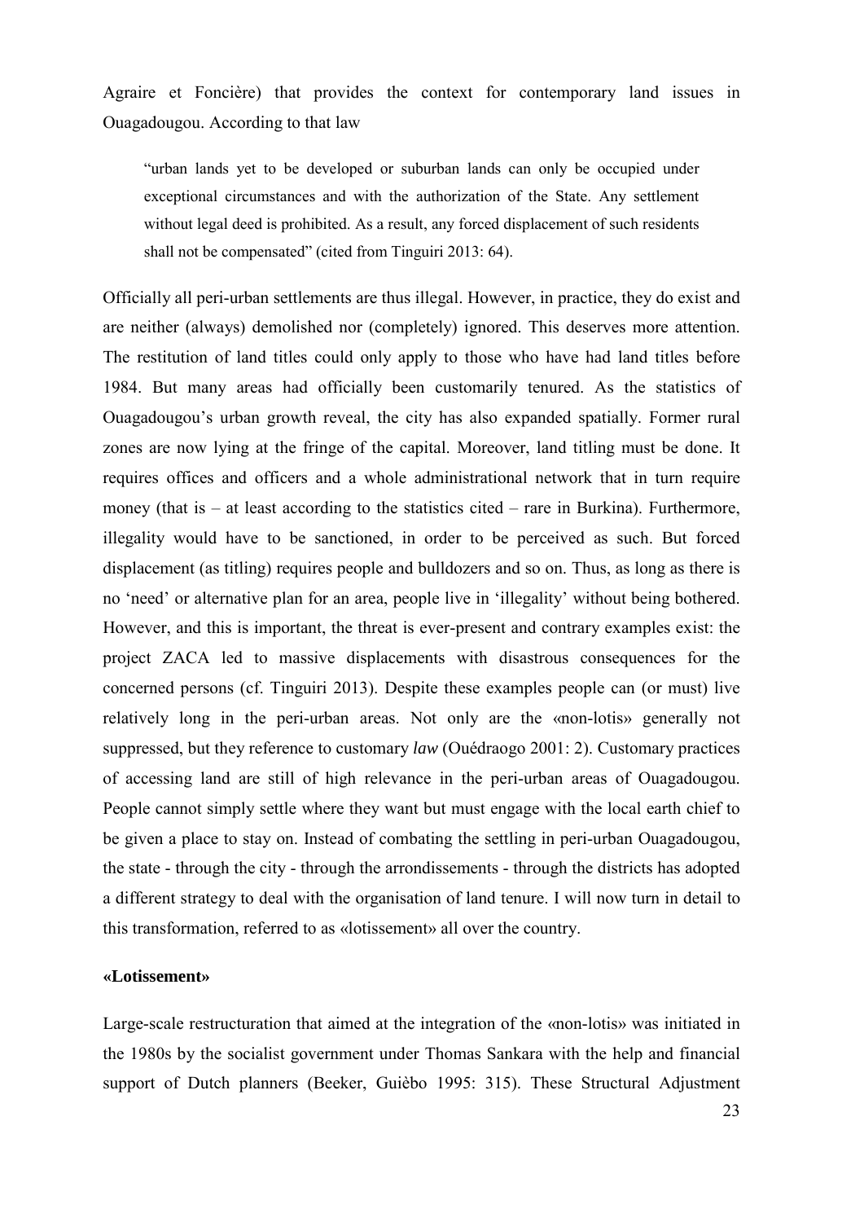Agraire et Foncière) that provides the context for contemporary land issues in Ouagadougou. According to that law

> "urban lands yet to be developed or suburban lands can only be occupied under exceptional circumstances and with the authorization of the State. Any settlement without legal deed is prohibited. As a result, any forced displacement of such residents shall not be compensated" (cited from Tinguiri 2013: 64).

Officially all peri-urban settlements are thus illegal. However, in practice, they do exist and are neither (always) demolished nor (completely) ignored. This deserves more attention. The restitution of land titles could only apply to those who have had land titles before 1984. But many areas had officially been customarily tenured. As the statistics of Ouagadougou's urban growth reveal, the city has also expanded spatially. Former rural zones are now lying at the fringe of the capital. Moreover, land titling must be done. It requires offices and officers and a whole administrational network that in turn require money (that is – at least according to the statistics cited – rare in Burkina). Furthermore, illegality would have to be sanctioned, in order to be perceived as such. But forced displacement (as titling) requires people and bulldozers and so on. Thus, as long as there is no 'need' or alternative plan for an area, people live in 'illegality' without being bothered. However, and this is important, the threat is ever-present and contrary examples exist: the project ZACA led to massive displacements with disastrous consequences for the concerned persons (cf. Tinguiri 2013). Despite these examples people can (or must) live relatively long in the peri-urban areas. Not only are the «non-lotis» generally not suppressed, but they reference to customary *law* (Ouédraogo 2001: 2). Customary practices of accessing land are still of high relevance in the peri-urban areas of Ouagadougou. People cannot simply settle where they want but must engage with the local earth chief to be given a place to stay on. Instead of combating the settling in peri-urban Ouagadougou, the state - through the city - through the arrondissements - through the districts has adopted a different strategy to deal with the organisation of land tenure. I will now turn in detail to this transformation, referred to as «lotissement» all over the country.

### «Lotissement»

Large-scale restructuration that aimed at the integration of the «non-lotis» was initiated in the 1980s by the socialist government under Thomas Sankara with the help and financial support of Dutch planners (Beeker, Guièbo 1995: 315). These Structural Adjustment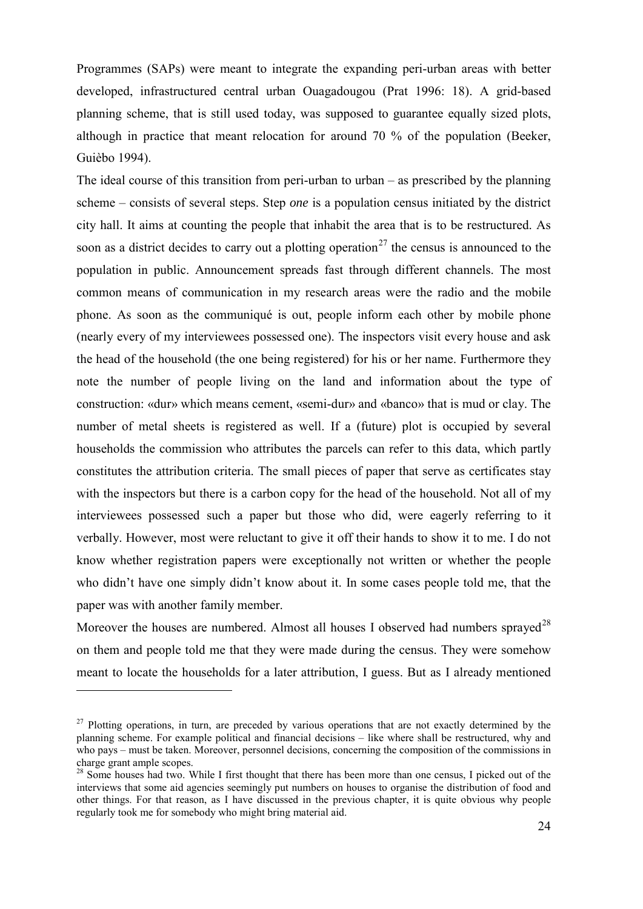Programmes (SAPs) were meant to integrate the expanding peri-urban areas with better developed, infrastructured central urban Ouagadougou (Prat 1996: 18). A grid-based planning scheme, that is still used today, was supposed to guarantee equally sized plots, although in practice that meant relocation for around 70 % of the population (Beeker, Guièbo 1994).

The ideal course of this transition from peri-urban to urban – as prescribed by the planning scheme – consists of several steps. Step *one* is a population census initiated by the district city hall. It aims at counting the people that inhabit the area that is to be restructured. As soon as a district decides to carry out a plotting operation[27] the census is announced to the population in public. Announcement spreads fast through different channels. The most common means of communication in my research areas were the radio and the mobile phone. As soon as the communiqué is out, people inform each other by mobile phone (nearly every of my interviewees possessed one). The inspectors visit every house and ask the head of the household (the one being registered) for his or her name. Furthermore they note the number of people living on the land and information about the type of construction: «dur» which means cement, «semi-dur» and «banco» that is mud or clay. The number of metal sheets is registered as well. If a (future) plot is occupied by several households the commission who attributes the parcels can refer to this data, which partly constitutes the attribution criteria. The small pieces of paper that serve as certificates stay with the inspectors but there is a carbon copy for the head of the household. Not all of my interviewees possessed such a paper but those who did, were eagerly referring to it verbally. However, most were reluctant to give it off their hands to show it to me. I do not know whether registration papers were exceptionally not written or whether the people who didn't have one simply didn't know about it. In some cases people told me, that the paper was with another family member.

Moreover the houses are numbered. Almost all houses I observed had numbers sprayed[28] on them and people told me that they were made during the census. They were somehow meant to locate the households for a later attribution, I guess. But as I already mentioned

[27] Plotting operations, in turn, are preceded by various operations that are not exactly determined by the planning scheme. For example political and financial decisions – like where shall be restructured, why and who pays – must be taken. Moreover, personnel decisions, concerning the composition of the commissions in charge grant ample scopes.

[28] Some houses had two. While I first thought that there has been more than one census, I picked out of the interviews that some aid agencies seemingly put numbers on houses to organise the distribution of food and other things. For that reason, as I have discussed in the previous chapter, it is quite obvious why people regularly took me for somebody who might bring material aid.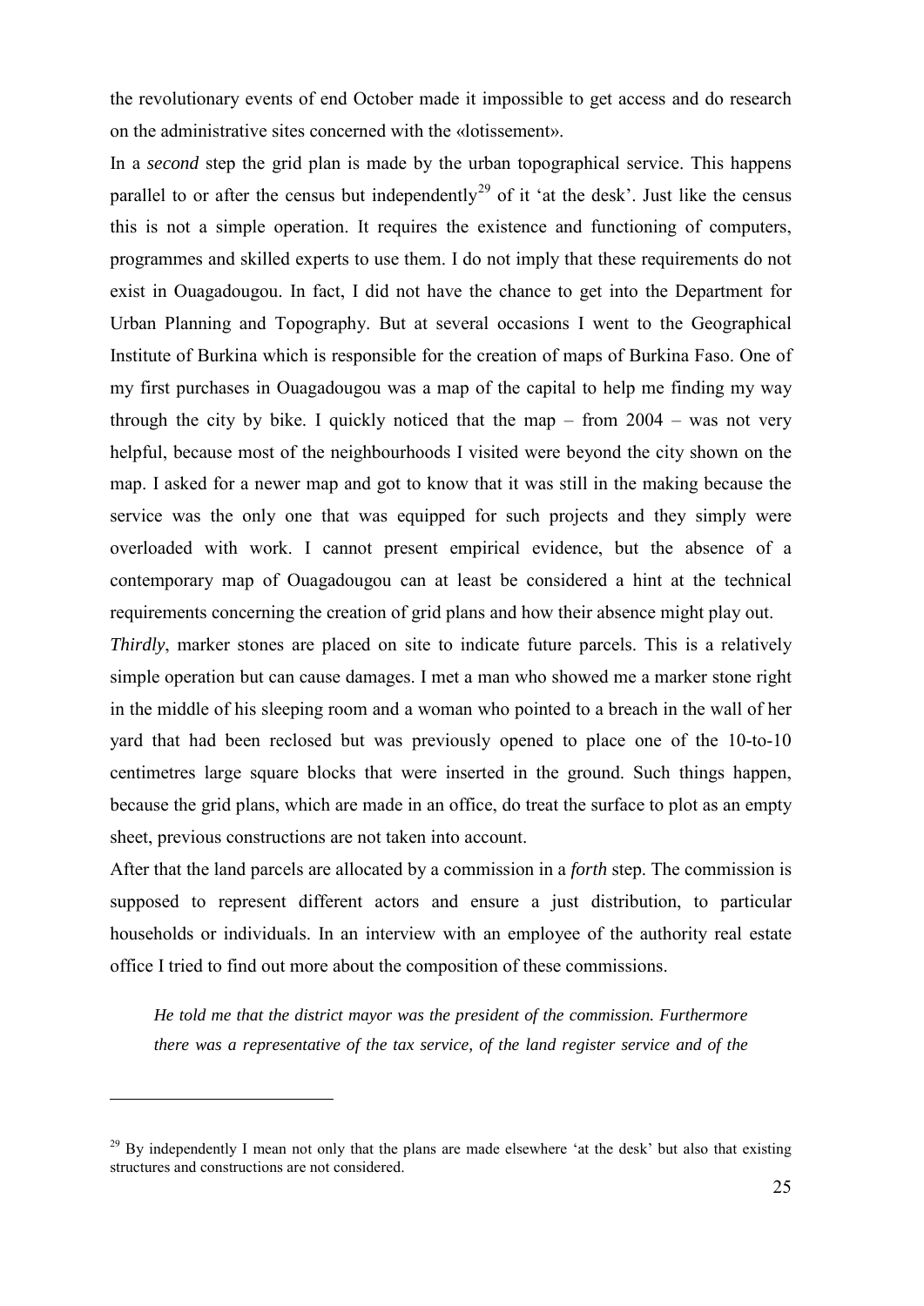the revolutionary events of end October made it impossible to get access and do research on the administrative sites concerned with the «lotissement».

In a *second* step the grid plan is made by the urban topographical service. This happens parallel to or after the census but independently[29] of it 'at the desk'. Just like the census this is not a simple operation. It requires the existence and functioning of computers, programmes and skilled experts to use them. I do not imply that these requirements do not exist in Ouagadougou. In fact, I did not have the chance to get into the Department for Urban Planning and Topography. But at several occasions I went to the Geographical Institute of Burkina which is responsible for the creation of maps of Burkina Faso. One of my first purchases in Ouagadougou was a map of the capital to help me finding my way through the city by bike. I quickly noticed that the map – from 2004 – was not very helpful, because most of the neighbourhoods I visited were beyond the city shown on the map. I asked for a newer map and got to know that it was still in the making because the service was the only one that was equipped for such projects and they simply were overloaded with work. I cannot present empirical evidence, but the absence of a contemporary map of Ouagadougou can at least be considered a hint at the technical requirements concerning the creation of grid plans and how their absence might play out.

*Thirdly*, marker stones are placed on site to indicate future parcels. This is a relatively simple operation but can cause damages. I met a man who showed me a marker stone right in the middle of his sleeping room and a woman who pointed to a breach in the wall of her yard that had been reclosed but was previously opened to place one of the 10-to-10 centimetres large square blocks that were inserted in the ground. Such things happen, because the grid plans, which are made in an office, do treat the surface to plot as an empty sheet, previous constructions are not taken into account.

After that the land parcels are allocated by a commission in a *forth* step. The commission is supposed to represent different actors and ensure a just distribution, to particular households or individuals. In an interview with an employee of the authority real estate office I tried to find out more about the composition of these commissions.

*He told me that the district mayor was the president of the commission. Furthermore there was a representative of the tax service, of the land register service and of the*

---

[29] By independently I mean not only that the plans are made elsewhere 'at the desk' but also that existing structures and constructions are not considered.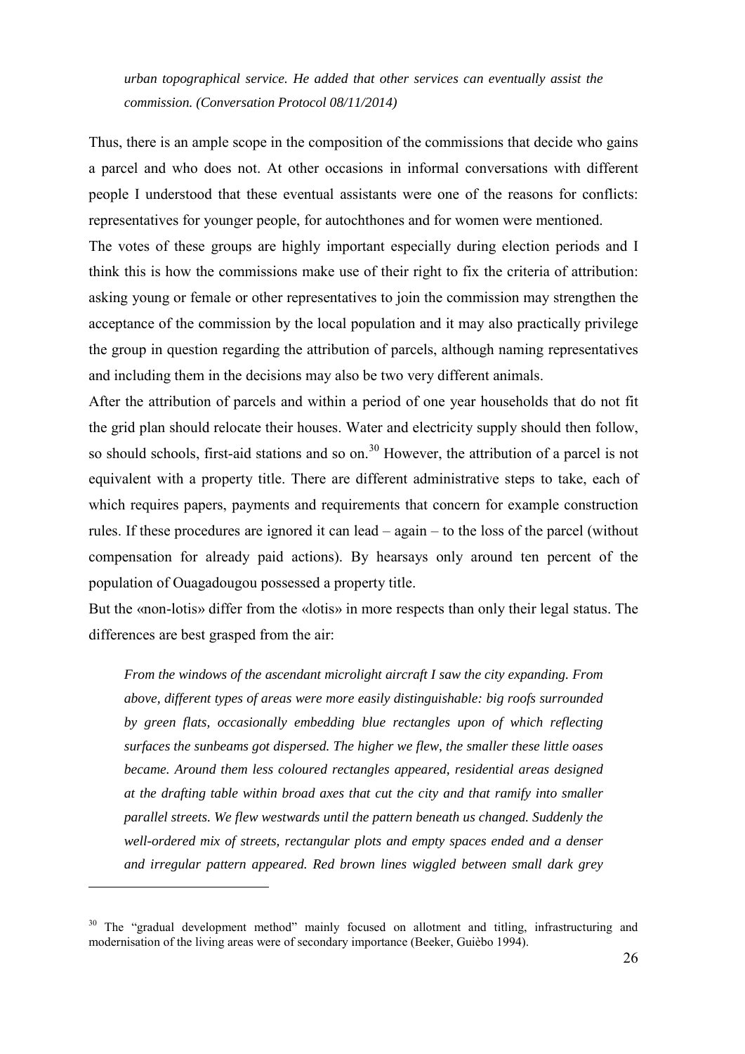*urban topographical service. He added that other services can eventually assist the commission. (Conversation Protocol 08/11/2014)*

Thus, there is an ample scope in the composition of the commissions that decide who gains a parcel and who does not. At other occasions in informal conversations with different people I understood that these eventual assistants were one of the reasons for conflicts: representatives for younger people, for autochthones and for women were mentioned.

The votes of these groups are highly important especially during election periods and I think this is how the commissions make use of their right to fix the criteria of attribution: asking young or female or other representatives to join the commission may strengthen the acceptance of the commission by the local population and it may also practically privilege the group in question regarding the attribution of parcels, although naming representatives and including them in the decisions may also be two very different animals.

After the attribution of parcels and within a period of one year households that do not fit the grid plan should relocate their houses. Water and electricity supply should then follow, so should schools, first-aid stations and so on.[30] However, the attribution of a parcel is not equivalent with a property title. There are different administrative steps to take, each of which requires papers, payments and requirements that concern for example construction rules. If these procedures are ignored it can lead – again – to the loss of the parcel (without compensation for already paid actions). By hearsays only around ten percent of the population of Ouagadougou possessed a property title.

But the «non-lotis» differ from the «lotis» in more respects than only their legal status. The differences are best grasped from the air:

*From the windows of the ascendant microlight aircraft I saw the city expanding. From above, different types of areas were more easily distinguishable: big roofs surrounded by green flats, occasionally embedding blue rectangles upon of which reflecting surfaces the sunbeams got dispersed. The higher we flew, the smaller these little oases became. Around them less coloured rectangles appeared, residential areas designed at the drafting table within broad axes that cut the city and that ramify into smaller parallel streets. We flew westwards until the pattern beneath us changed. Suddenly the well-ordered mix of streets, rectangular plots and empty spaces ended and a denser and irregular pattern appeared. Red brown lines wiggled between small dark grey*

---

[30] The "gradual development method" mainly focused on allotment and titling, infrastructuring and modernisation of the living areas were of secondary importance (Beeker, Guièbo 1994).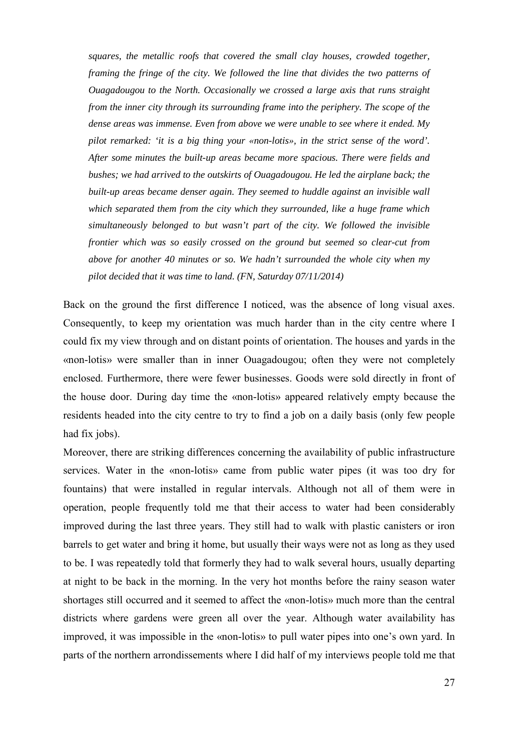*squares, the metallic roofs that covered the small clay houses, crowded together, framing the fringe of the city. We followed the line that divides the two patterns of Ouagadougou to the North. Occasionally we crossed a large axis that runs straight from the inner city through its surrounding frame into the periphery. The scope of the dense areas was immense. Even from above we were unable to see where it ended. My pilot remarked: 'it is a big thing your «non-lotis», in the strict sense of the word'. After some minutes the built-up areas became more spacious. There were fields and bushes; we had arrived to the outskirts of Ouagadougou. He led the airplane back; the built-up areas became denser again. They seemed to huddle against an invisible wall which separated them from the city which they surrounded, like a huge frame which simultaneously belonged to but wasn't part of the city. We followed the invisible frontier which was so easily crossed on the ground but seemed so clear-cut from above for another 40 minutes or so. We hadn't surrounded the whole city when my pilot decided that it was time to land. (FN, Saturday 07/11/2014)*

Back on the ground the first difference I noticed, was the absence of long visual axes. Consequently, to keep my orientation was much harder than in the city centre where I could fix my view through and on distant points of orientation. The houses and yards in the «non-lotis» were smaller than in inner Ouagadougou; often they were not completely enclosed. Furthermore, there were fewer businesses. Goods were sold directly in front of the house door. During day time the «non-lotis» appeared relatively empty because the residents headed into the city centre to try to find a job on a daily basis (only few people had fix jobs).

Moreover, there are striking differences concerning the availability of public infrastructure services. Water in the «non-lotis» came from public water pipes (it was too dry for fountains) that were installed in regular intervals. Although not all of them were in operation, people frequently told me that their access to water had been considerably improved during the last three years. They still had to walk with plastic canisters or iron barrels to get water and bring it home, but usually their ways were not as long as they used to be. I was repeatedly told that formerly they had to walk several hours, usually departing at night to be back in the morning. In the very hot months before the rainy season water shortages still occurred and it seemed to affect the «non-lotis» much more than the central districts where gardens were green all over the year. Although water availability has improved, it was impossible in the «non-lotis» to pull water pipes into one's own yard. In parts of the northern arrondissements where I did half of my interviews people told me that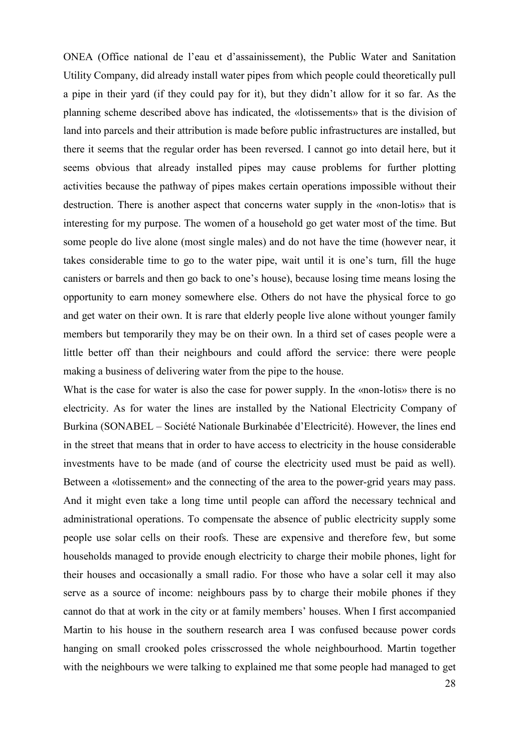ONEA (Office national de l'eau et d'assainissement), the Public Water and Sanitation Utility Company, did already install water pipes from which people could theoretically pull a pipe in their yard (if they could pay for it), but they didn't allow for it so far. As the planning scheme described above has indicated, the «lotissements» that is the division of land into parcels and their attribution is made before public infrastructures are installed, but there it seems that the regular order has been reversed. I cannot go into detail here, but it seems obvious that already installed pipes may cause problems for further plotting activities because the pathway of pipes makes certain operations impossible without their destruction. There is another aspect that concerns water supply in the «non-lotis» that is interesting for my purpose. The women of a household go get water most of the time. But some people do live alone (most single males) and do not have the time (however near, it takes considerable time to go to the water pipe, wait until it is one's turn, fill the huge canisters or barrels and then go back to one's house), because losing time means losing the opportunity to earn money somewhere else. Others do not have the physical force to go and get water on their own. It is rare that elderly people live alone without younger family members but temporarily they may be on their own. In a third set of cases people were a little better off than their neighbours and could afford the service: there were people making a business of delivering water from the pipe to the house.

What is the case for water is also the case for power supply. In the «non-lotis» there is no electricity. As for water the lines are installed by the National Electricity Company of Burkina (SONABEL – Société Nationale Burkinabée d'Electricité). However, the lines end in the street that means that in order to have access to electricity in the house considerable investments have to be made (and of course the electricity used must be paid as well). Between a «lotissement» and the connecting of the area to the power-grid years may pass. And it might even take a long time until people can afford the necessary technical and administrational operations. To compensate the absence of public electricity supply some people use solar cells on their roofs. These are expensive and therefore few, but some households managed to provide enough electricity to charge their mobile phones, light for their houses and occasionally a small radio. For those who have a solar cell it may also serve as a source of income: neighbours pass by to charge their mobile phones if they cannot do that at work in the city or at family members' houses. When I first accompanied Martin to his house in the southern research area I was confused because power cords hanging on small crooked poles crisscrossed the whole neighbourhood. Martin together with the neighbours we were talking to explained me that some people had managed to get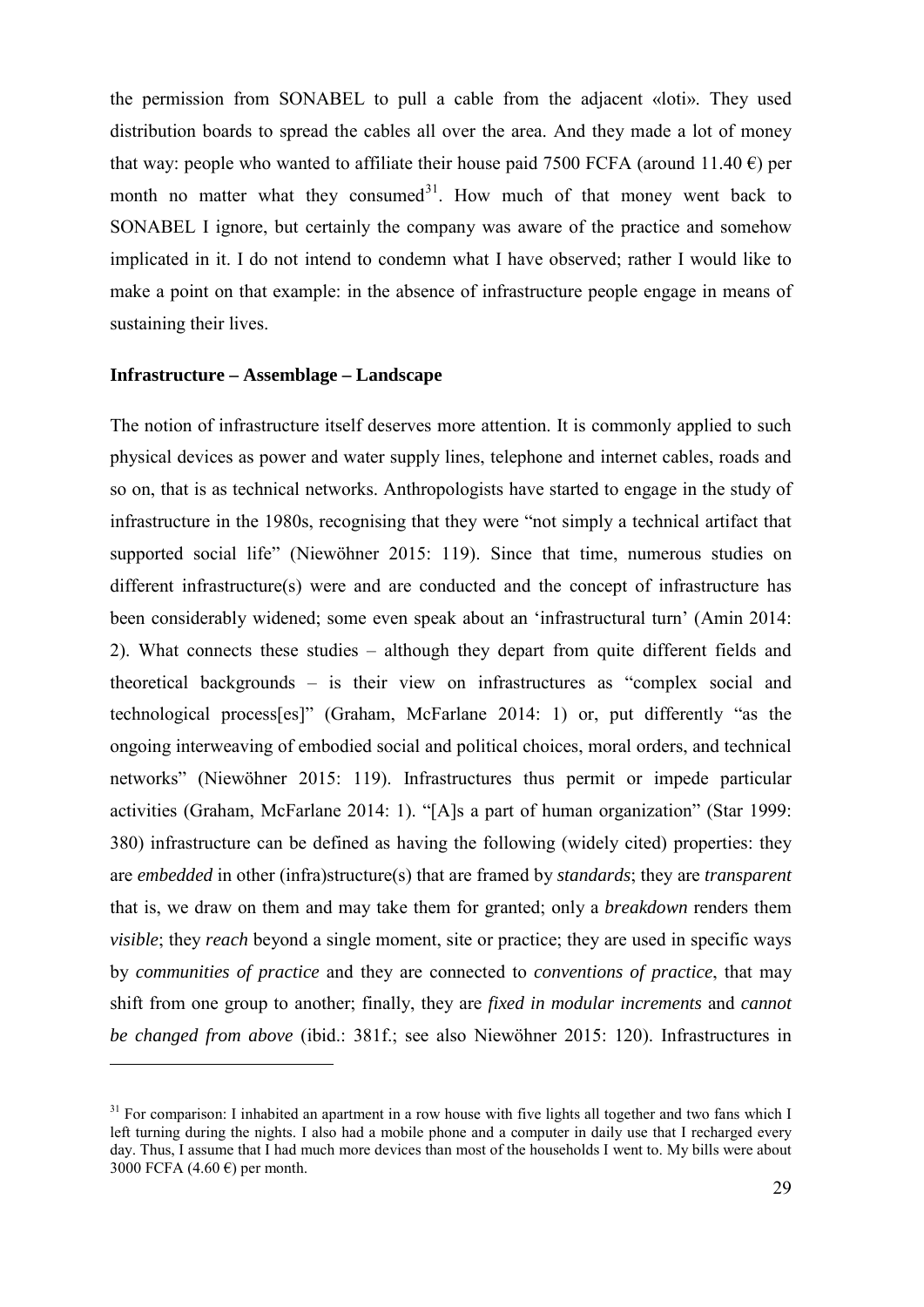the permission from SONABEL to pull a cable from the adjacent «loti». They used distribution boards to spread the cables all over the area. And they made a lot of money that way: people who wanted to affiliate their house paid 7500 FCFA (around 11.40 €) per month no matter what they consumed[31]. How much of that money went back to SONABEL I ignore, but certainly the company was aware of the practice and somehow implicated in it. I do not intend to condemn what I have observed; rather I would like to make a point on that example: in the absence of infrastructure people engage in means of sustaining their lives.

### Infrastructure – Assemblage – Landscape

The notion of infrastructure itself deserves more attention. It is commonly applied to such physical devices as power and water supply lines, telephone and internet cables, roads and so on, that is as technical networks. Anthropologists have started to engage in the study of infrastructure in the 1980s, recognising that they were "not simply a technical artifact that supported social life" (Niewöhner 2015: 119). Since that time, numerous studies on different infrastructure(s) were and are conducted and the concept of infrastructure has been considerably widened; some even speak about an 'infrastructural turn' (Amin 2014: 2). What connects these studies – although they depart from quite different fields and theoretical backgrounds – is their view on infrastructures as "complex social and technological process[es]" (Graham, McFarlane 2014: 1) or, put differently "as the ongoing interweaving of embodied social and political choices, moral orders, and technical networks" (Niewöhner 2015: 119). Infrastructures thus permit or impede particular activities (Graham, McFarlane 2014: 1). "[A]s a part of human organization" (Star 1999: 380) infrastructure can be defined as having the following (widely cited) properties: they are *embedded* in other (infra)structure(s) that are framed by *standards*; they are *transparent* that is, we draw on them and may take them for granted; only a *breakdown* renders them *visible*; they *reach* beyond a single moment, site or practice; they are used in specific ways by *communities of practice* and they are connected to *conventions of practice*, that may shift from one group to another; finally, they are *fixed in modular increments* and *cannot be changed from above* (ibid.: 381f.; see also Niewöhner 2015: 120). Infrastructures in

---

[31] For comparison: I inhabited an apartment in a row house with five lights all together and two fans which I left turning during the nights. I also had a mobile phone and a computer in daily use that I recharged every day. Thus, I assume that I had much more devices than most of the households I went to. My bills were about 3000 FCFA (4.60 €) per month.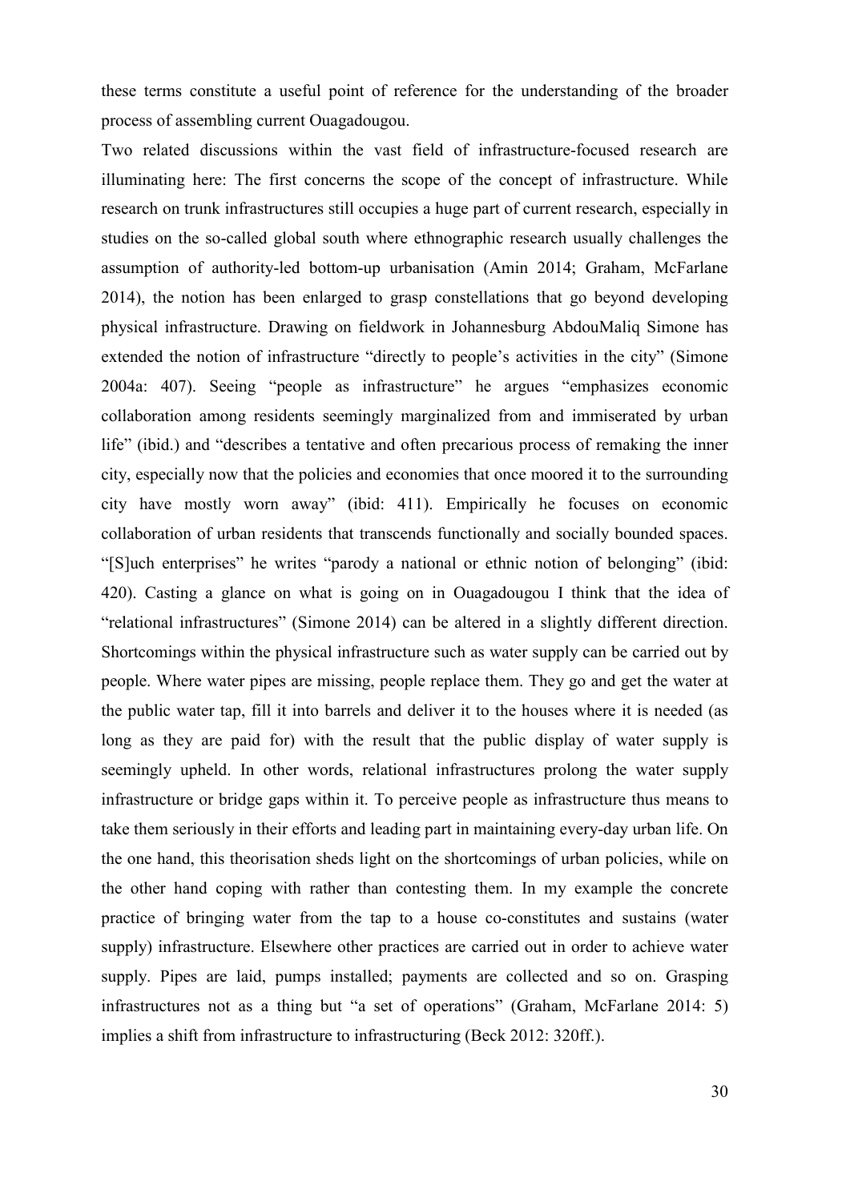these terms constitute a useful point of reference for the understanding of the broader process of assembling current Ouagadougou.

Two related discussions within the vast field of infrastructure-focused research are illuminating here: The first concerns the scope of the concept of infrastructure. While research on trunk infrastructures still occupies a huge part of current research, especially in studies on the so-called global south where ethnographic research usually challenges the assumption of authority-led bottom-up urbanisation (Amin 2014; Graham, McFarlane 2014), the notion has been enlarged to grasp constellations that go beyond developing physical infrastructure. Drawing on fieldwork in Johannesburg AbdouMaliq Simone has extended the notion of infrastructure "directly to people's activities in the city" (Simone 2004a: 407). Seeing "people as infrastructure" he argues "emphasizes economic collaboration among residents seemingly marginalized from and immiserated by urban life" (ibid.) and "describes a tentative and often precarious process of remaking the inner city, especially now that the policies and economies that once moored it to the surrounding city have mostly worn away" (ibid: 411). Empirically he focuses on economic collaboration of urban residents that transcends functionally and socially bounded spaces. "[S]uch enterprises" he writes "parody a national or ethnic notion of belonging" (ibid: 420). Casting a glance on what is going on in Ouagadougou I think that the idea of "relational infrastructures" (Simone 2014) can be altered in a slightly different direction. Shortcomings within the physical infrastructure such as water supply can be carried out by people. Where water pipes are missing, people replace them. They go and get the water at the public water tap, fill it into barrels and deliver it to the houses where it is needed (as long as they are paid for) with the result that the public display of water supply is seemingly upheld. In other words, relational infrastructures prolong the water supply infrastructure or bridge gaps within it. To perceive people as infrastructure thus means to take them seriously in their efforts and leading part in maintaining every-day urban life. On the one hand, this theorisation sheds light on the shortcomings of urban policies, while on the other hand coping with rather than contesting them. In my example the concrete practice of bringing water from the tap to a house co-constitutes and sustains (water supply) infrastructure. Elsewhere other practices are carried out in order to achieve water supply. Pipes are laid, pumps installed; payments are collected and so on. Grasping infrastructures not as a thing but "a set of operations" (Graham, McFarlane 2014: 5) implies a shift from infrastructure to infrastructuring (Beck 2012: 320ff.).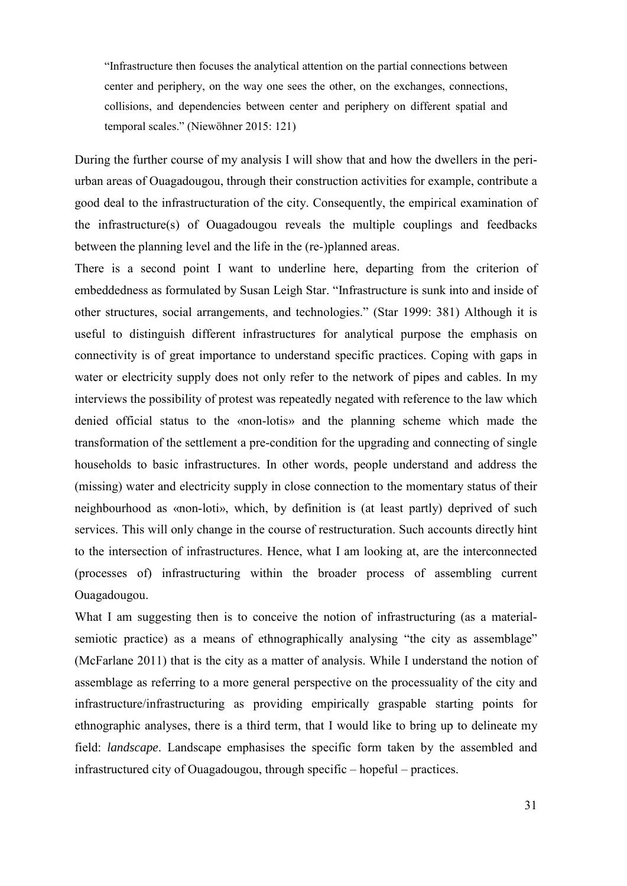> "Infrastructure then focuses the analytical attention on the partial connections between center and periphery, on the way one sees the other, on the exchanges, connections, collisions, and dependencies between center and periphery on different spatial and temporal scales." (Niewöhner 2015: 121)

During the further course of my analysis I will show that and how the dwellers in the peri-urban areas of Ouagadougou, through their construction activities for example, contribute a good deal to the infrastructuration of the city. Consequently, the empirical examination of the infrastructure(s) of Ouagadougou reveals the multiple couplings and feedbacks between the planning level and the life in the (re-)planned areas.

There is a second point I want to underline here, departing from the criterion of embeddedness as formulated by Susan Leigh Star. "Infrastructure is sunk into and inside of other structures, social arrangements, and technologies." (Star 1999: 381) Although it is useful to distinguish different infrastructur*es* for analytical purpose the emphasis on connectivity is of great importance to understand specific practices. Coping with gaps in water or electricity supply does not only refer to the network of pipes and cables. In my interviews the possibility of protest was repeatedly negated with reference to the law which denied official status to the «non-lotis» and the planning scheme which made the transformation of the settlement a pre-condition for the upgrading and connecting of single households to basic infrastructures. In other words, people understand and address the (missing) water and electricity supply in close connection to the momentary status of their neighbourhood as «non-loti», which, by definition is (at least partly) deprived of such services. This will only change in the course of restructuration. Such accounts directly hint to the intersection of infrastructures. Hence, what I am looking at, are the interconnected (processes of) infrastructuring within the broader process of assembling current Ouagadougou.

What I am suggesting then is to conceive the notion of infrastructuring (as a material-semiotic practice) as a means of ethnographically analysing "the city as assemblage" (McFarlane 2011) that is the city as a matter of analysis. While I understand the notion of assemblage as referring to a more general perspective on the processuality of the city and infrastructure/infrastructuring as providing empirically graspable starting points for ethnographic analyses, there is a third term, that I would like to bring up to delineate my field: *landscape*. Landscape emphasises the specific form taken by the assembled and infrastructured city of Ouagadougou, through specific – hopeful – practices.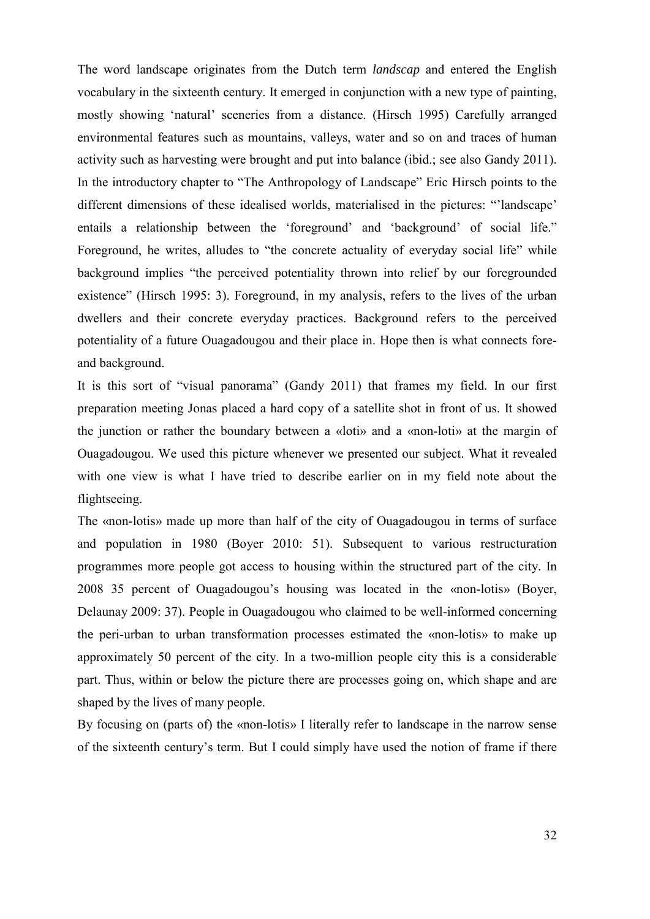The word landscape originates from the Dutch term *landscap* and entered the English vocabulary in the sixteenth century. It emerged in conjunction with a new type of painting, mostly showing 'natural' sceneries from a distance. (Hirsch 1995) Carefully arranged environmental features such as mountains, valleys, water and so on and traces of human activity such as harvesting were brought and put into balance (ibid.; see also Gandy 2011). In the introductory chapter to "The Anthropology of Landscape" Eric Hirsch points to the different dimensions of these idealised worlds, materialised in the pictures: "'landscape' entails a relationship between the 'foreground' and 'background' of social life." Foreground, he writes, alludes to "the concrete actuality of everyday social life" while background implies "the perceived potentiality thrown into relief by our foregrounded existence" (Hirsch 1995: 3). Foreground, in my analysis, refers to the lives of the urban dwellers and their concrete everyday practices. Background refers to the perceived potentiality of a future Ouagadougou and their place in. Hope then is what connects fore- and background.

It is this sort of "visual panorama" (Gandy 2011) that frames my field. In our first preparation meeting Jonas placed a hard copy of a satellite shot in front of us. It showed the junction or rather the boundary between a «loti» and a «non-loti» at the margin of Ouagadougou. We used this picture whenever we presented our subject. What it revealed with one view is what I have tried to describe earlier on in my field note about the flightseeing.

The «non-lotis» made up more than half of the city of Ouagadougou in terms of surface and population in 1980 (Boyer 2010: 51). Subsequent to various restructuration programmes more people got access to housing within the structured part of the city. In 2008 35 percent of Ouagadougou's housing was located in the «non-lotis» (Boyer, Delaunay 2009: 37). People in Ouagadougou who claimed to be well-informed concerning the peri-urban to urban transformation processes estimated the «non-lotis» to make up approximately 50 percent of the city. In a two-million people city this is a considerable part. Thus, within or below the picture there are processes going on, which shape and are shaped by the lives of many people.

By focusing on (parts of) the «non-lotis» I literally refer to landscape in the narrow sense of the sixteenth century's term. But I could simply have used the notion of frame if there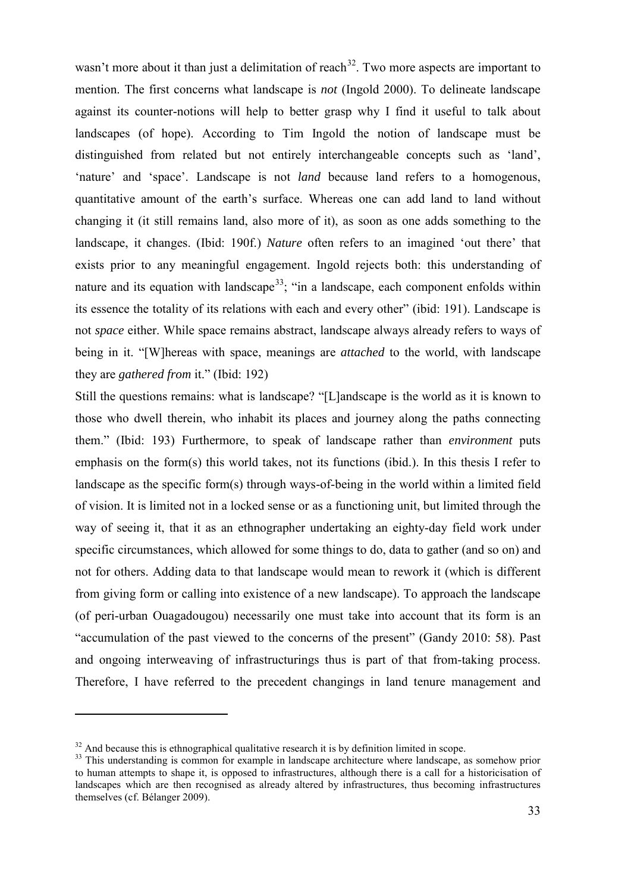wasn't more about it than just a delimitation of reach[32]. Two more aspects are important to mention. The first concerns what landscape is *not* (Ingold 2000). To delineate landscape against its counter-notions will help to better grasp why I find it useful to talk about landscapes (of hope). According to Tim Ingold the notion of landscape must be distinguished from related but not entirely interchangeable concepts such as 'land', 'nature' and 'space'. Landscape is not *land* because land refers to a homogenous, quantitative amount of the earth's surface. Whereas one can add land to land without changing it (it still remains land, also more of it), as soon as one adds something to the landscape, it changes. (Ibid: 190f.) *Nature* often refers to an imagined 'out there' that exists prior to any meaningful engagement. Ingold rejects both: this understanding of nature and its equation with landscape[33]; "in a landscape, each component enfolds within its essence the totality of its relations with each and every other" (ibid: 191). Landscape is not *space* either. While space remains abstract, landscape always already refers to ways of being in it. "[W]hereas with space, meanings are *attached* to the world, with landscape they are *gathered from* it." (Ibid: 192)

Still the questions remains: what is landscape? "[L]andscape is the world as it is known to those who dwell therein, who inhabit its places and journey along the paths connecting them." (Ibid: 193) Furthermore, to speak of landscape rather than *environment* puts emphasis on the form(s) this world takes, not its functions (ibid.). In this thesis I refer to landscape as the specific form(s) through ways-of-being in the world within a limited field of vision. It is limited not in a locked sense or as a functioning unit, but limited through the way of seeing it, that it as an ethnographer undertaking an eighty-day field work under specific circumstances, which allowed for some things to do, data to gather (and so on) and not for others. Adding data to that landscape would mean to rework it (which is different from giving form or calling into existence of a new landscape). To approach the landscape (of peri-urban Ouagadougou) necessarily one must take into account that its form is an "accumulation of the past viewed to the concerns of the present" (Gandy 2010: 58). Past and ongoing interweaving of infrastructurings thus is part of that from-taking process. Therefore, I have referred to the precedent changings in land tenure management and

---

[32] And because this is ethnographical qualitative research it is by definition limited in scope.

[33] This understanding is common for example in landscape architecture where landscape, as somehow prior to human attempts to shape it, is opposed to infrastructures, although there is a call for a historicisation of landscapes which are then recognised as already altered by infrastructures, thus becoming infrastructures themselves (cf. Bélanger 2009).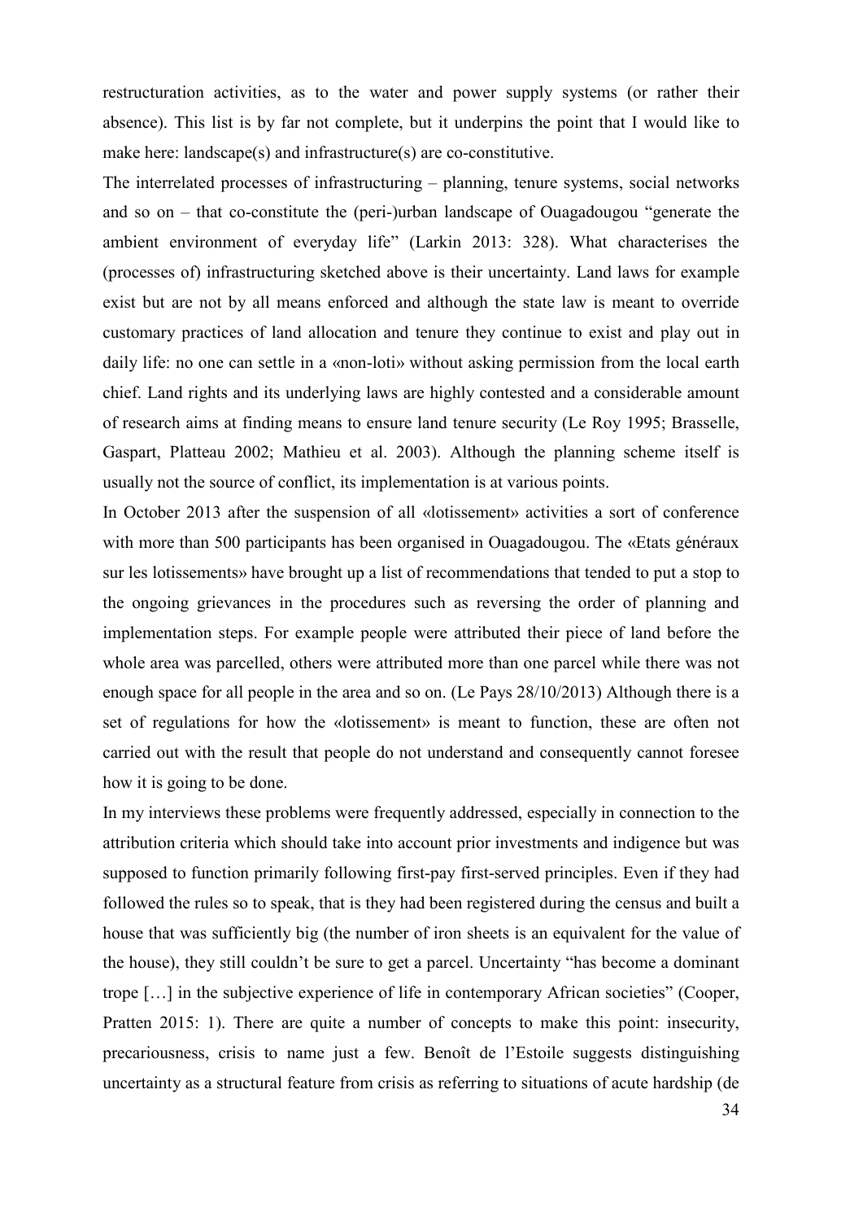restructuration activities, as to the water and power supply systems (or rather their absence). This list is by far not complete, but it underpins the point that I would like to make here: landscape(s) and infrastructure(s) are co-constitutive.

The interrelated processes of infrastructuring – planning, tenure systems, social networks and so on – that co-constitute the (peri-)urban landscape of Ouagadougou "generate the ambient environment of everyday life" (Larkin 2013: 328). What characterises the (processes of) infrastructuring sketched above is their uncertainty. Land laws for example exist but are not by all means enforced and although the state law is meant to override customary practices of land allocation and tenure they continue to exist and play out in daily life: no one can settle in a «non-loti» without asking permission from the local earth chief. Land rights and its underlying laws are highly contested and a considerable amount of research aims at finding means to ensure land tenure security (Le Roy 1995; Brasselle, Gaspart, Platteau 2002; Mathieu et al. 2003). Although the planning scheme itself is usually not the source of conflict, its implementation is at various points.

In October 2013 after the suspension of all «lotissement» activities a sort of conference with more than 500 participants has been organised in Ouagadougou. The «Etats généraux sur les lotissements» have brought up a list of recommendations that tended to put a stop to the ongoing grievances in the procedures such as reversing the order of planning and implementation steps. For example people were attributed their piece of land before the whole area was parcelled, others were attributed more than one parcel while there was not enough space for all people in the area and so on. (Le Pays 28/10/2013) Although there is a set of regulations for how the «lotissement» is meant to function, these are often not carried out with the result that people do not understand and consequently cannot foresee how it is going to be done.

In my interviews these problems were frequently addressed, especially in connection to the attribution criteria which should take into account prior investments and indigence but was supposed to function primarily following first-pay first-served principles. Even if they had followed the rules so to speak, that is they had been registered during the census and built a house that was sufficiently big (the number of iron sheets is an equivalent for the value of the house), they still couldn't be sure to get a parcel. Uncertainty "has become a dominant trope […] in the subjective experience of life in contemporary African societies" (Cooper, Pratten 2015: 1). There are quite a number of concepts to make this point: insecurity, precariousness, crisis to name just a few. Benoît de l'Estoile suggests distinguishing uncertainty as a structural feature from crisis as referring to situations of acute hardship (de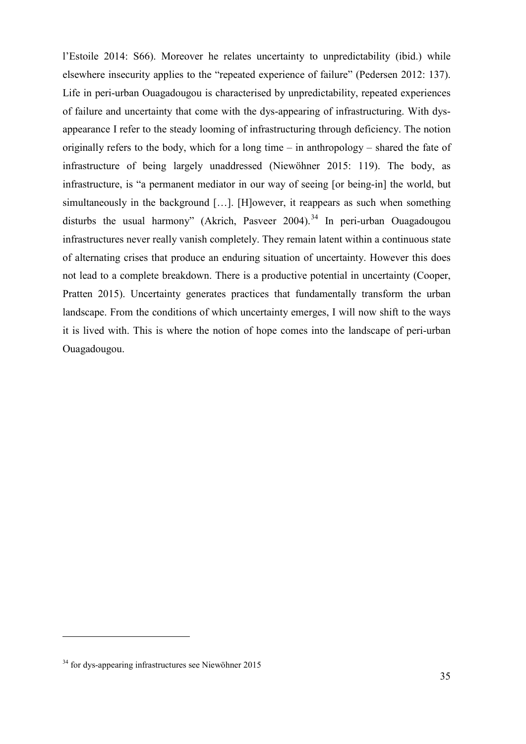l'Estoile 2014: S66). Moreover he relates uncertainty to unpredictability (ibid.) while elsewhere insecurity applies to the "repeated experience of failure" (Pedersen 2012: 137). Life in peri-urban Ouagadougou is characterised by unpredictability, repeated experiences of failure and uncertainty that come with the dys-appearing of infrastructuring. With dys-appearance I refer to the steady looming of infrastructuring through deficiency. The notion originally refers to the body, which for a long time – in anthropology – shared the fate of infrastructure of being largely unaddressed (Niewöhner 2015: 119). The body, as infrastructure, is "a permanent mediator in our way of seeing [or being-in] the world, but simultaneously in the background […]. [H]owever, it reappears as such when something disturbs the usual harmony" (Akrich, Pasveer 2004).[34] In peri-urban Ouagadougou infrastructures never really vanish completely. They remain latent within a continuous state of alternating crises that produce an enduring situation of uncertainty. However this does not lead to a complete breakdown. There is a productive potential in uncertainty (Cooper, Pratten 2015). Uncertainty generates practices that fundamentally transform the urban landscape. From the conditions of which uncertainty emerges, I will now shift to the ways it is lived with. This is where the notion of hope comes into the landscape of peri-urban Ouagadougou.

[34] for dys-appearing infrastructures see Niewöhner 2015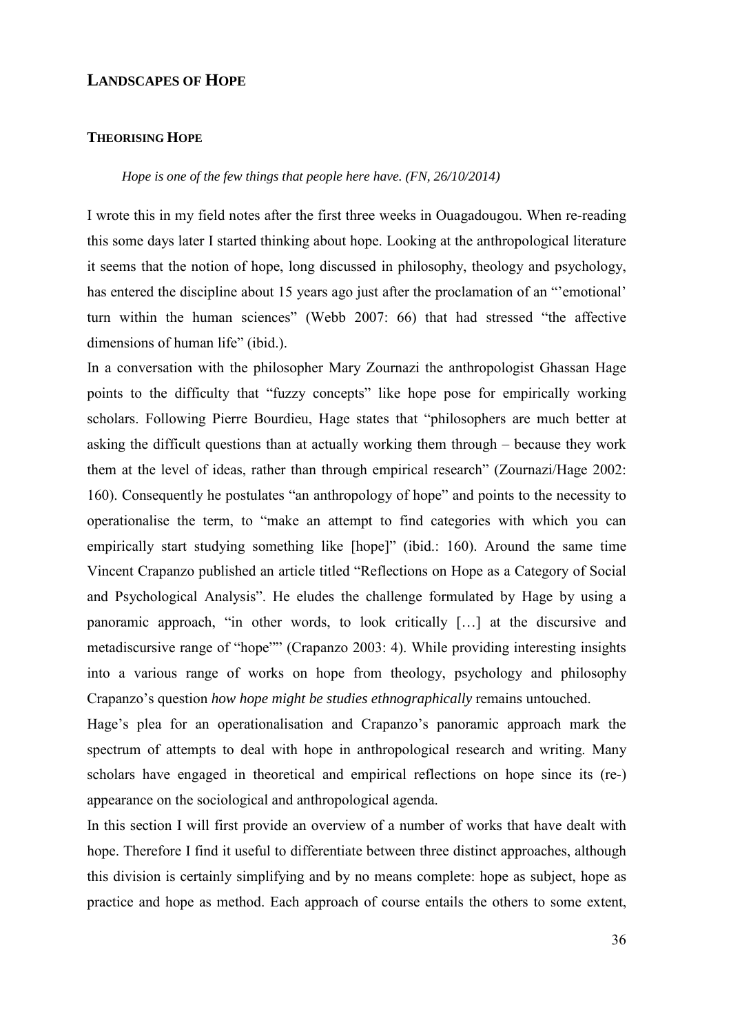## LANDSCAPES OF HOPE

### THEORISING HOPE

*Hope is one of the few things that people here have. (FN, 26/10/2014)*

I wrote this in my field notes after the first three weeks in Ouagadougou. When re-reading this some days later I started thinking about hope. Looking at the anthropological literature it seems that the notion of hope, long discussed in philosophy, theology and psychology, has entered the discipline about 15 years ago just after the proclamation of an "'emotional' turn within the human sciences" (Webb 2007: 66) that had stressed "the affective dimensions of human life" (ibid.).

In a conversation with the philosopher Mary Zournazi the anthropologist Ghassan Hage points to the difficulty that "fuzzy concepts" like hope pose for empirically working scholars. Following Pierre Bourdieu, Hage states that "philosophers are much better at asking the difficult questions than at actually working them through – because they work them at the level of ideas, rather than through empirical research" (Zournazi/Hage 2002: 160). Consequently he postulates "an anthropology of hope" and points to the necessity to operationalise the term, to "make an attempt to find categories with which you can empirically start studying something like [hope]" (ibid.: 160). Around the same time Vincent Crapanzo published an article titled "Reflections on Hope as a Category of Social and Psychological Analysis". He eludes the challenge formulated by Hage by using a panoramic approach, "in other words, to look critically […] at the discursive and metadiscursive range of "hope"" (Crapanzo 2003: 4). While providing interesting insights into a various range of works on hope from theology, psychology and philosophy Crapanzo's question *how hope might be studies ethnographically* remains untouched.

Hage's plea for an operationalisation and Crapanzo's panoramic approach mark the spectrum of attempts to deal with hope in anthropological research and writing. Many scholars have engaged in theoretical and empirical reflections on hope since its (re-) appearance on the sociological and anthropological agenda.

In this section I will first provide an overview of a number of works that have dealt with hope. Therefore I find it useful to differentiate between three distinct approaches, although this division is certainly simplifying and by no means complete: hope as subject, hope as practice and hope as method. Each approach of course entails the others to some extent,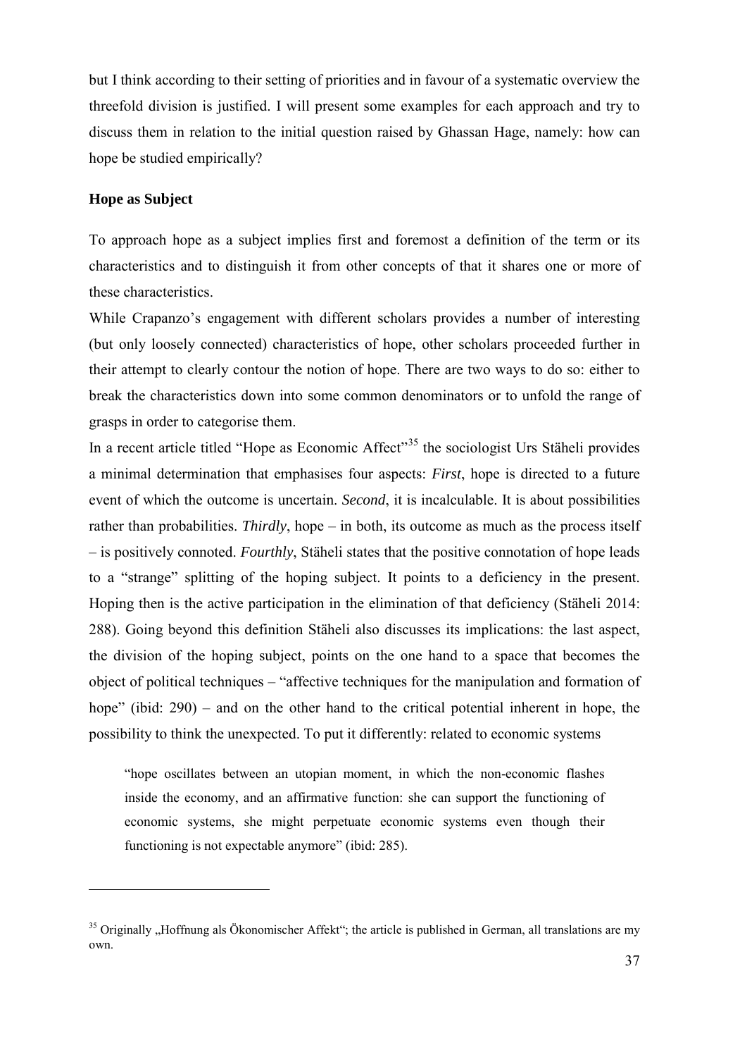but I think according to their setting of priorities and in favour of a systematic overview the threefold division is justified. I will present some examples for each approach and try to discuss them in relation to the initial question raised by Ghassan Hage, namely: how can hope be studied empirically?

### Hope as Subject

To approach hope as a subject implies first and foremost a definition of the term or its characteristics and to distinguish it from other concepts of that it shares one or more of these characteristics.

While Crapanzo's engagement with different scholars provides a number of interesting (but only loosely connected) characteristics of hope, other scholars proceeded further in their attempt to clearly contour the notion of hope. There are two ways to do so: either to break the characteristics down into some common denominators or to unfold the range of grasps in order to categorise them.

In a recent article titled "Hope as Economic Affect"[35] the sociologist Urs Stäheli provides a minimal determination that emphasises four aspects: *First*, hope is directed to a future event of which the outcome is uncertain. *Second*, it is incalculable. It is about possibilities rather than probabilities. *Thirdly*, hope – in both, its outcome as much as the process itself – is positively connoted. *Fourthly*, Stäheli states that the positive connotation of hope leads to a "strange" splitting of the hoping subject. It points to a deficiency in the present. Hoping then is the active participation in the elimination of that deficiency (Stäheli 2014: 288). Going beyond this definition Stäheli also discusses its implications: the last aspect, the division of the hoping subject, points on the one hand to a space that becomes the object of political techniques – "affective techniques for the manipulation and formation of hope" (ibid: 290) – and on the other hand to the critical potential inherent in hope, the possibility to think the unexpected. To put it differently: related to economic systems

> "hope oscillates between an utopian moment, in which the non-economic flashes inside the economy, and an affirmative function: she can support the functioning of economic systems, she might perpetuate economic systems even though their functioning is not expectable anymore" (ibid: 285).

---

[35] Originally „Hoffnung als Ökonomischer Affekt"; the article is published in German, all translations are my own.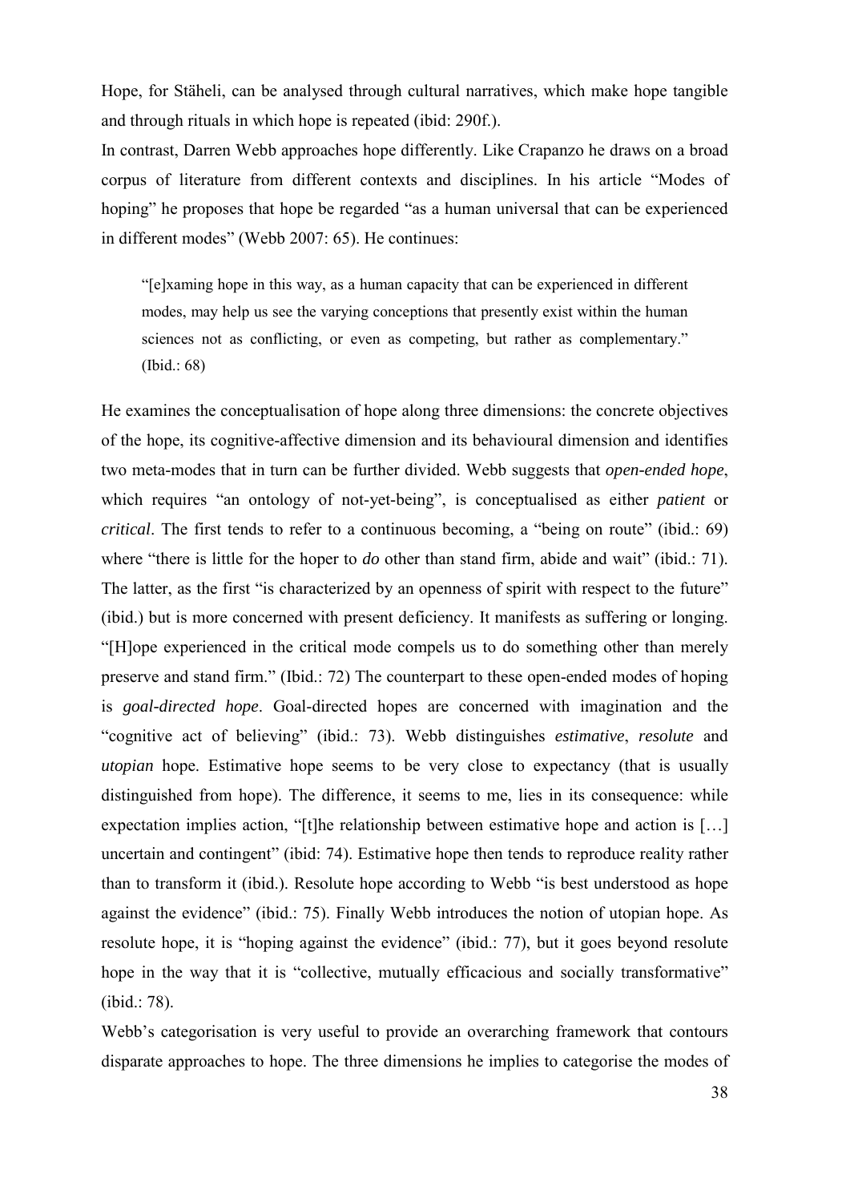Hope, for Stäheli, can be analysed through cultural narratives, which make hope tangible and through rituals in which hope is repeated (ibid: 290f.).

In contrast, Darren Webb approaches hope differently. Like Crapanzo he draws on a broad corpus of literature from different contexts and disciplines. In his article "Modes of hoping" he proposes that hope be regarded "as a human universal that can be experienced in different modes" (Webb 2007: 65). He continues:

> "[e]xaming hope in this way, as a human capacity that can be experienced in different modes, may help us see the varying conceptions that presently exist within the human sciences not as conflicting, or even as competing, but rather as complementary." (Ibid.: 68)

He examines the conceptualisation of hope along three dimensions: the concrete objectives of the hope, its cognitive-affective dimension and its behavioural dimension and identifies two meta-modes that in turn can be further divided. Webb suggests that *open-ended hope*, which requires "an ontology of not-yet-being", is conceptualised as either *patient* or *critical*. The first tends to refer to a continuous becoming, a "being on route" (ibid.: 69) where "there is little for the hoper to *do* other than stand firm, abide and wait" (ibid.: 71). The latter, as the first "is characterized by an openness of spirit with respect to the future" (ibid.) but is more concerned with present deficiency. It manifests as suffering or longing. "[H]ope experienced in the critical mode compels us to do something other than merely preserve and stand firm." (Ibid.: 72) The counterpart to these open-ended modes of hoping is *goal-directed hope*. Goal-directed hopes are concerned with imagination and the "cognitive act of believing" (ibid.: 73). Webb distinguishes *estimative*, *resolute* and *utopian* hope. Estimative hope seems to be very close to expectancy (that is usually distinguished from hope). The difference, it seems to me, lies in its consequence: while expectation implies action, "[t]he relationship between estimative hope and action is […] uncertain and contingent" (ibid: 74). Estimative hope then tends to reproduce reality rather than to transform it (ibid.). Resolute hope according to Webb "is best understood as hope against the evidence" (ibid.: 75). Finally Webb introduces the notion of utopian hope. As resolute hope, it is "hoping against the evidence" (ibid.: 77), but it goes beyond resolute hope in the way that it is "collective, mutually efficacious and socially transformative" (ibid.: 78).

Webb's categorisation is very useful to provide an overarching framework that contours disparate approaches to hope. The three dimensions he implies to categorise the modes of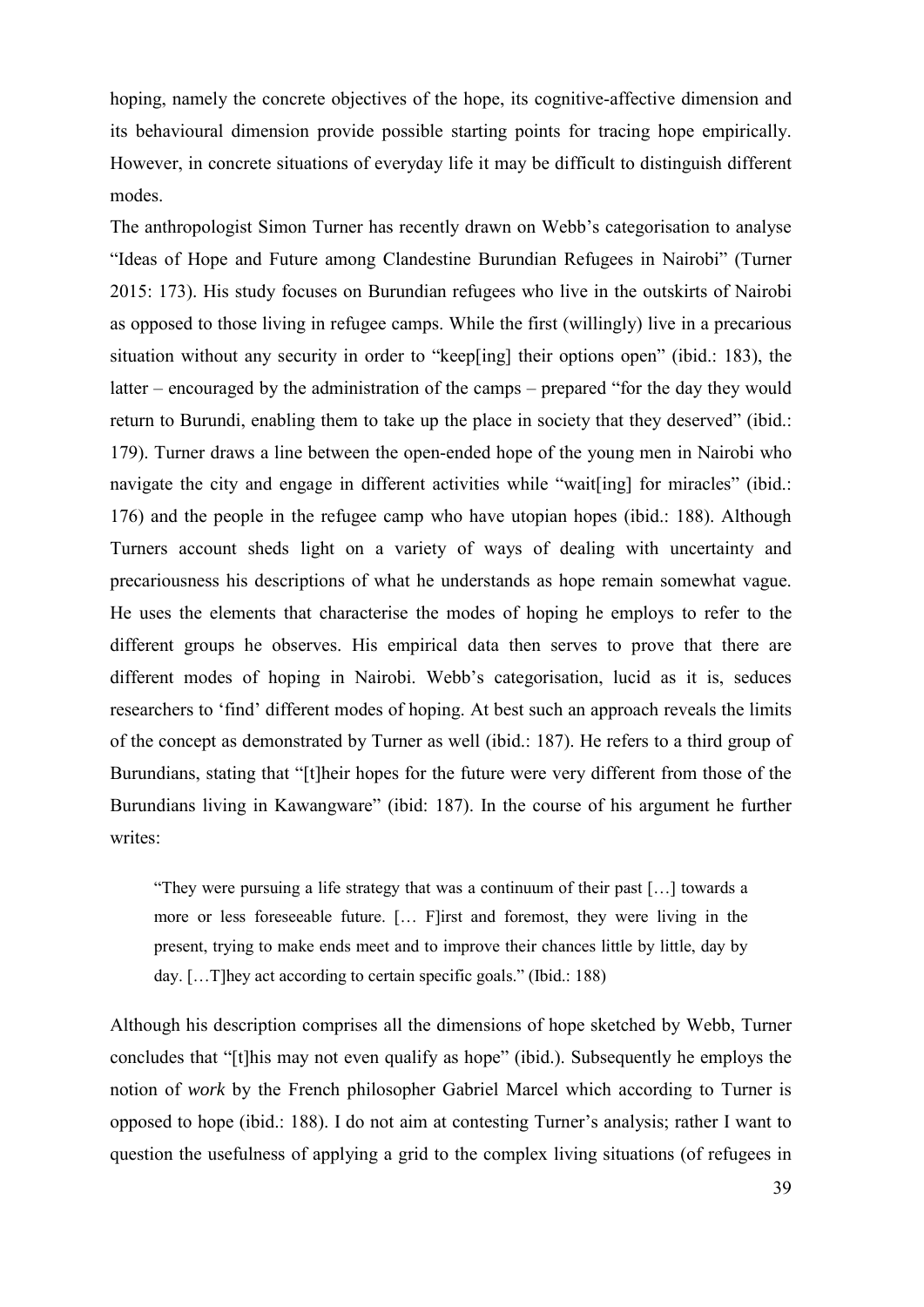hoping, namely the concrete objectives of the hope, its cognitive-affective dimension and its behavioural dimension provide possible starting points for tracing hope empirically. However, in concrete situations of everyday life it may be difficult to distinguish different modes.

The anthropologist Simon Turner has recently drawn on Webb's categorisation to analyse "Ideas of Hope and Future among Clandestine Burundian Refugees in Nairobi" (Turner 2015: 173). His study focuses on Burundian refugees who live in the outskirts of Nairobi as opposed to those living in refugee camps. While the first (willingly) live in a precarious situation without any security in order to "keep[ing] their options open" (ibid.: 183), the latter – encouraged by the administration of the camps – prepared "for the day they would return to Burundi, enabling them to take up the place in society that they deserved" (ibid.: 179). Turner draws a line between the open-ended hope of the young men in Nairobi who navigate the city and engage in different activities while "wait[ing] for miracles" (ibid.: 176) and the people in the refugee camp who have utopian hopes (ibid.: 188). Although Turners account sheds light on a variety of ways of dealing with uncertainty and precariousness his descriptions of what he understands as hope remain somewhat vague. He uses the elements that characterise the modes of hoping he employs to refer to the different groups he observes. His empirical data then serves to prove that there are different modes of hoping in Nairobi. Webb's categorisation, lucid as it is, seduces researchers to 'find' different modes of hoping. At best such an approach reveals the limits of the concept as demonstrated by Turner as well (ibid.: 187). He refers to a third group of Burundians, stating that "[t]heir hopes for the future were very different from those of the Burundians living in Kawangware" (ibid: 187). In the course of his argument he further writes:

> "They were pursuing a life strategy that was a continuum of their past […] towards a more or less foreseeable future. [… F]irst and foremost, they were living in the present, trying to make ends meet and to improve their chances little by little, day by day. […T]hey act according to certain specific goals." (Ibid.: 188)

Although his description comprises all the dimensions of hope sketched by Webb, Turner concludes that "[t]his may not even qualify as hope" (ibid.). Subsequently he employs the notion of *work* by the French philosopher Gabriel Marcel which according to Turner is opposed to hope (ibid.: 188). I do not aim at contesting Turner's analysis; rather I want to question the usefulness of applying a grid to the complex living situations (of refugees in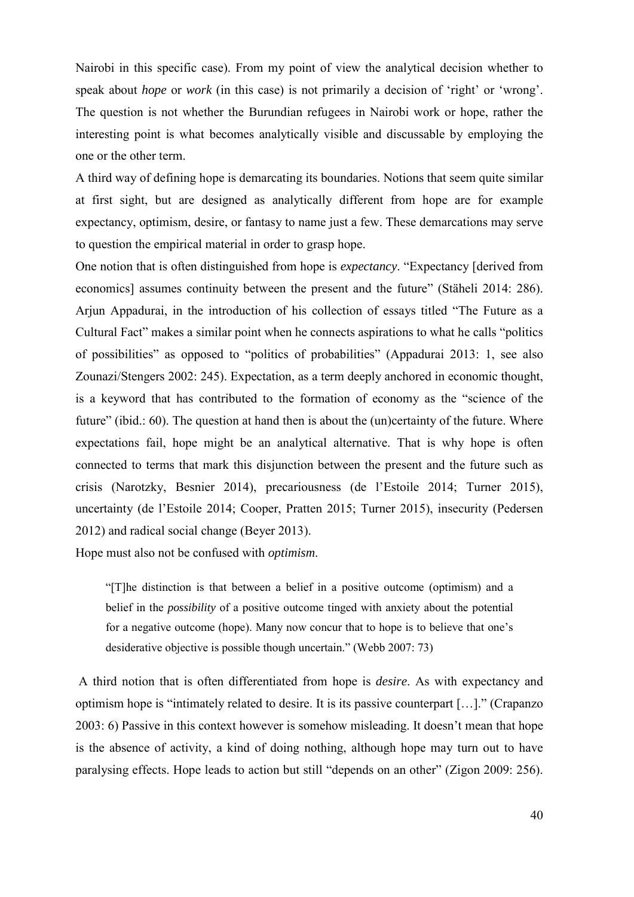Nairobi in this specific case). From my point of view the analytical decision whether to speak about *hope* or *work* (in this case) is not primarily a decision of 'right' or 'wrong'. The question is not whether the Burundian refugees in Nairobi work or hope, rather the interesting point is what becomes analytically visible and discussable by employing the one or the other term.

A third way of defining hope is demarcating its boundaries. Notions that seem quite similar at first sight, but are designed as analytically different from hope are for example expectancy, optimism, desire, or fantasy to name just a few. These demarcations may serve to question the empirical material in order to grasp hope.

One notion that is often distinguished from hope is *expectancy*. "Expectancy [derived from economics] assumes continuity between the present and the future" (Stäheli 2014: 286). Arjun Appadurai, in the introduction of his collection of essays titled "The Future as a Cultural Fact" makes a similar point when he connects aspirations to what he calls "politics of possibilities" as opposed to "politics of probabilities" (Appadurai 2013: 1, see also Zounazi/Stengers 2002: 245). Expectation, as a term deeply anchored in economic thought, is a keyword that has contributed to the formation of economy as the "science of the future" (ibid.: 60). The question at hand then is about the (un)certainty of the future. Where expectations fail, hope might be an analytical alternative. That is why hope is often connected to terms that mark this disjunction between the present and the future such as crisis (Narotzky, Besnier 2014), precariousness (de l'Estoile 2014; Turner 2015), uncertainty (de l'Estoile 2014; Cooper, Pratten 2015; Turner 2015), insecurity (Pedersen 2012) and radical social change (Beyer 2013).

Hope must also not be confused with *optimism*.

> "[T]he distinction is that between a belief in a positive outcome (optimism) and a belief in the *possibility* of a positive outcome tinged with anxiety about the potential for a negative outcome (hope). Many now concur that to hope is to believe that one's desiderative objective is possible though uncertain." (Webb 2007: 73)

A third notion that is often differentiated from hope is *desire*. As with expectancy and optimism hope is "intimately related to desire. It is its passive counterpart […]." (Crapanzo 2003: 6) Passive in this context however is somehow misleading. It doesn't mean that hope is the absence of activity, a kind of doing nothing, although hope may turn out to have paralysing effects. Hope leads to action but still "depends on an other" (Zigon 2009: 256).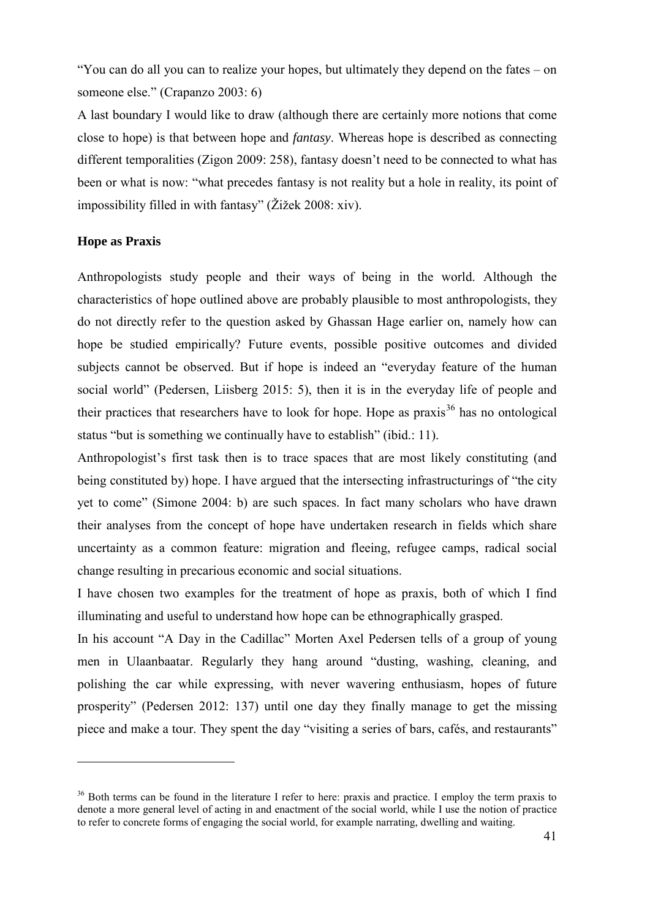"You can do all you can to realize your hopes, but ultimately they depend on the fates – on someone else." (Crapanzo 2003: 6)

A last boundary I would like to draw (although there are certainly more notions that come close to hope) is that between hope and *fantasy*. Whereas hope is described as connecting different temporalities (Zigon 2009: 258), fantasy doesn't need to be connected to what has been or what is now: "what precedes fantasy is not reality but a hole in reality, its point of impossibility filled in with fantasy" (Žižek 2008: xiv).

### Hope as Praxis

Anthropologists study people and their ways of being in the world. Although the characteristics of hope outlined above are probably plausible to most anthropologists, they do not directly refer to the question asked by Ghassan Hage earlier on, namely how can hope be studied empirically? Future events, possible positive outcomes and divided subjects cannot be observed. But if hope is indeed an "everyday feature of the human social world" (Pedersen, Liisberg 2015: 5), then it is in the everyday life of people and their practices that researchers have to look for hope. Hope as praxis[36] has no ontological status "but is something we continually have to establish" (ibid.: 11).

Anthropologist's first task then is to trace spaces that are most likely constituting (and being constituted by) hope. I have argued that the intersecting infrastructurings of "the city yet to come" (Simone 2004: b) are such spaces. In fact many scholars who have drawn their analyses from the concept of hope have undertaken research in fields which share uncertainty as a common feature: migration and fleeing, refugee camps, radical social change resulting in precarious economic and social situations.

I have chosen two examples for the treatment of hope as praxis, both of which I find illuminating and useful to understand how hope can be ethnographically grasped.

In his account "A Day in the Cadillac" Morten Axel Pedersen tells of a group of young men in Ulaanbaatar. Regularly they hang around "dusting, washing, cleaning, and polishing the car while expressing, with never wavering enthusiasm, hopes of future prosperity" (Pedersen 2012: 137) until one day they finally manage to get the missing piece and make a tour. They spent the day "visiting a series of bars, cafés, and restaurants"

---

[36] Both terms can be found in the literature I refer to here: praxis and practice. I employ the term praxis to denote a more general level of acting in and enactment of the social world, while I use the notion of practice to refer to concrete forms of engaging the social world, for example narrating, dwelling and waiting.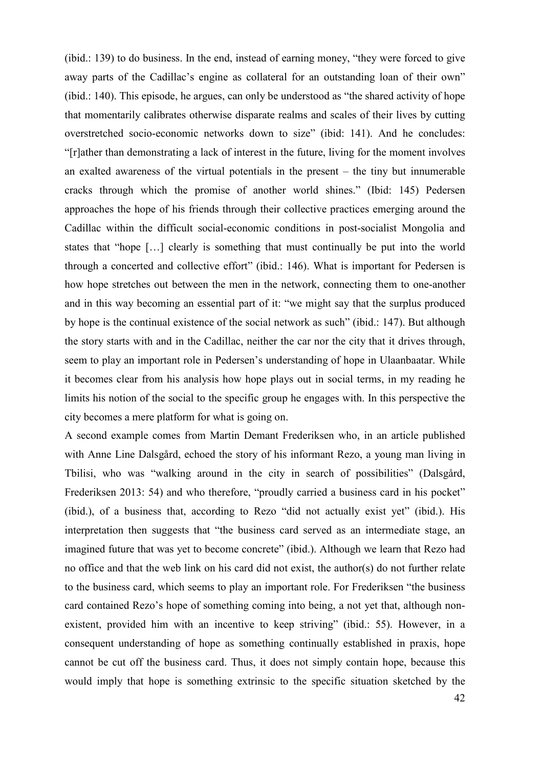(ibid.: 139) to do business. In the end, instead of earning money, "they were forced to give away parts of the Cadillac's engine as collateral for an outstanding loan of their own" (ibid.: 140). This episode, he argues, can only be understood as "the shared activity of hope that momentarily calibrates otherwise disparate realms and scales of their lives by cutting overstretched socio-economic networks down to size" (ibid: 141). And he concludes: "[r]ather than demonstrating a lack of interest in the future, living for the moment involves an exalted awareness of the virtual potentials in the present – the tiny but innumerable cracks through which the promise of another world shines." (Ibid: 145) Pedersen approaches the hope of his friends through their collective practices emerging around the Cadillac within the difficult social-economic conditions in post-socialist Mongolia and states that "hope […] clearly is something that must continually be put into the world through a concerted and collective effort" (ibid.: 146). What is important for Pedersen is how hope stretches out between the men in the network, connecting them to one-another and in this way becoming an essential part of it: "we might say that the surplus produced by hope is the continual existence of the social network as such" (ibid.: 147). But although the story starts with and in the Cadillac, neither the car nor the city that it drives through, seem to play an important role in Pedersen's understanding of hope in Ulaanbaatar. While it becomes clear from his analysis how hope plays out in social terms, in my reading he limits his notion of the social to the specific group he engages with. In this perspective the city becomes a mere platform for what is going on.

A second example comes from Martin Demant Frederiksen who, in an article published with Anne Line Dalsgård, echoed the story of his informant Rezo, a young man living in Tbilisi, who was "walking around in the city in search of possibilities" (Dalsgård, Frederiksen 2013: 54) and who therefore, "proudly carried a business card in his pocket" (ibid.), of a business that, according to Rezo "did not actually exist yet" (ibid.). His interpretation then suggests that "the business card served as an intermediate stage, an imagined future that was yet to become concrete" (ibid.). Although we learn that Rezo had no office and that the web link on his card did not exist, the author(s) do not further relate to the business card, which seems to play an important role. For Frederiksen "the business card contained Rezo's hope of something coming into being, a not yet that, although non-existent, provided him with an incentive to keep striving" (ibid.: 55). However, in a consequent understanding of hope as something continually established in praxis, hope cannot be cut off the business card. Thus, it does not simply contain hope, because this would imply that hope is something extrinsic to the specific situation sketched by the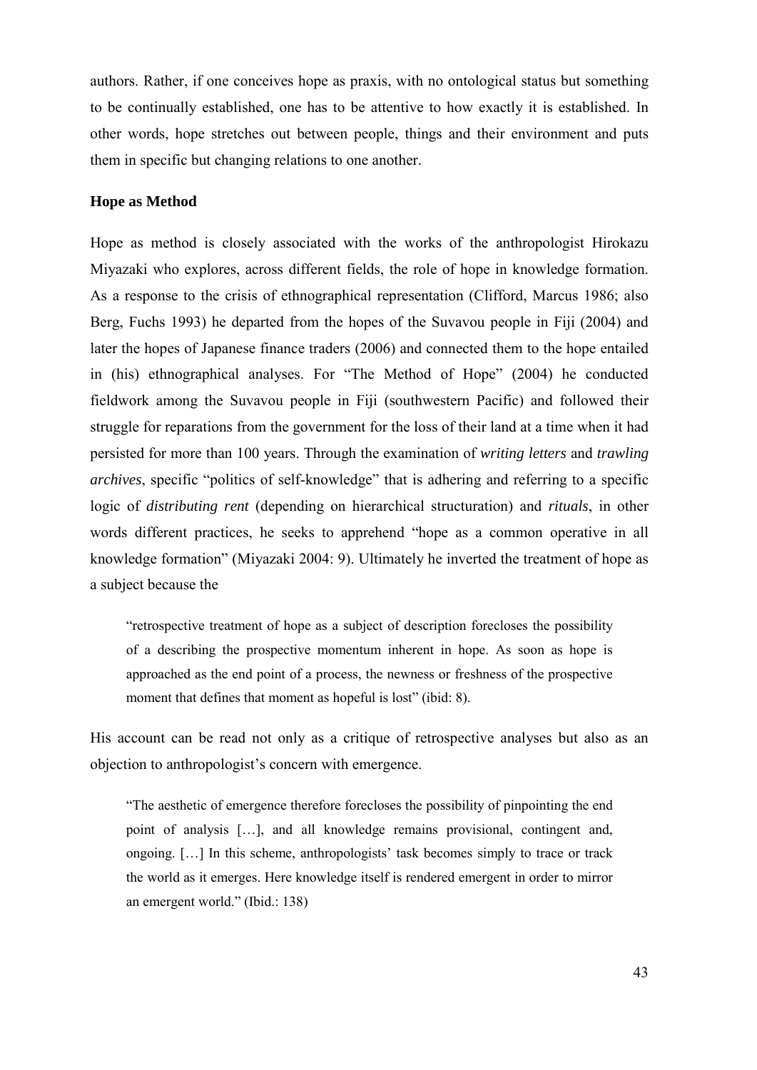authors. Rather, if one conceives hope as praxis, with no ontological status but something to be continually established, one has to be attentive to how exactly it is established. In other words, hope stretches out between people, things and their environment and puts them in specific but changing relations to one another.

### Hope as Method

Hope as method is closely associated with the works of the anthropologist Hirokazu Miyazaki who explores, across different fields, the role of hope in knowledge formation. As a response to the crisis of ethnographical representation (Clifford, Marcus 1986; also Berg, Fuchs 1993) he departed from the hopes of the Suvavou people in Fiji (2004) and later the hopes of Japanese finance traders (2006) and connected them to the hope entailed in (his) ethnographical analyses. For "The Method of Hope" (2004) he conducted fieldwork among the Suvavou people in Fiji (southwestern Pacific) and followed their struggle for reparations from the government for the loss of their land at a time when it had persisted for more than 100 years. Through the examination of *writing letters* and *trawling archives*, specific "politics of self-knowledge" that is adhering and referring to a specific logic of *distributing rent* (depending on hierarchical structuration) and *rituals*, in other words different practices, he seeks to apprehend "hope as a common operative in all knowledge formation" (Miyazaki 2004: 9). Ultimately he inverted the treatment of hope as a subject because the

> "retrospective treatment of hope as a subject of description forecloses the possibility of a describing the prospective momentum inherent in hope. As soon as hope is approached as the end point of a process, the newness or freshness of the prospective moment that defines that moment as hopeful is lost" (ibid: 8).

His account can be read not only as a critique of retrospective analyses but also as an objection to anthropologist's concern with emergence.

> "The aesthetic of emergence therefore forecloses the possibility of pinpointing the end point of analysis […], and all knowledge remains provisional, contingent and, ongoing. […] In this scheme, anthropologists' task becomes simply to trace or track the world as it emerges. Here knowledge itself is rendered emergent in order to mirror an emergent world." (Ibid.: 138)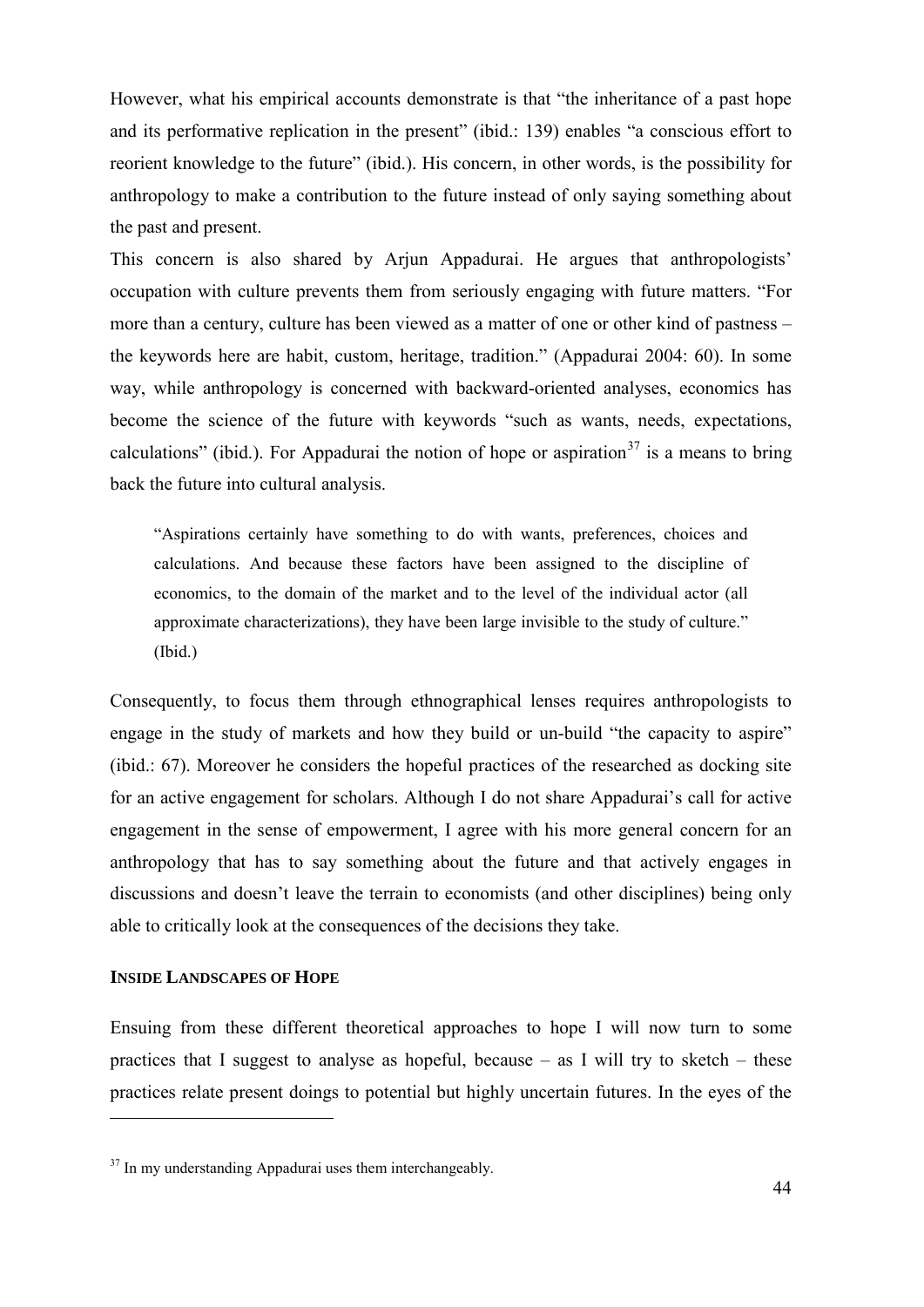However, what his empirical accounts demonstrate is that "the inheritance of a past hope and its performative replication in the present" (ibid.: 139) enables "a conscious effort to reorient knowledge to the future" (ibid.). His concern, in other words, is the possibility for anthropology to make a contribution to the future instead of only saying something about the past and present.

This concern is also shared by Arjun Appadurai. He argues that anthropologists' occupation with culture prevents them from seriously engaging with future matters. "For more than a century, culture has been viewed as a matter of one or other kind of pastness – the keywords here are habit, custom, heritage, tradition." (Appadurai 2004: 60). In some way, while anthropology is concerned with backward-oriented analyses, economics has become the science of the future with keywords "such as wants, needs, expectations, calculations" (ibid.). For Appadurai the notion of hope or aspiration[37] is a means to bring back the future into cultural analysis.

> "Aspirations certainly have something to do with wants, preferences, choices and calculations. And because these factors have been assigned to the discipline of economics, to the domain of the market and to the level of the individual actor (all approximate characterizations), they have been large invisible to the study of culture." (Ibid.)

Consequently, to focus them through ethnographical lenses requires anthropologists to engage in the study of markets and how they build or un-build "the capacity to aspire" (ibid.: 67). Moreover he considers the hopeful practices of the researched as docking site for an active engagement for scholars. Although I do not share Appadurai's call for active engagement in the sense of empowerment, I agree with his more general concern for an anthropology that has to say something about the future and that actively engages in discussions and doesn't leave the terrain to economists (and other disciplines) being only able to critically look at the consequences of the decisions they take.

## INSIDE LANDSCAPES OF HOPE

Ensuing from these different theoretical approaches to hope I will now turn to some practices that I suggest to analyse as hopeful, because – as I will try to sketch – these practices relate present doings to potential but highly uncertain futures. In the eyes of the

[37] In my understanding Appadurai uses them interchangeably.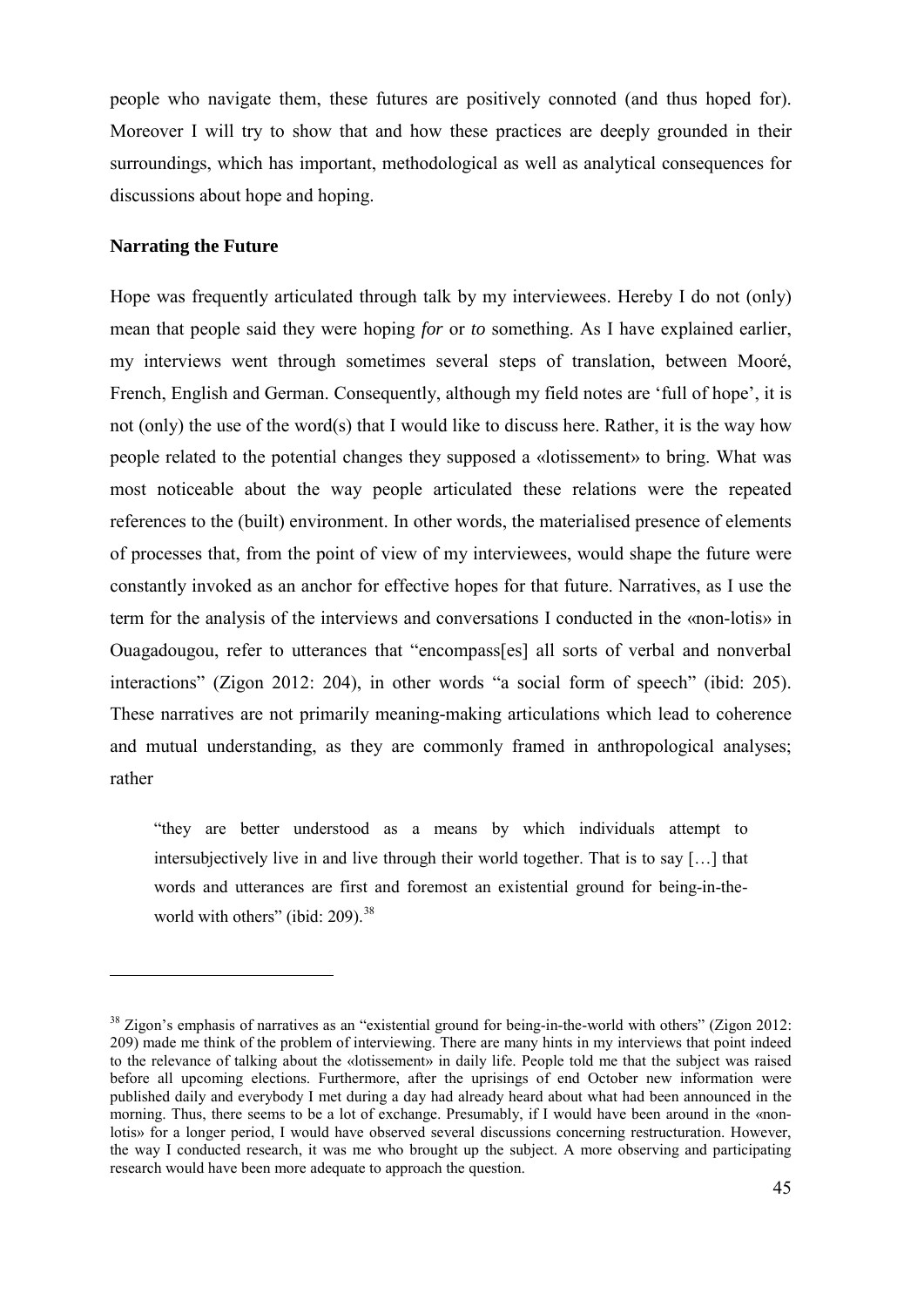people who navigate them, these futures are positively connoted (and thus hoped for). Moreover I will try to show that and how these practices are deeply grounded in their surroundings, which has important, methodological as well as analytical consequences for discussions about hope and hoping.

**Narrating the Future**

Hope was frequently articulated through talk by my interviewees. Hereby I do not (only) mean that people said they were hoping *for* or *to* something. As I have explained earlier, my interviews went through sometimes several steps of translation, between Mooré, French, English and German. Consequently, although my field notes are 'full of hope', it is not (only) the use of the word(s) that I would like to discuss here. Rather, it is the way how people related to the potential changes they supposed a «lotissement» to bring. What was most noticeable about the way people articulated these relations were the repeated references to the (built) environment. In other words, the materialised presence of elements of processes that, from the point of view of my interviewees, would shape the future were constantly invoked as an anchor for effective hopes for that future. Narratives, as I use the term for the analysis of the interviews and conversations I conducted in the «non-lotis» in Ouagadougou, refer to utterances that "encompass[es] all sorts of verbal and nonverbal interactions" (Zigon 2012: 204), in other words "a social form of speech" (ibid: 205). These narratives are not primarily meaning-making articulations which lead to coherence and mutual understanding, as they are commonly framed in anthropological analyses; rather

> "they are better understood as a means by which individuals attempt to intersubjectively live in and live through their world together. That is to say […] that words and utterances are first and foremost an existential ground for being-in-the-world with others" (ibid: 209).[38]

---

[38] Zigon's emphasis of narratives as an "existential ground for being-in-the-world with others" (Zigon 2012: 209) made me think of the problem of interviewing. There are many hints in my interviews that point indeed to the relevance of talking about the «lotissement» in daily life. People told me that the subject was raised before all upcoming elections. Furthermore, after the uprisings of end October new information were published daily and everybody I met during a day had already heard about what had been announced in the morning. Thus, there seems to be a lot of exchange. Presumably, if I would have been around in the «non-lotis» for a longer period, I would have observed several discussions concerning restructuration. However, the way I conducted research, it was me who brought up the subject. A more observing and participating research would have been more adequate to approach the question.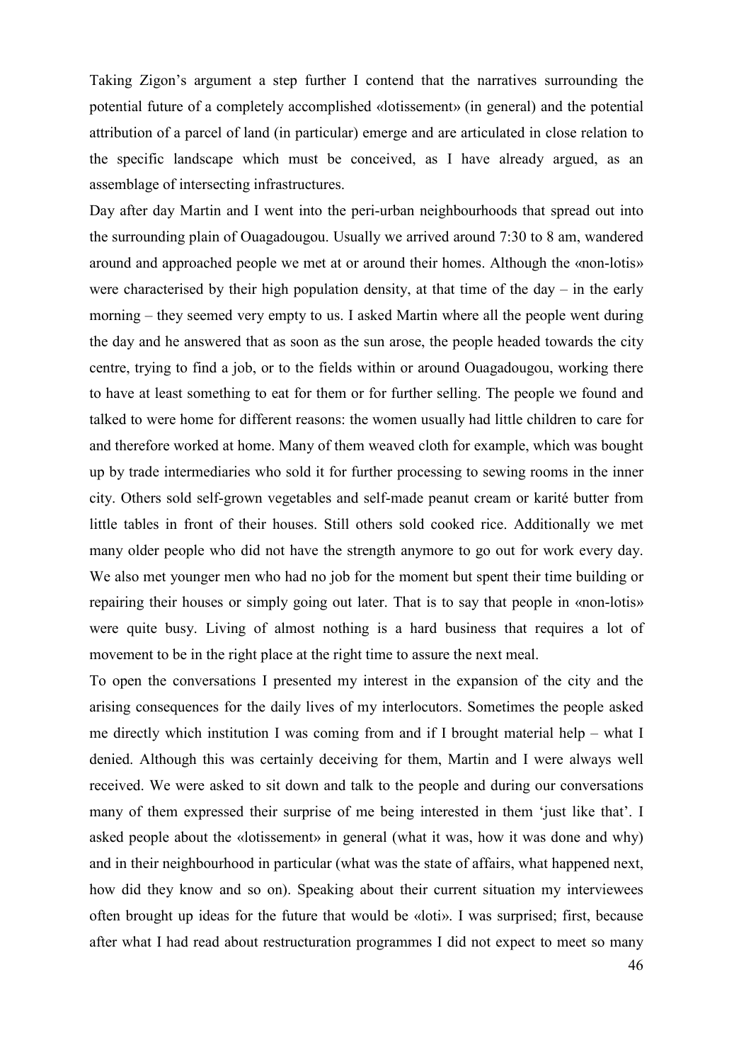Taking Zigon's argument a step further I contend that the narratives surrounding the potential future of a completely accomplished «lotissement» (in general) and the potential attribution of a parcel of land (in particular) emerge and are articulated in close relation to the specific landscape which must be conceived, as I have already argued, as an assemblage of intersecting infrastructures.

Day after day Martin and I went into the peri-urban neighbourhoods that spread out into the surrounding plain of Ouagadougou. Usually we arrived around 7:30 to 8 am, wandered around and approached people we met at or around their homes. Although the «non-lotis» were characterised by their high population density, at that time of the day – in the early morning – they seemed very empty to us. I asked Martin where all the people went during the day and he answered that as soon as the sun arose, the people headed towards the city centre, trying to find a job, or to the fields within or around Ouagadougou, working there to have at least something to eat for them or for further selling. The people we found and talked to were home for different reasons: the women usually had little children to care for and therefore worked at home. Many of them weaved cloth for example, which was bought up by trade intermediaries who sold it for further processing to sewing rooms in the inner city. Others sold self-grown vegetables and self-made peanut cream or karité butter from little tables in front of their houses. Still others sold cooked rice. Additionally we met many older people who did not have the strength anymore to go out for work every day. We also met younger men who had no job for the moment but spent their time building or repairing their houses or simply going out later. That is to say that people in «non-lotis» were quite busy. Living of almost nothing is a hard business that requires a lot of movement to be in the right place at the right time to assure the next meal.

To open the conversations I presented my interest in the expansion of the city and the arising consequences for the daily lives of my interlocutors. Sometimes the people asked me directly which institution I was coming from and if I brought material help – what I denied. Although this was certainly deceiving for them, Martin and I were always well received. We were asked to sit down and talk to the people and during our conversations many of them expressed their surprise of me being interested in them 'just like that'. I asked people about the «lotissement» in general (what it was, how it was done and why) and in their neighbourhood in particular (what was the state of affairs, what happened next, how did they know and so on). Speaking about their current situation my interviewees often brought up ideas for the future that would be «loti». I was surprised; first, because after what I had read about restructuration programmes I did not expect to meet so many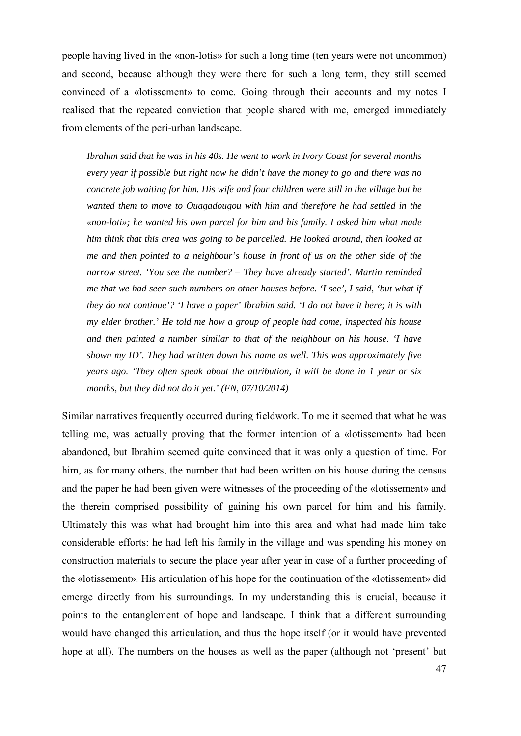people having lived in the «non-lotis» for such a long time (ten years were not uncommon) and second, because although they were there for such a long term, they still seemed convinced of a «lotissement» to come. Going through their accounts and my notes I realised that the repeated conviction that people shared with me, emerged immediately from elements of the peri-urban landscape.

> *Ibrahim said that he was in his 40s. He went to work in Ivory Coast for several months every year if possible but right now he didn't have the money to go and there was no concrete job waiting for him. His wife and four children were still in the village but he wanted them to move to Ouagadougou with him and therefore he had settled in the «non-loti»; he wanted his own parcel for him and his family. I asked him what made him think that this area was going to be parcelled. He looked around, then looked at me and then pointed to a neighbour's house in front of us on the other side of the narrow street. 'You see the number? – They have already started'. Martin reminded me that we had seen such numbers on other houses before. 'I see', I said, 'but what if they do not continue'? 'I have a paper' Ibrahim said. 'I do not have it here; it is with my elder brother.' He told me how a group of people had come, inspected his house and then painted a number similar to that of the neighbour on his house. 'I have shown my ID'. They had written down his name as well. This was approximately five years ago. 'They often speak about the attribution, it will be done in 1 year or six months, but they did not do it yet.' (FN, 07/10/2014)*

Similar narratives frequently occurred during fieldwork. To me it seemed that what he was telling me, was actually proving that the former intention of a «lotissement» had been abandoned, but Ibrahim seemed quite convinced that it was only a question of time. For him, as for many others, the number that had been written on his house during the census and the paper he had been given were witnesses of the proceeding of the «lotissement» and the therein comprised possibility of gaining his own parcel for him and his family. Ultimately this was what had brought him into this area and what had made him take considerable efforts: he had left his family in the village and was spending his money on construction materials to secure the place year after year in case of a further proceeding of the «lotissement». His articulation of his hope for the continuation of the «lotissement» did emerge directly from his surroundings. In my understanding this is crucial, because it points to the entanglement of hope and landscape. I think that a different surrounding would have changed this articulation, and thus the hope itself (or it would have prevented hope at all). The numbers on the houses as well as the paper (although not 'present' but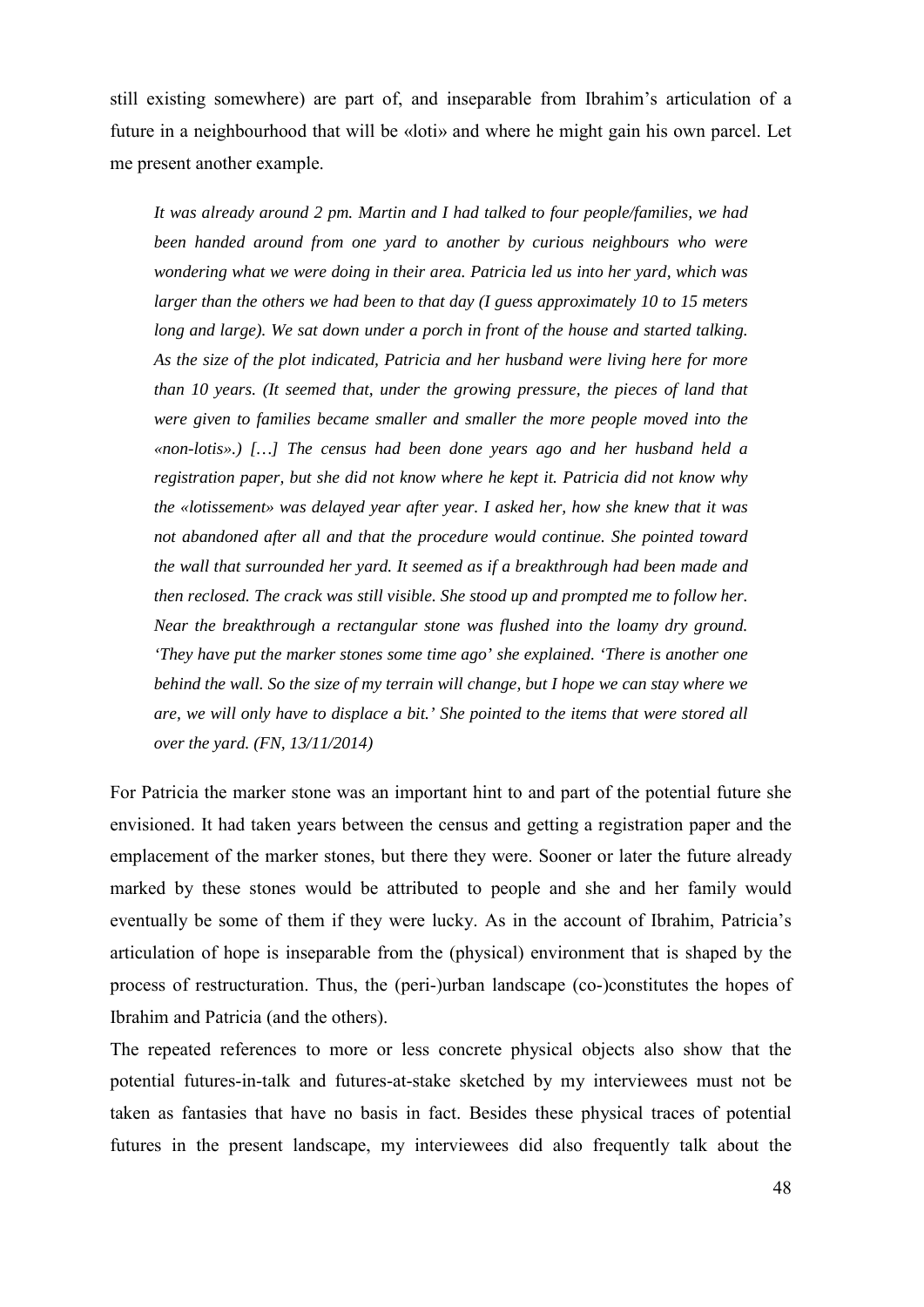still existing somewhere) are part of, and inseparable from Ibrahim's articulation of a future in a neighbourhood that will be «loti» and where he might gain his own parcel. Let me present another example.

> *It was already around 2 pm. Martin and I had talked to four people/families, we had been handed around from one yard to another by curious neighbours who were wondering what we were doing in their area. Patricia led us into her yard, which was larger than the others we had been to that day (I guess approximately 10 to 15 meters long and large). We sat down under a porch in front of the house and started talking. As the size of the plot indicated, Patricia and her husband were living here for more than 10 years. (It seemed that, under the growing pressure, the pieces of land that were given to families became smaller and smaller the more people moved into the «non-lotis».) […] The census had been done years ago and her husband held a registration paper, but she did not know where he kept it. Patricia did not know why the «lotissement» was delayed year after year. I asked her, how she knew that it was not abandoned after all and that the procedure would continue. She pointed toward the wall that surrounded her yard. It seemed as if a breakthrough had been made and then reclosed. The crack was still visible. She stood up and prompted me to follow her. Near the breakthrough a rectangular stone was flushed into the loamy dry ground. 'They have put the marker stones some time ago' she explained. 'There is another one behind the wall. So the size of my terrain will change, but I hope we can stay where we are, we will only have to displace a bit.' She pointed to the items that were stored all over the yard. (FN, 13/11/2014)*

For Patricia the marker stone was an important hint to and part of the potential future she envisioned. It had taken years between the census and getting a registration paper and the emplacement of the marker stones, but there they were. Sooner or later the future already marked by these stones would be attributed to people and she and her family would eventually be some of them if they were lucky. As in the account of Ibrahim, Patricia's articulation of hope is inseparable from the (physical) environment that is shaped by the process of restructuration. Thus, the (peri-)urban landscape (co-)constitutes the hopes of Ibrahim and Patricia (and the others).

The repeated references to more or less concrete physical objects also show that the potential futures-in-talk and futures-at-stake sketched by my interviewees must not be taken as fantasies that have no basis in fact. Besides these physical traces of potential futures in the present landscape, my interviewees did also frequently talk about the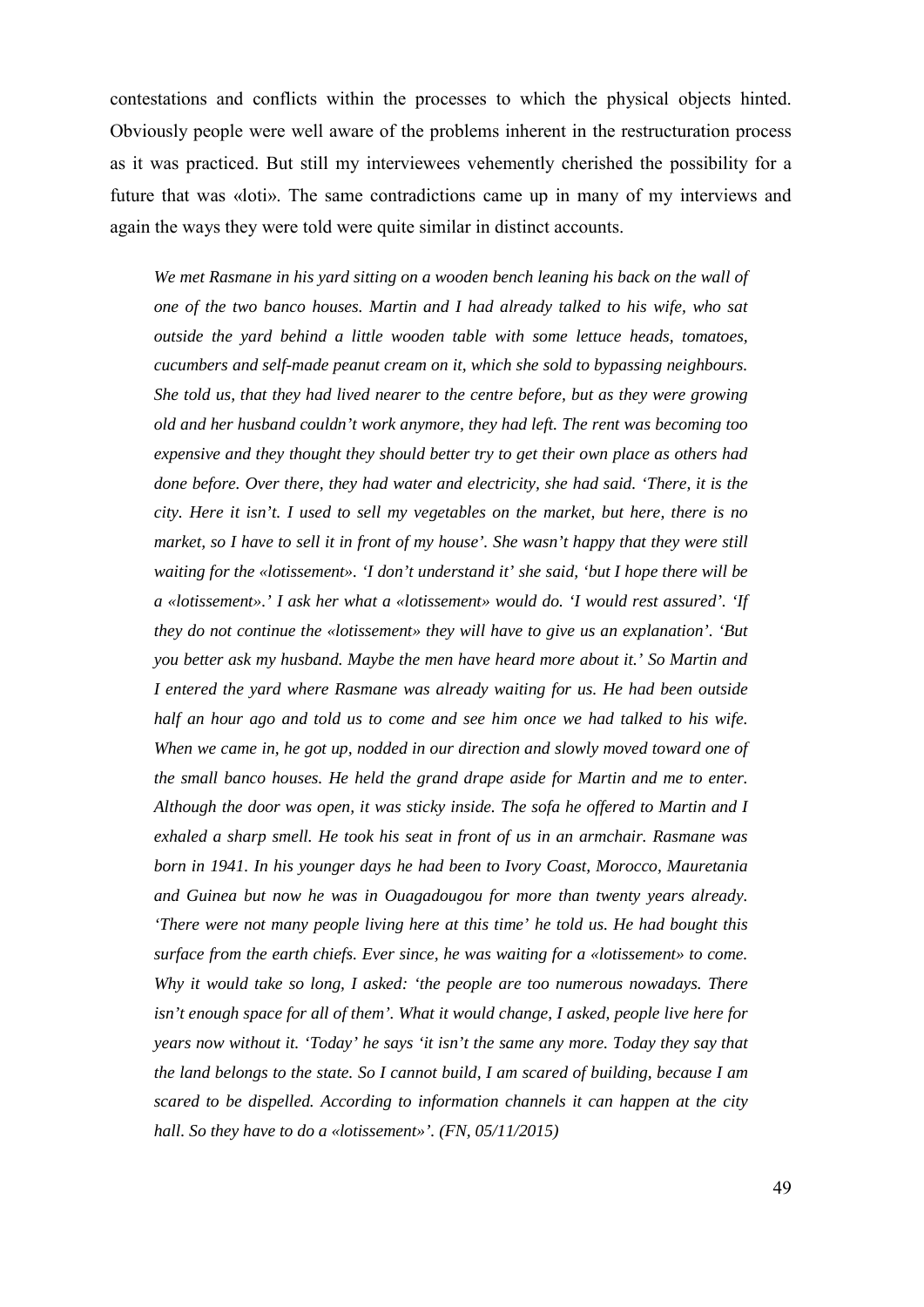contestations and conflicts within the processes to which the physical objects hinted. Obviously people were well aware of the problems inherent in the restructuration process as it was practiced. But still my interviewees vehemently cherished the possibility for a future that was «loti». The same contradictions came up in many of my interviews and again the ways they were told were quite similar in distinct accounts.

> *We met Rasmane in his yard sitting on a wooden bench leaning his back on the wall of one of the two banco houses. Martin and I had already talked to his wife, who sat outside the yard behind a little wooden table with some lettuce heads, tomatoes, cucumbers and self-made peanut cream on it, which she sold to bypassing neighbours. She told us, that they had lived nearer to the centre before, but as they were growing old and her husband couldn't work anymore, they had left. The rent was becoming too expensive and they thought they should better try to get their own place as others had done before. Over there, they had water and electricity, she had said. 'There, it is the city. Here it isn't. I used to sell my vegetables on the market, but here, there is no market, so I have to sell it in front of my house'. She wasn't happy that they were still waiting for the «lotissement». 'I don't understand it' she said, 'but I hope there will be a «lotissement».' I ask her what a «lotissement» would do. 'I would rest assured'. 'If they do not continue the «lotissement» they will have to give us an explanation'. 'But you better ask my husband. Maybe the men have heard more about it.' So Martin and I entered the yard where Rasmane was already waiting for us. He had been outside half an hour ago and told us to come and see him once we had talked to his wife. When we came in, he got up, nodded in our direction and slowly moved toward one of the small banco houses. He held the grand drape aside for Martin and me to enter. Although the door was open, it was sticky inside. The sofa he offered to Martin and I exhaled a sharp smell. He took his seat in front of us in an armchair. Rasmane was born in 1941. In his younger days he had been to Ivory Coast, Morocco, Mauretania and Guinea but now he was in Ouagadougou for more than twenty years already. 'There were not many people living here at this time' he told us. He had bought this surface from the earth chiefs. Ever since, he was waiting for a «lotissement» to come. Why it would take so long, I asked: 'the people are too numerous nowadays. There isn't enough space for all of them'. What it would change, I asked, people live here for years now without it. 'Today' he says 'it isn't the same any more. Today they say that the land belongs to the state. So I cannot build, I am scared of building, because I am scared to be dispelled. According to information channels it can happen at the city hall. So they have to do a «lotissement»'. (FN, 05/11/2015)*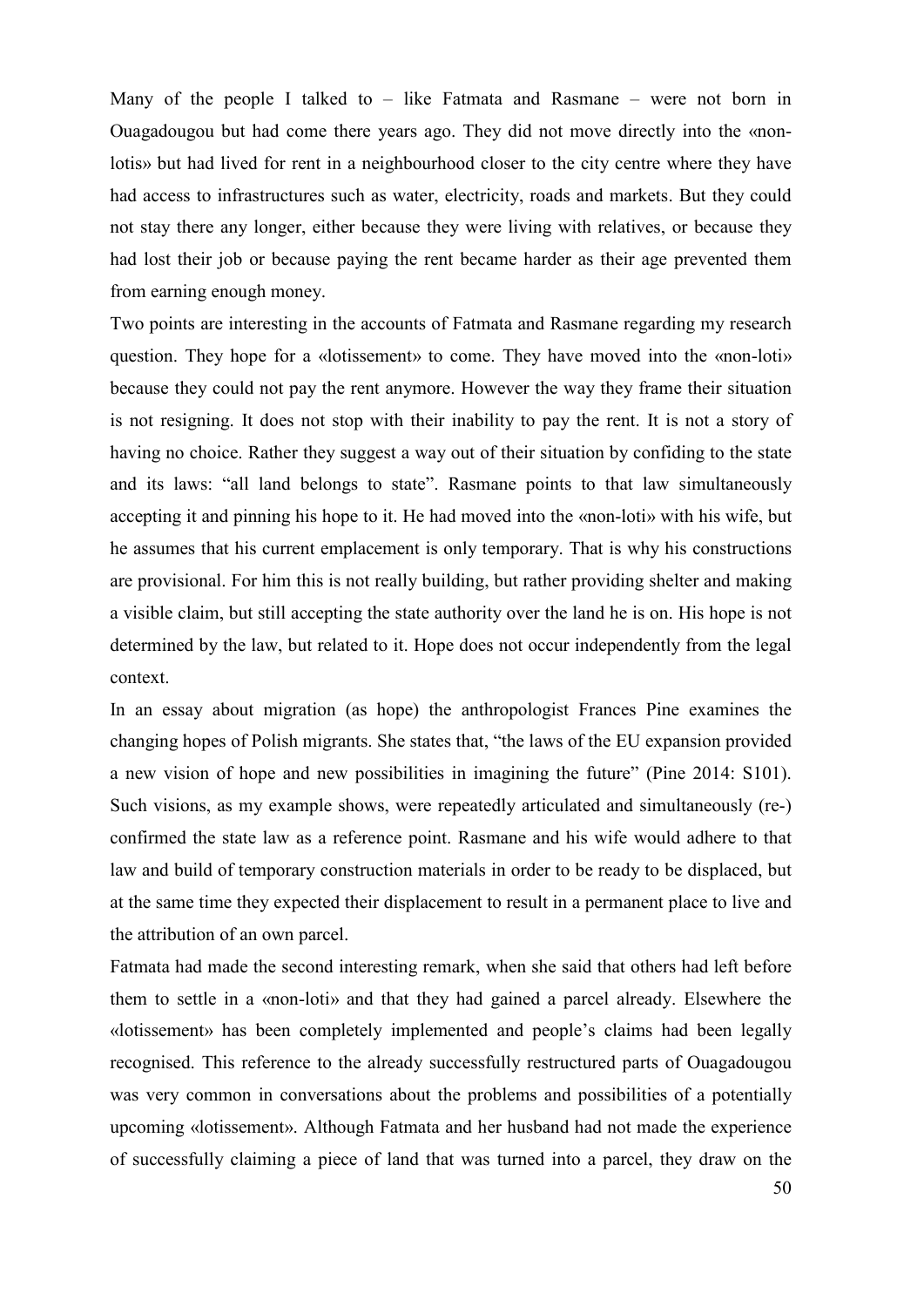Many of the people I talked to – like Fatmata and Rasmane – were not born in Ouagadougou but had come there years ago. They did not move directly into the «non-lotis» but had lived for rent in a neighbourhood closer to the city centre where they have had access to infrastructures such as water, electricity, roads and markets. But they could not stay there any longer, either because they were living with relatives, or because they had lost their job or because paying the rent became harder as their age prevented them from earning enough money.

Two points are interesting in the accounts of Fatmata and Rasmane regarding my research question. They hope for a «lotissement» to come. They have moved into the «non-loti» because they could not pay the rent anymore. However the way they frame their situation is not resigning. It does not stop with their inability to pay the rent. It is not a story of having no choice. Rather they suggest a way out of their situation by confiding to the state and its laws: "all land belongs to state". Rasmane points to that law simultaneously accepting it and pinning his hope to it. He had moved into the «non-loti» with his wife, but he assumes that his current emplacement is only temporary. That is why his constructions are provisional. For him this is not really building, but rather providing shelter and making a visible claim, but still accepting the state authority over the land he is on. His hope is not determined by the law, but related to it. Hope does not occur independently from the legal context.

In an essay about migration (as hope) the anthropologist Frances Pine examines the changing hopes of Polish migrants. She states that, "the laws of the EU expansion provided a new vision of hope and new possibilities in imagining the future" (Pine 2014: S101). Such visions, as my example shows, were repeatedly articulated and simultaneously (re-) confirmed the state law as a reference point. Rasmane and his wife would adhere to that law and build of temporary construction materials in order to be ready to be displaced, but at the same time they expected their displacement to result in a permanent place to live and the attribution of an own parcel.

Fatmata had made the second interesting remark, when she said that others had left before them to settle in a «non-loti» and that they had gained a parcel already. Elsewhere the «lotissement» has been completely implemented and people's claims had been legally recognised. This reference to the already successfully restructured parts of Ouagadougou was very common in conversations about the problems and possibilities of a potentially upcoming «lotissement». Although Fatmata and her husband had not made the experience of successfully claiming a piece of land that was turned into a parcel, they draw on the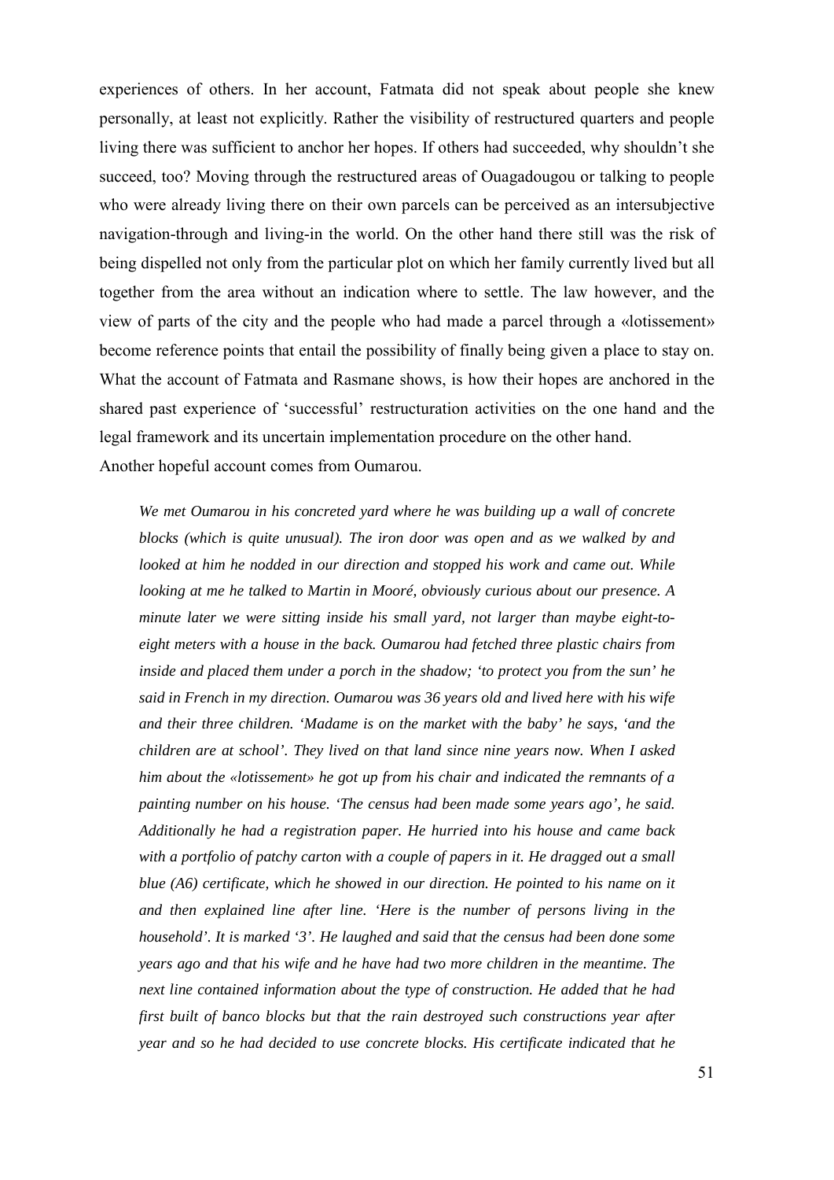experiences of others. In her account, Fatmata did not speak about people she knew personally, at least not explicitly. Rather the visibility of restructured quarters and people living there was sufficient to anchor her hopes. If others had succeeded, why shouldn't she succeed, too? Moving through the restructured areas of Ouagadougou or talking to people who were already living there on their own parcels can be perceived as an intersubjective navigation-through and living-in the world. On the other hand there still was the risk of being dispelled not only from the particular plot on which her family currently lived but all together from the area without an indication where to settle. The law however, and the view of parts of the city and the people who had made a parcel through a «lotissement» become reference points that entail the possibility of finally being given a place to stay on. What the account of Fatmata and Rasmane shows, is how their hopes are anchored in the shared past experience of 'successful' restructuration activities on the one hand and the legal framework and its uncertain implementation procedure on the other hand.

Another hopeful account comes from Oumarou.

> *We met Oumarou in his concreted yard where he was building up a wall of concrete blocks (which is quite unusual). The iron door was open and as we walked by and looked at him he nodded in our direction and stopped his work and came out. While looking at me he talked to Martin in Mooré, obviously curious about our presence. A minute later we were sitting inside his small yard, not larger than maybe eight-to-eight meters with a house in the back. Oumarou had fetched three plastic chairs from inside and placed them under a porch in the shadow; 'to protect you from the sun' he said in French in my direction. Oumarou was 36 years old and lived here with his wife and their three children. 'Madame is on the market with the baby' he says, 'and the children are at school'. They lived on that land since nine years now. When I asked him about the «lotissement» he got up from his chair and indicated the remnants of a painting number on his house. 'The census had been made some years ago', he said. Additionally he had a registration paper. He hurried into his house and came back with a portfolio of patchy carton with a couple of papers in it. He dragged out a small blue (A6) certificate, which he showed in our direction. He pointed to his name on it and then explained line after line. 'Here is the number of persons living in the household'. It is marked '3'. He laughed and said that the census had been done some years ago and that his wife and he have had two more children in the meantime. The next line contained information about the type of construction. He added that he had first built of banco blocks but that the rain destroyed such constructions year after year and so he had decided to use concrete blocks. His certificate indicated that he*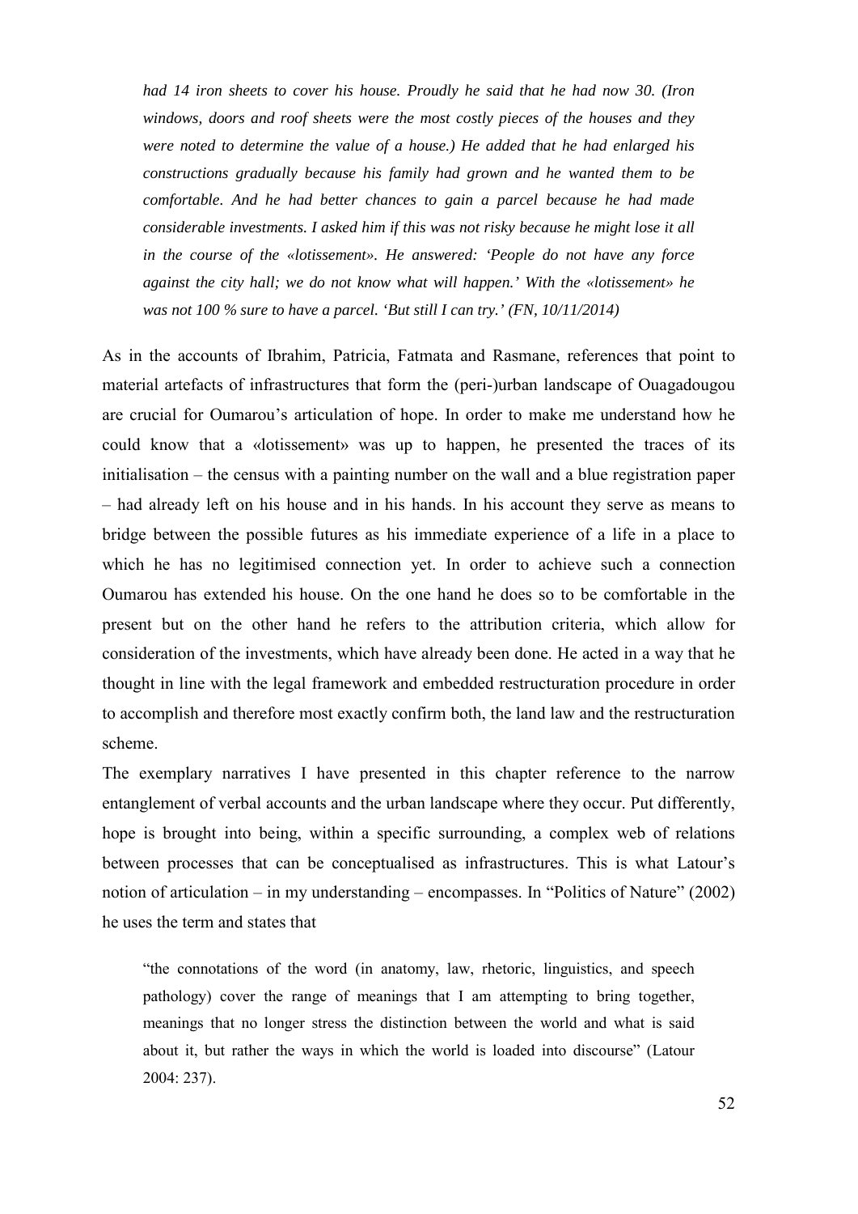*had 14 iron sheets to cover his house. Proudly he said that he had now 30. (Iron windows, doors and roof sheets were the most costly pieces of the houses and they were noted to determine the value of a house.) He added that he had enlarged his constructions gradually because his family had grown and he wanted them to be comfortable. And he had better chances to gain a parcel because he had made considerable investments. I asked him if this was not risky because he might lose it all in the course of the «lotissement». He answered: 'People do not have any force against the city hall; we do not know what will happen.' With the «lotissement» he was not 100 % sure to have a parcel. 'But still I can try.' (FN, 10/11/2014)*

As in the accounts of Ibrahim, Patricia, Fatmata and Rasmane, references that point to material artefacts of infrastructures that form the (peri-)urban landscape of Ouagadougou are crucial for Oumarou's articulation of hope. In order to make me understand how he could know that a «lotissement» was up to happen, he presented the traces of its initialisation – the census with a painting number on the wall and a blue registration paper – had already left on his house and in his hands. In his account they serve as means to bridge between the possible futures as his immediate experience of a life in a place to which he has no legitimised connection yet. In order to achieve such a connection Oumarou has extended his house. On the one hand he does so to be comfortable in the present but on the other hand he refers to the attribution criteria, which allow for consideration of the investments, which have already been done. He acted in a way that he thought in line with the legal framework and embedded restructuration procedure in order to accomplish and therefore most exactly confirm both, the land law and the restructuration scheme.

The exemplary narratives I have presented in this chapter reference to the narrow entanglement of verbal accounts and the urban landscape where they occur. Put differently, hope is brought into being, within a specific surrounding, a complex web of relations between processes that can be conceptualised as infrastructures. This is what Latour's notion of articulation – in my understanding – encompasses. In "Politics of Nature" (2002) he uses the term and states that

> "the connotations of the word (in anatomy, law, rhetoric, linguistics, and speech pathology) cover the range of meanings that I am attempting to bring together, meanings that no longer stress the distinction between the world and what is said about it, but rather the ways in which the world is loaded into discourse" (Latour 2004: 237).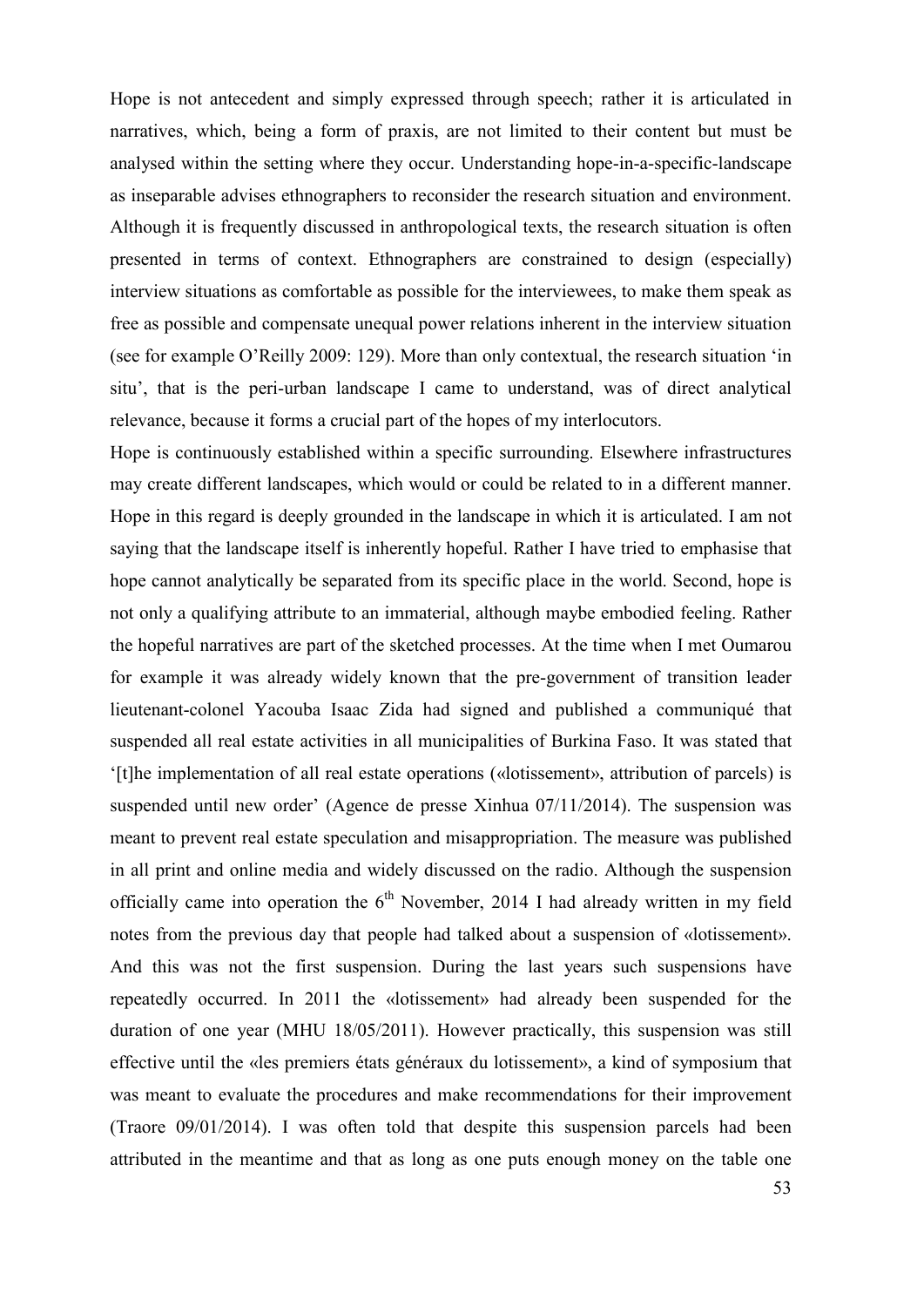Hope is not antecedent and simply expressed through speech; rather it is articulated in narratives, which, being a form of praxis, are not limited to their content but must be analysed within the setting where they occur. Understanding hope-in-a-specific-landscape as inseparable advises ethnographers to reconsider the research situation and environment. Although it is frequently discussed in anthropological texts, the research situation is often presented in terms of context. Ethnographers are constrained to design (especially) interview situations as comfortable as possible for the interviewees, to make them speak as free as possible and compensate unequal power relations inherent in the interview situation (see for example O'Reilly 2009: 129). More than only contextual, the research situation 'in situ', that is the peri-urban landscape I came to understand, was of direct analytical relevance, because it forms a crucial part of the hopes of my interlocutors.

Hope is continuously established within a specific surrounding. Elsewhere infrastructures may create different landscapes, which would or could be related to in a different manner. Hope in this regard is deeply grounded in the landscape in which it is articulated. I am not saying that the landscape itself is inherently hopeful. Rather I have tried to emphasise that hope cannot analytically be separated from its specific place in the world. Second, hope is not only a qualifying attribute to an immaterial, although maybe embodied feeling. Rather the hopeful narratives are part of the sketched processes. At the time when I met Oumarou for example it was already widely known that the pre-government of transition leader lieutenant-colonel Yacouba Isaac Zida had signed and published a communiqué that suspended all real estate activities in all municipalities of Burkina Faso. It was stated that '[t]he implementation of all real estate operations («lotissement», attribution of parcels) is suspended until new order' (Agence de presse Xinhua 07/11/2014). The suspension was meant to prevent real estate speculation and misappropriation. The measure was published in all print and online media and widely discussed on the radio. Although the suspension officially came into operation the 6th November, 2014 I had already written in my field notes from the previous day that people had talked about a suspension of «lotissement». And this was not the first suspension. During the last years such suspensions have repeatedly occurred. In 2011 the «lotissement» had already been suspended for the duration of one year (MHU 18/05/2011). However practically, this suspension was still effective until the «les premiers états généraux du lotissement», a kind of symposium that was meant to evaluate the procedures and make recommendations for their improvement (Traore 09/01/2014). I was often told that despite this suspension parcels had been attributed in the meantime and that as long as one puts enough money on the table one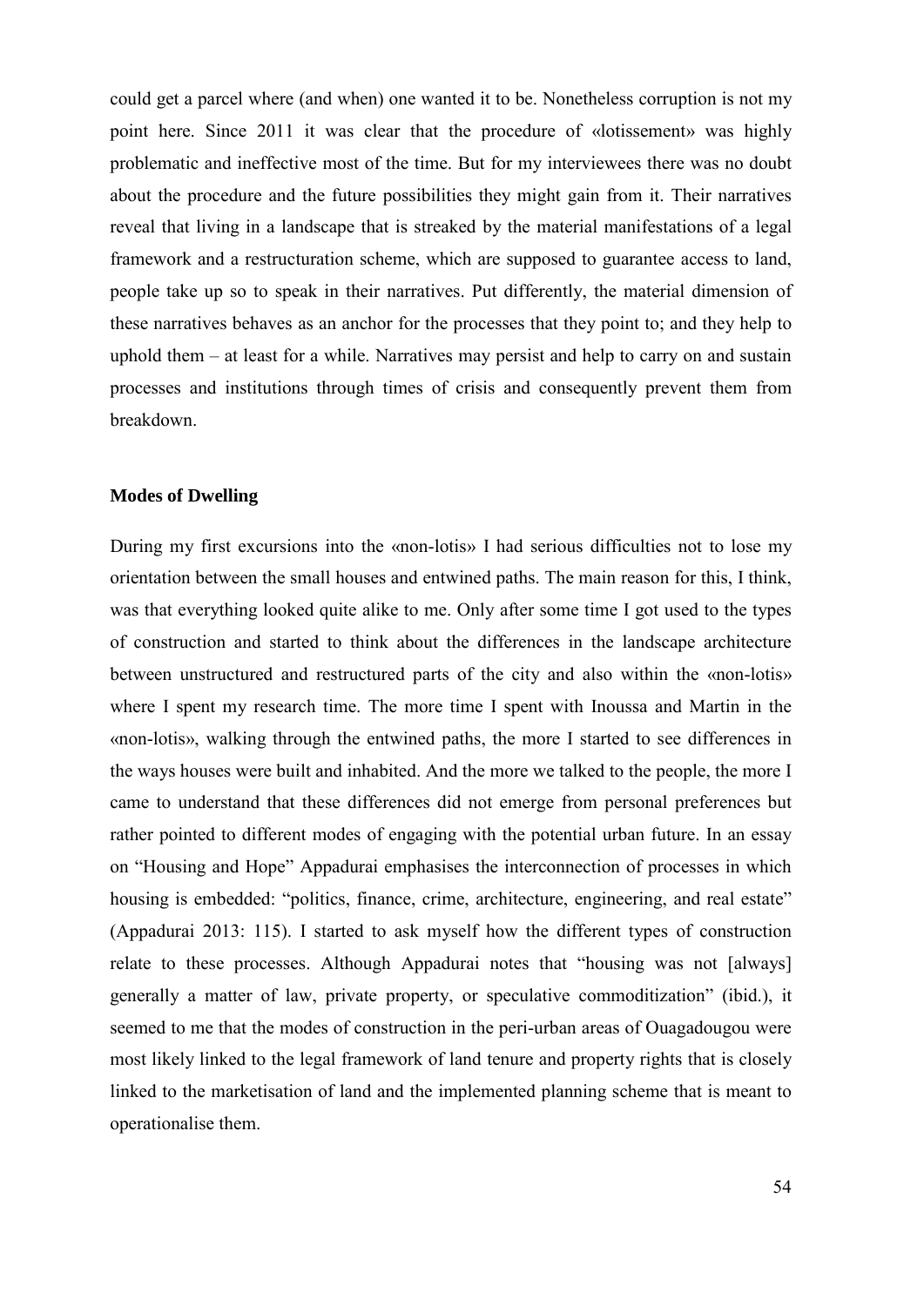could get a parcel where (and when) one wanted it to be. Nonetheless corruption is not my point here. Since 2011 it was clear that the procedure of «lotissement» was highly problematic and ineffective most of the time. But for my interviewees there was no doubt about the procedure and the future possibilities they might gain from it. Their narratives reveal that living in a landscape that is streaked by the material manifestations of a legal framework and a restructuration scheme, which are supposed to guarantee access to land, people take up so to speak in their narratives. Put differently, the material dimension of these narratives behaves as an anchor for the processes that they point to; and they help to uphold them – at least for a while. Narratives may persist and help to carry on and sustain processes and institutions through times of crisis and consequently prevent them from breakdown.

### Modes of Dwelling

During my first excursions into the «non-lotis» I had serious difficulties not to lose my orientation between the small houses and entwined paths. The main reason for this, I think, was that everything looked quite alike to me. Only after some time I got used to the types of construction and started to think about the differences in the landscape architecture between unstructured and restructured parts of the city and also within the «non-lotis» where I spent my research time. The more time I spent with Inoussa and Martin in the «non-lotis», walking through the entwined paths, the more I started to see differences in the ways houses were built and inhabited. And the more we talked to the people, the more I came to understand that these differences did not emerge from personal preferences but rather pointed to different modes of engaging with the potential urban future. In an essay on "Housing and Hope" Appadurai emphasises the interconnection of processes in which housing is embedded: "politics, finance, crime, architecture, engineering, and real estate" (Appadurai 2013: 115). I started to ask myself how the different types of construction relate to these processes. Although Appadurai notes that "housing was not [always] generally a matter of law, private property, or speculative commoditization" (ibid.), it seemed to me that the modes of construction in the peri-urban areas of Ouagadougou were most likely linked to the legal framework of land tenure and property rights that is closely linked to the marketisation of land and the implemented planning scheme that is meant to operationalise them.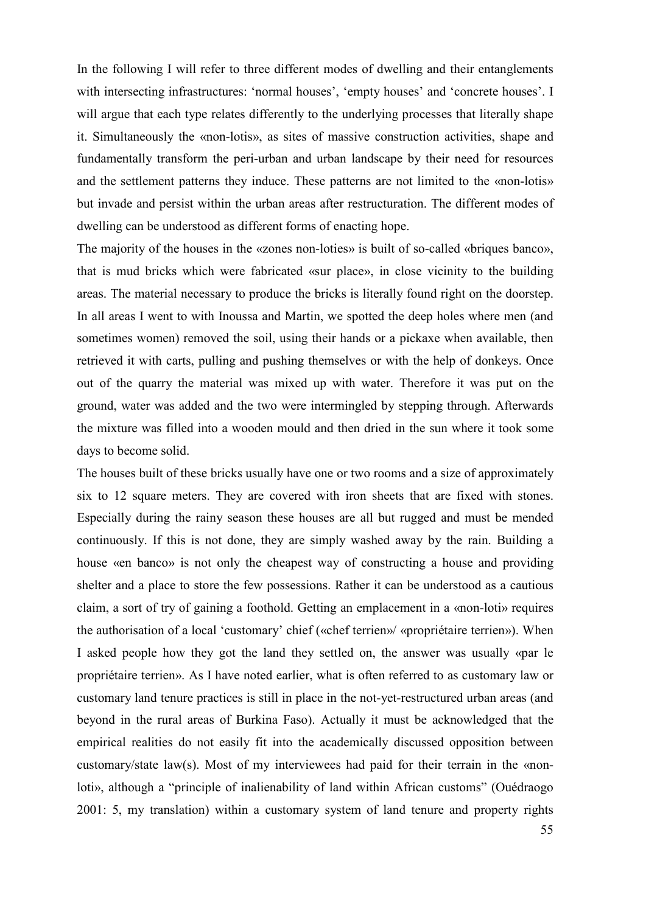In the following I will refer to three different modes of dwelling and their entanglements with intersecting infrastructures: 'normal houses', 'empty houses' and 'concrete houses'. I will argue that each type relates differently to the underlying processes that literally shape it. Simultaneously the «non-lotis», as sites of massive construction activities, shape and fundamentally transform the peri-urban and urban landscape by their need for resources and the settlement patterns they induce. These patterns are not limited to the «non-lotis» but invade and persist within the urban areas after restructuration. The different modes of dwelling can be understood as different forms of enacting hope.

The majority of the houses in the «zones non-loties» is built of so-called «briques banco», that is mud bricks which were fabricated «sur place», in close vicinity to the building areas. The material necessary to produce the bricks is literally found right on the doorstep. In all areas I went to with Inoussa and Martin, we spotted the deep holes where men (and sometimes women) removed the soil, using their hands or a pickaxe when available, then retrieved it with carts, pulling and pushing themselves or with the help of donkeys. Once out of the quarry the material was mixed up with water. Therefore it was put on the ground, water was added and the two were intermingled by stepping through. Afterwards the mixture was filled into a wooden mould and then dried in the sun where it took some days to become solid.

The houses built of these bricks usually have one or two rooms and a size of approximately six to 12 square meters. They are covered with iron sheets that are fixed with stones. Especially during the rainy season these houses are all but rugged and must be mended continuously. If this is not done, they are simply washed away by the rain. Building a house «en banco» is not only the cheapest way of constructing a house and providing shelter and a place to store the few possessions. Rather it can be understood as a cautious claim, a sort of try of gaining a foothold. Getting an emplacement in a «non-loti» requires the authorisation of a local 'customary' chief («chef terrien»/ «propriétaire terrien»). When I asked people how they got the land they settled on, the answer was usually «par le propriétaire terrien». As I have noted earlier, what is often referred to as customary law or customary land tenure practices is still in place in the not-yet-restructured urban areas (and beyond in the rural areas of Burkina Faso). Actually it must be acknowledged that the empirical realities do not easily fit into the academically discussed opposition between customary/state law(s). Most of my interviewees had paid for their terrain in the «non-loti», although a "principle of inalienability of land within African customs" (Ouédraogo 2001: 5, my translation) within a customary system of land tenure and property rights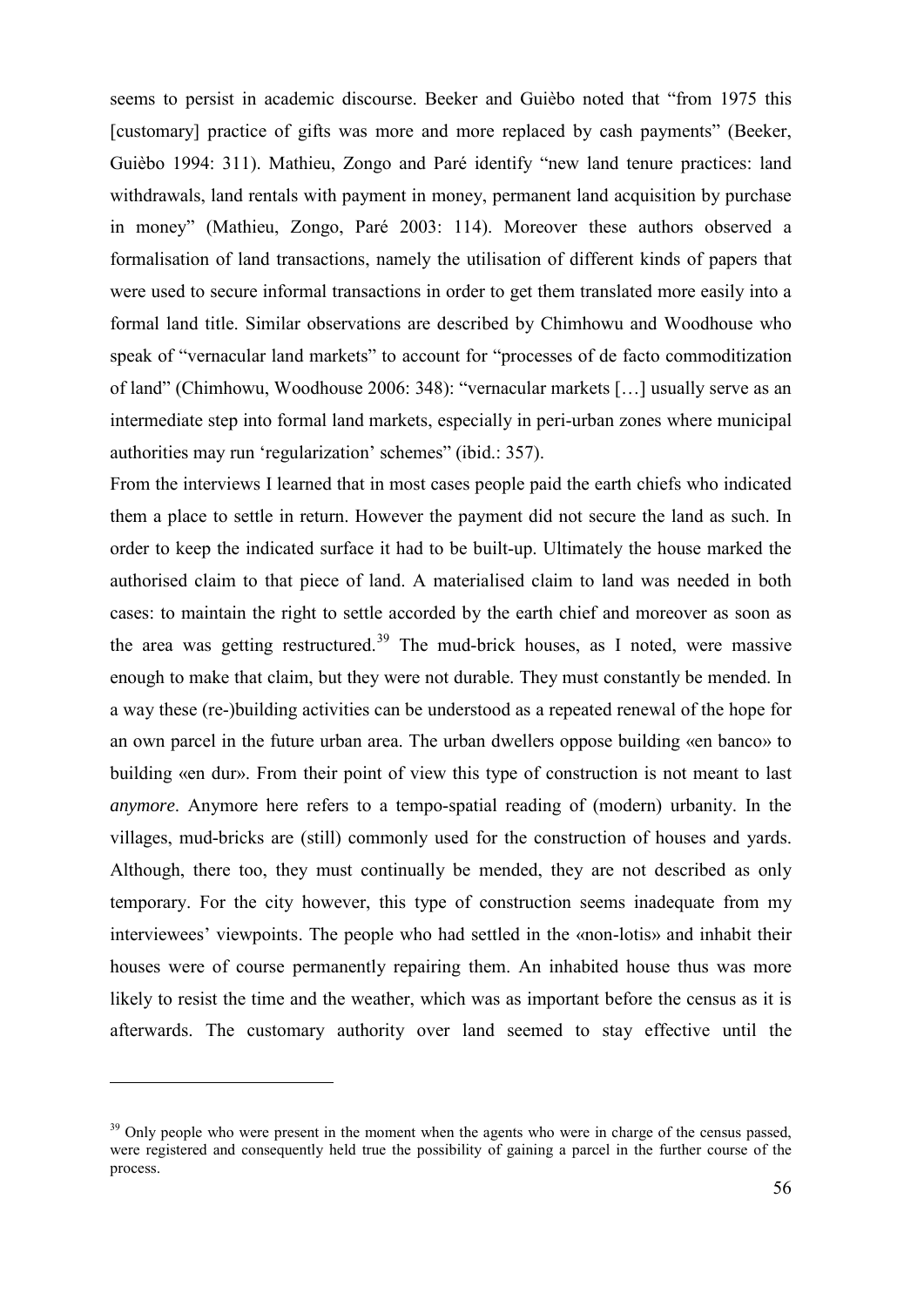seems to persist in academic discourse. Beeker and Guièbo noted that "from 1975 this [customary] practice of gifts was more and more replaced by cash payments" (Beeker, Guièbo 1994: 311). Mathieu, Zongo and Paré identify "new land tenure practices: land withdrawals, land rentals with payment in money, permanent land acquisition by purchase in money" (Mathieu, Zongo, Paré 2003: 114). Moreover these authors observed a formalisation of land transactions, namely the utilisation of different kinds of papers that were used to secure informal transactions in order to get them translated more easily into a formal land title. Similar observations are described by Chimhowu and Woodhouse who speak of "vernacular land markets" to account for "processes of de facto commoditization of land" (Chimhowu, Woodhouse 2006: 348): "vernacular markets […] usually serve as an intermediate step into formal land markets, especially in peri-urban zones where municipal authorities may run 'regularization' schemes" (ibid.: 357).

From the interviews I learned that in most cases people paid the earth chiefs who indicated them a place to settle in return. However the payment did not secure the land as such. In order to keep the indicated surface it had to be built-up. Ultimately the house marked the authorised claim to that piece of land. A materialised claim to land was needed in both cases: to maintain the right to settle accorded by the earth chief and moreover as soon as the area was getting restructured.[39] The mud-brick houses, as I noted, were massive enough to make that claim, but they were not durable. They must constantly be mended. In a way these (re-)building activities can be understood as a repeated renewal of the hope for an own parcel in the future urban area. The urban dwellers oppose building «en banco» to building «en dur». From their point of view this type of construction is not meant to last *anymore*. Anymore here refers to a tempo-spatial reading of (modern) urbanity. In the villages, mud-bricks are (still) commonly used for the construction of houses and yards. Although, there too, they must continually be mended, they are not described as only temporary. For the city however, this type of construction seems inadequate from my interviewees' viewpoints. The people who had settled in the «non-lotis» and inhabit their houses were of course permanently repairing them. An inhabited house thus was more likely to resist the time and the weather, which was as important before the census as it is afterwards. The customary authority over land seemed to stay effective until the

[39] Only people who were present in the moment when the agents who were in charge of the census passed, were registered and consequently held true the possibility of gaining a parcel in the further course of the process.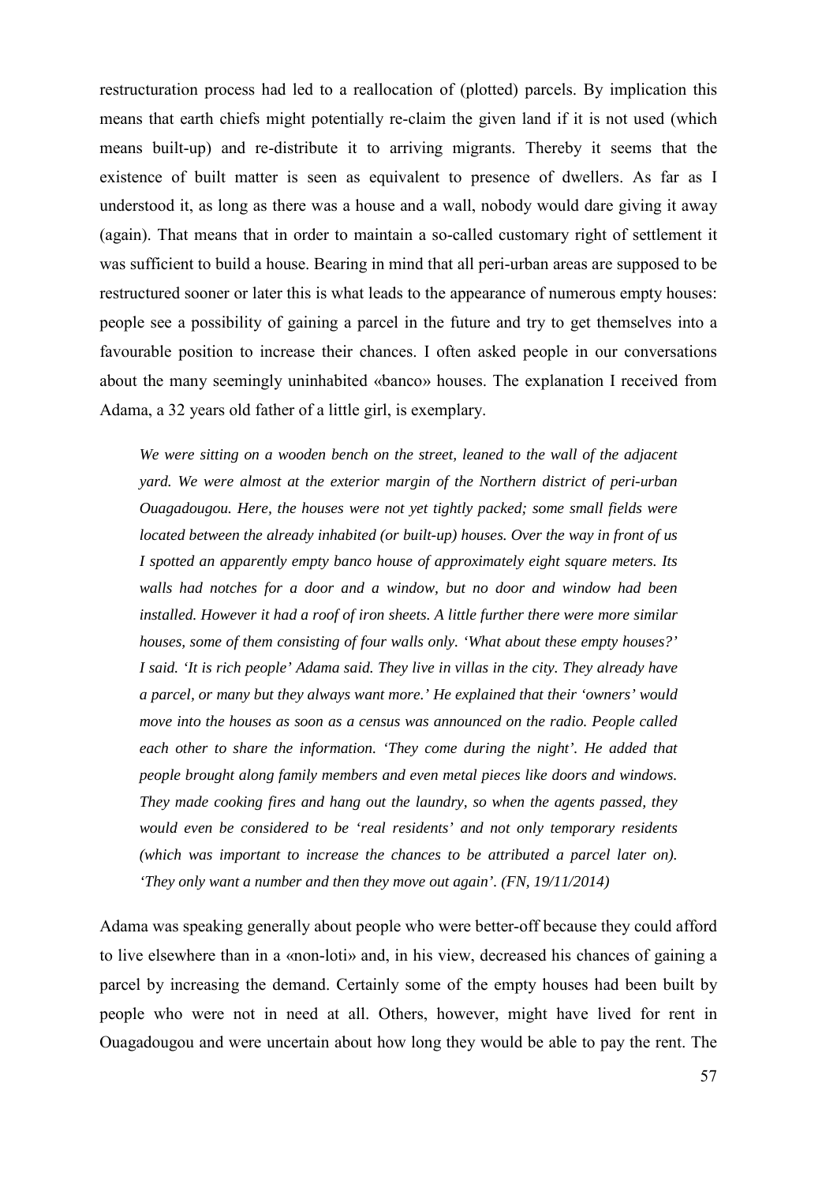restructuration process had led to a reallocation of (plotted) parcels. By implication this means that earth chiefs might potentially re-claim the given land if it is not used (which means built-up) and re-distribute it to arriving migrants. Thereby it seems that the existence of built matter is seen as equivalent to presence of dwellers. As far as I understood it, as long as there was a house and a wall, nobody would dare giving it away (again). That means that in order to maintain a so-called customary right of settlement it was sufficient to build a house. Bearing in mind that all peri-urban areas are supposed to be restructured sooner or later this is what leads to the appearance of numerous empty houses: people see a possibility of gaining a parcel in the future and try to get themselves into a favourable position to increase their chances. I often asked people in our conversations about the many seemingly uninhabited «banco» houses. The explanation I received from Adama, a 32 years old father of a little girl, is exemplary.

> *We were sitting on a wooden bench on the street, leaned to the wall of the adjacent yard. We were almost at the exterior margin of the Northern district of peri-urban Ouagadougou. Here, the houses were not yet tightly packed; some small fields were located between the already inhabited (or built-up) houses. Over the way in front of us I spotted an apparently empty banco house of approximately eight square meters. Its walls had notches for a door and a window, but no door and window had been installed. However it had a roof of iron sheets. A little further there were more similar houses, some of them consisting of four walls only. 'What about these empty houses?' I said. 'It is rich people' Adama said. They live in villas in the city. They already have a parcel, or many but they always want more.' He explained that their 'owners' would move into the houses as soon as a census was announced on the radio. People called each other to share the information. 'They come during the night'. He added that people brought along family members and even metal pieces like doors and windows. They made cooking fires and hang out the laundry, so when the agents passed, they would even be considered to be 'real residents' and not only temporary residents (which was important to increase the chances to be attributed a parcel later on). 'They only want a number and then they move out again'. (FN, 19/11/2014)*

Adama was speaking generally about people who were better-off because they could afford to live elsewhere than in a «non-loti» and, in his view, decreased his chances of gaining a parcel by increasing the demand. Certainly some of the empty houses had been built by people who were not in need at all. Others, however, might have lived for rent in Ouagadougou and were uncertain about how long they would be able to pay the rent. The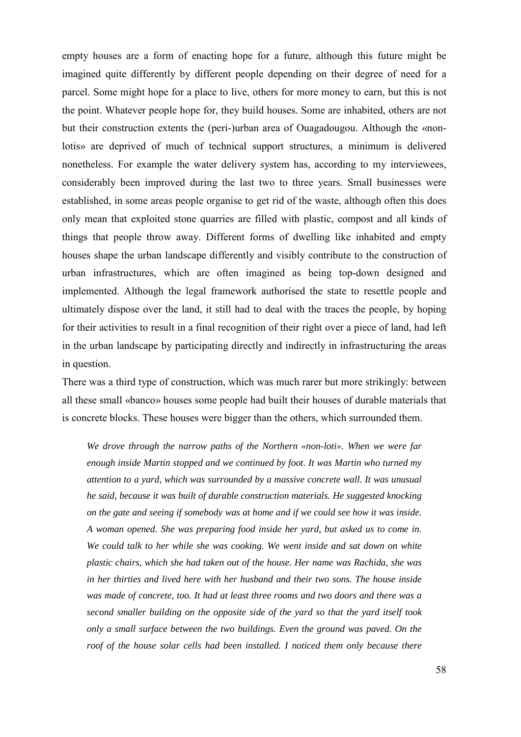empty houses are a form of enacting hope for a future, although this future might be imagined quite differently by different people depending on their degree of need for a parcel. Some might hope for a place to live, others for more money to earn, but this is not the point. Whatever people hope for, they build houses. Some are inhabited, others are not but their construction extents the (peri-)urban area of Ouagadougou. Although the «non-lotis» are deprived of much of technical support structures, a minimum is delivered nonetheless. For example the water delivery system has, according to my interviewees, considerably been improved during the last two to three years. Small businesses were established, in some areas people organise to get rid of the waste, although often this does only mean that exploited stone quarries are filled with plastic, compost and all kinds of things that people throw away. Different forms of dwelling like inhabited and empty houses shape the urban landscape differently and visibly contribute to the construction of urban infrastructures, which are often imagined as being top-down designed and implemented. Although the legal framework authorised the state to resettle people and ultimately dispose over the land, it still had to deal with the traces the people, by hoping for their activities to result in a final recognition of their right over a piece of land, had left in the urban landscape by participating directly and indirectly in infrastructuring the areas in question.

There was a third type of construction, which was much rarer but more strikingly: between all these small «banco» houses some people had built their houses of durable materials that is concrete blocks. These houses were bigger than the others, which surrounded them.

> *We drove through the narrow paths of the Northern «non-loti». When we were far enough inside Martin stopped and we continued by foot. It was Martin who turned my attention to a yard, which was surrounded by a massive concrete wall. It was unusual he said, because it was built of durable construction materials. He suggested knocking on the gate and seeing if somebody was at home and if we could see how it was inside. A woman opened. She was preparing food inside her yard, but asked us to come in. We could talk to her while she was cooking. We went inside and sat down on white plastic chairs, which she had taken out of the house. Her name was Rachida, she was in her thirties and lived here with her husband and their two sons. The house inside was made of concrete, too. It had at least three rooms and two doors and there was a second smaller building on the opposite side of the yard so that the yard itself took only a small surface between the two buildings. Even the ground was paved. On the roof of the house solar cells had been installed. I noticed them only because there*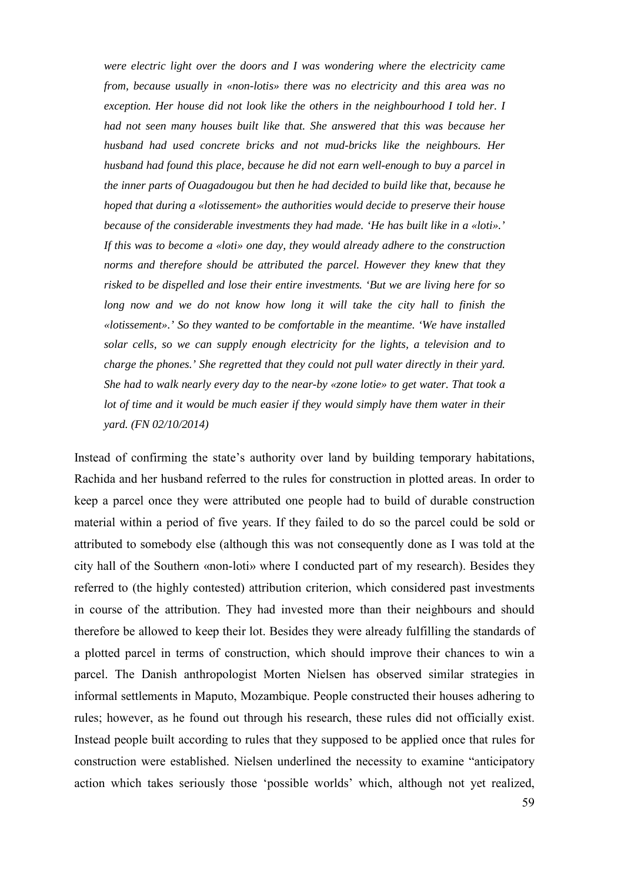*were electric light over the doors and I was wondering where the electricity came from, because usually in «non-lotis» there was no electricity and this area was no exception. Her house did not look like the others in the neighbourhood I told her. I had not seen many houses built like that. She answered that this was because her husband had used concrete bricks and not mud-bricks like the neighbours. Her husband had found this place, because he did not earn well-enough to buy a parcel in the inner parts of Ouagadougou but then he had decided to build like that, because he hoped that during a «lotissement» the authorities would decide to preserve their house because of the considerable investments they had made. 'He has built like in a «loti».' If this was to become a «loti» one day, they would already adhere to the construction norms and therefore should be attributed the parcel. However they knew that they risked to be dispelled and lose their entire investments. 'But we are living here for so long now and we do not know how long it will take the city hall to finish the «lotissement».' So they wanted to be comfortable in the meantime. 'We have installed solar cells, so we can supply enough electricity for the lights, a television and to charge the phones.' She regretted that they could not pull water directly in their yard. She had to walk nearly every day to the near-by «zone lotie» to get water. That took a lot of time and it would be much easier if they would simply have them water in their yard. (FN 02/10/2014)*

Instead of confirming the state's authority over land by building temporary habitations, Rachida and her husband referred to the rules for construction in plotted areas. In order to keep a parcel once they were attributed one people had to build of durable construction material within a period of five years. If they failed to do so the parcel could be sold or attributed to somebody else (although this was not consequently done as I was told at the city hall of the Southern «non-loti» where I conducted part of my research). Besides they referred to (the highly contested) attribution criterion, which considered past investments in course of the attribution. They had invested more than their neighbours and should therefore be allowed to keep their lot. Besides they were already fulfilling the standards of a plotted parcel in terms of construction, which should improve their chances to win a parcel. The Danish anthropologist Morten Nielsen has observed similar strategies in informal settlements in Maputo, Mozambique. People constructed their houses adhering to rules; however, as he found out through his research, these rules did not officially exist. Instead people built according to rules that they supposed to be applied once that rules for construction were established. Nielsen underlined the necessity to examine "anticipatory action which takes seriously those 'possible worlds' which, although not yet realized,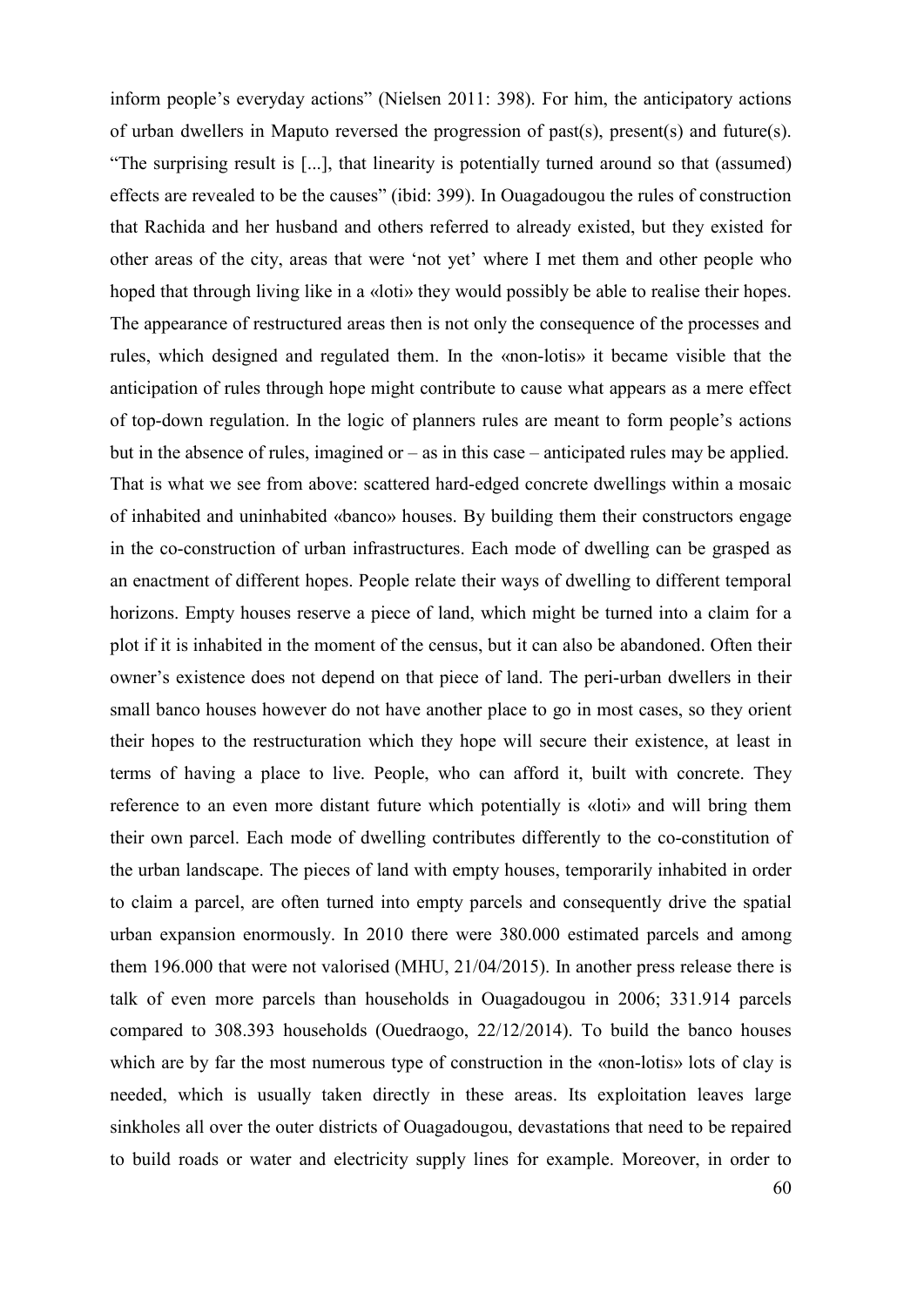inform people's everyday actions" (Nielsen 2011: 398). For him, the anticipatory actions of urban dwellers in Maputo reversed the progression of past(s), present(s) and future(s). "The surprising result is [...], that linearity is potentially turned around so that (assumed) effects are revealed to be the causes" (ibid: 399). In Ouagadougou the rules of construction that Rachida and her husband and others referred to already existed, but they existed for other areas of the city, areas that were 'not yet' where I met them and other people who hoped that through living like in a «loti» they would possibly be able to realise their hopes. The appearance of restructured areas then is not only the consequence of the processes and rules, which designed and regulated them. In the «non-lotis» it became visible that the anticipation of rules through hope might contribute to cause what appears as a mere effect of top-down regulation. In the logic of planners rules are meant to form people's actions but in the absence of rules, imagined or – as in this case – anticipated rules may be applied. That is what we see from above: scattered hard-edged concrete dwellings within a mosaic of inhabited and uninhabited «banco» houses. By building them their constructors engage in the co-construction of urban infrastructures. Each mode of dwelling can be grasped as an enactment of different hopes. People relate their ways of dwelling to different temporal horizons. Empty houses reserve a piece of land, which might be turned into a claim for a plot if it is inhabited in the moment of the census, but it can also be abandoned. Often their owner's existence does not depend on that piece of land. The peri-urban dwellers in their small banco houses however do not have another place to go in most cases, so they orient their hopes to the restructuration which they hope will secure their existence, at least in terms of having a place to live. People, who can afford it, built with concrete. They reference to an even more distant future which potentially is «loti» and will bring them their own parcel. Each mode of dwelling contributes differently to the co-constitution of the urban landscape. The pieces of land with empty houses, temporarily inhabited in order to claim a parcel, are often turned into empty parcels and consequently drive the spatial urban expansion enormously. In 2010 there were 380.000 estimated parcels and among them 196.000 that were not valorised (MHU, 21/04/2015). In another press release there is talk of even more parcels than households in Ouagadougou in 2006; 331.914 parcels compared to 308.393 households (Ouedraogo, 22/12/2014). To build the banco houses which are by far the most numerous type of construction in the «non-lotis» lots of clay is needed, which is usually taken directly in these areas. Its exploitation leaves large sinkholes all over the outer districts of Ouagadougou, devastations that need to be repaired to build roads or water and electricity supply lines for example. Moreover, in order to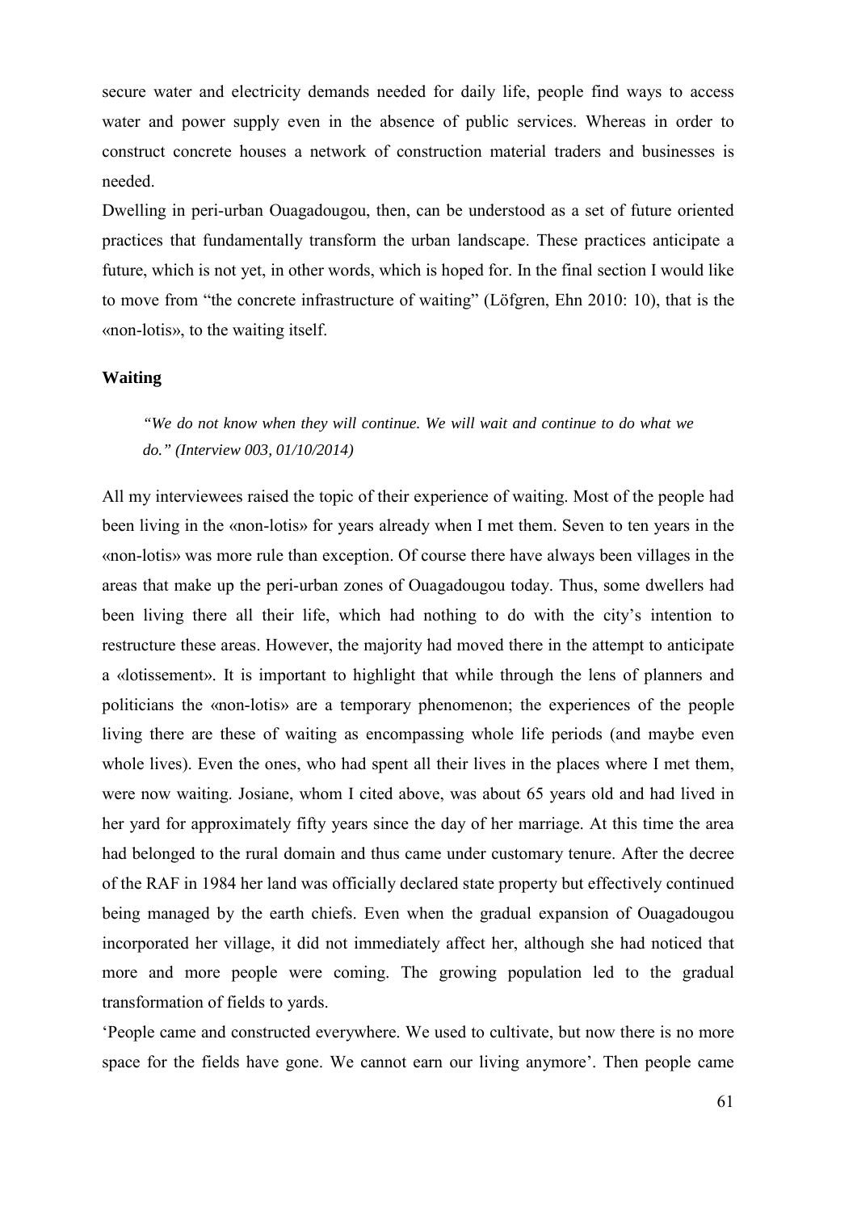secure water and electricity demands needed for daily life, people find ways to access water and power supply even in the absence of public services. Whereas in order to construct concrete houses a network of construction material traders and businesses is needed.

Dwelling in peri-urban Ouagadougou, then, can be understood as a set of future oriented practices that fundamentally transform the urban landscape. These practices anticipate a future, which is not yet, in other words, which is hoped for. In the final section I would like to move from "the concrete infrastructure of waiting" (Löfgren, Ehn 2010: 10), that is the «non-lotis», to the waiting itself.

### Waiting

> *"We do not know when they will continue. We will wait and continue to do what we do." (Interview 003, 01/10/2014)*

All my interviewees raised the topic of their experience of waiting. Most of the people had been living in the «non-lotis» for years already when I met them. Seven to ten years in the «non-lotis» was more rule than exception. Of course there have always been villages in the areas that make up the peri-urban zones of Ouagadougou today. Thus, some dwellers had been living there all their life, which had nothing to do with the city's intention to restructure these areas. However, the majority had moved there in the attempt to anticipate a «lotissement». It is important to highlight that while through the lens of planners and politicians the «non-lotis» are a temporary phenomenon; the experiences of the people living there are these of waiting as encompassing whole life periods (and maybe even whole lives). Even the ones, who had spent all their lives in the places where I met them, were now waiting. Josiane, whom I cited above, was about 65 years old and had lived in her yard for approximately fifty years since the day of her marriage. At this time the area had belonged to the rural domain and thus came under customary tenure. After the decree of the RAF in 1984 her land was officially declared state property but effectively continued being managed by the earth chiefs. Even when the gradual expansion of Ouagadougou incorporated her village, it did not immediately affect her, although she had noticed that more and more people were coming. The growing population led to the gradual transformation of fields to yards.

'People came and constructed everywhere. We used to cultivate, but now there is no more space for the fields have gone. We cannot earn our living anymore'. Then people came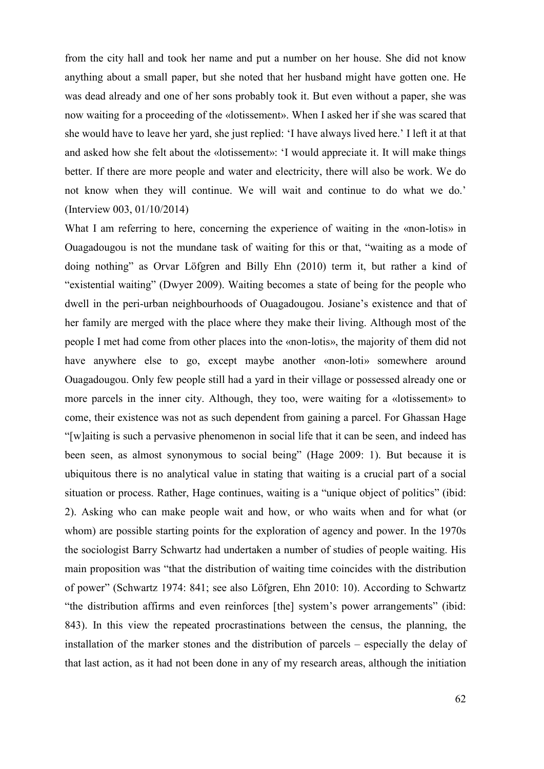from the city hall and took her name and put a number on her house. She did not know anything about a small paper, but she noted that her husband might have gotten one. He was dead already and one of her sons probably took it. But even without a paper, she was now waiting for a proceeding of the «lotissement». When I asked her if she was scared that she would have to leave her yard, she just replied: 'I have always lived here.' I left it at that and asked how she felt about the «lotissement»: 'I would appreciate it. It will make things better. If there are more people and water and electricity, there will also be work. We do not know when they will continue. We will wait and continue to do what we do.' (Interview 003, 01/10/2014)

What I am referring to here, concerning the experience of waiting in the «non-lotis» in Ouagadougou is not the mundane task of waiting for this or that, "waiting as a mode of doing nothing" as Orvar Löfgren and Billy Ehn (2010) term it, but rather a kind of "existential waiting" (Dwyer 2009). Waiting becomes a state of being for the people who dwell in the peri-urban neighbourhoods of Ouagadougou. Josiane's existence and that of her family are merged with the place where they make their living. Although most of the people I met had come from other places into the «non-lotis», the majority of them did not have anywhere else to go, except maybe another «non-loti» somewhere around Ouagadougou. Only few people still had a yard in their village or possessed already one or more parcels in the inner city. Although, they too, were waiting for a «lotissement» to come, their existence was not as such dependent from gaining a parcel. For Ghassan Hage "[w]aiting is such a pervasive phenomenon in social life that it can be seen, and indeed has been seen, as almost synonymous to social being" (Hage 2009: 1). But because it is ubiquitous there is no analytical value in stating that waiting is a crucial part of a social situation or process. Rather, Hage continues, waiting is a "unique object of politics" (ibid: 2). Asking who can make people wait and how, or who waits when and for what (or whom) are possible starting points for the exploration of agency and power. In the 1970s the sociologist Barry Schwartz had undertaken a number of studies of people waiting. His main proposition was "that the distribution of waiting time coincides with the distribution of power" (Schwartz 1974: 841; see also Löfgren, Ehn 2010: 10). According to Schwartz "the distribution affirms and even reinforces [the] system's power arrangements" (ibid: 843). In this view the repeated procrastinations between the census, the planning, the installation of the marker stones and the distribution of parcels – especially the delay of that last action, as it had not been done in any of my research areas, although the initiation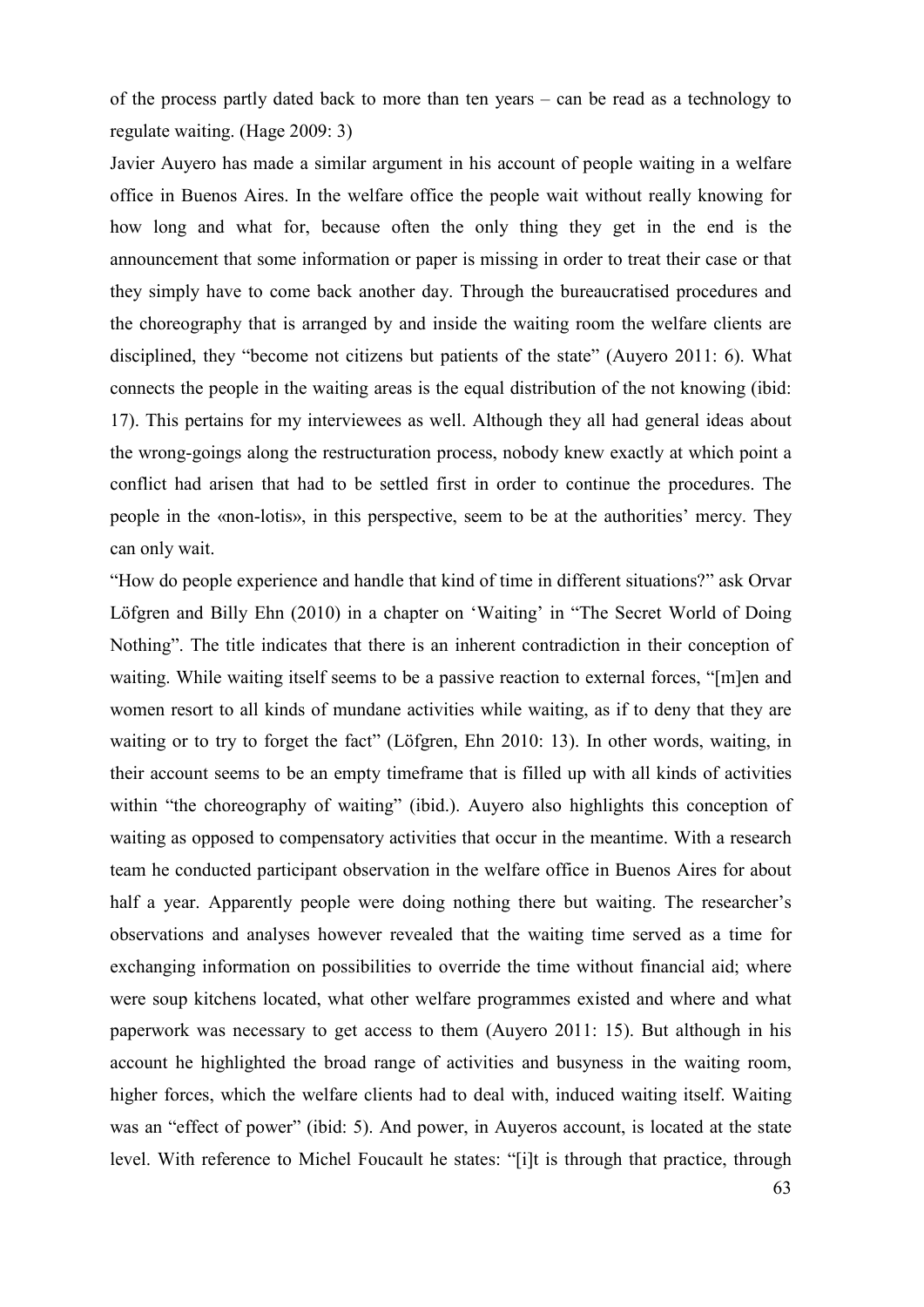of the process partly dated back to more than ten years – can be read as a technology to regulate waiting. (Hage 2009: 3)

Javier Auyero has made a similar argument in his account of people waiting in a welfare office in Buenos Aires. In the welfare office the people wait without really knowing for how long and what for, because often the only thing they get in the end is the announcement that some information or paper is missing in order to treat their case or that they simply have to come back another day. Through the bureaucratised procedures and the choreography that is arranged by and inside the waiting room the welfare clients are disciplined, they "become not citizens but patients of the state" (Auyero 2011: 6). What connects the people in the waiting areas is the equal distribution of the not knowing (ibid: 17). This pertains for my interviewees as well. Although they all had general ideas about the wrong-goings along the restructuration process, nobody knew exactly at which point a conflict had arisen that had to be settled first in order to continue the procedures. The people in the «non-lotis», in this perspective, seem to be at the authorities' mercy. They can only wait.

"How do people experience and handle that kind of time in different situations?" ask Orvar Löfgren and Billy Ehn (2010) in a chapter on 'Waiting' in "The Secret World of Doing Nothing". The title indicates that there is an inherent contradiction in their conception of waiting. While waiting itself seems to be a passive reaction to external forces, "[m]en and women resort to all kinds of mundane activities while waiting, as if to deny that they are waiting or to try to forget the fact" (Löfgren, Ehn 2010: 13). In other words, waiting, in their account seems to be an empty timeframe that is filled up with all kinds of activities within "the choreography of waiting" (ibid.). Auyero also highlights this conception of waiting as opposed to compensatory activities that occur in the meantime. With a research team he conducted participant observation in the welfare office in Buenos Aires for about half a year. Apparently people were doing nothing there but waiting. The researcher's observations and analyses however revealed that the waiting time served as a time for exchanging information on possibilities to override the time without financial aid; where were soup kitchens located, what other welfare programmes existed and where and what paperwork was necessary to get access to them (Auyero 2011: 15). But although in his account he highlighted the broad range of activities and busyness in the waiting room, higher forces, which the welfare clients had to deal with, induced waiting itself. Waiting was an "effect of power" (ibid: 5). And power, in Auyeros account, is located at the state level. With reference to Michel Foucault he states: "[i]t is through that practice, through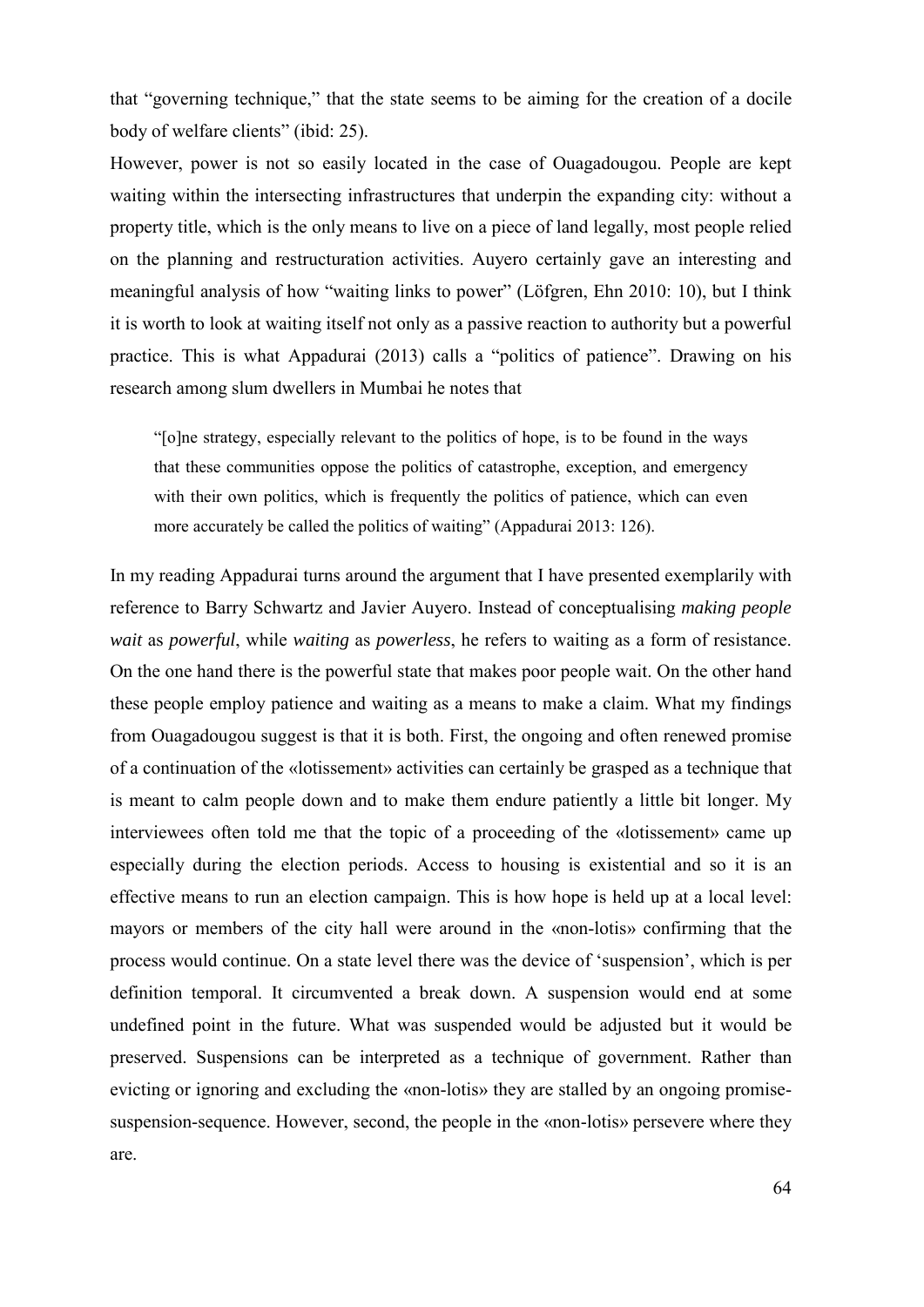that "governing technique," that the state seems to be aiming for the creation of a docile body of welfare clients" (ibid: 25).

However, power is not so easily located in the case of Ouagadougou. People are kept waiting within the intersecting infrastructures that underpin the expanding city: without a property title, which is the only means to live on a piece of land legally, most people relied on the planning and restructuration activities. Auyero certainly gave an interesting and meaningful analysis of how "waiting links to power" (Löfgren, Ehn 2010: 10), but I think it is worth to look at waiting itself not only as a passive reaction to authority but a powerful practice. This is what Appadurai (2013) calls a "politics of patience". Drawing on his research among slum dwellers in Mumbai he notes that

> "[o]ne strategy, especially relevant to the politics of hope, is to be found in the ways that these communities oppose the politics of catastrophe, exception, and emergency with their own politics, which is frequently the politics of patience, which can even more accurately be called the politics of waiting" (Appadurai 2013: 126).

In my reading Appadurai turns around the argument that I have presented exemplarily with reference to Barry Schwartz and Javier Auyero. Instead of conceptualising *making people wait* as *powerful*, while *waiting* as *powerless*, he refers to waiting as a form of resistance. On the one hand there is the powerful state that makes poor people wait. On the other hand these people employ patience and waiting as a means to make a claim. What my findings from Ouagadougou suggest is that it is both. First, the ongoing and often renewed promise of a continuation of the «lotissement» activities can certainly be grasped as a technique that is meant to calm people down and to make them endure patiently a little bit longer. My interviewees often told me that the topic of a proceeding of the «lotissement» came up especially during the election periods. Access to housing is existential and so it is an effective means to run an election campaign. This is how hope is held up at a local level: mayors or members of the city hall were around in the «non-lotis» confirming that the process would continue. On a state level there was the device of 'suspension', which is per definition temporal. It circumvented a break down. A suspension would end at some undefined point in the future. What was suspended would be adjusted but it would be preserved. Suspensions can be interpreted as a technique of government. Rather than evicting or ignoring and excluding the «non-lotis» they are stalled by an ongoing promise-suspension-sequence. However, second, the people in the «non-lotis» persevere where they are.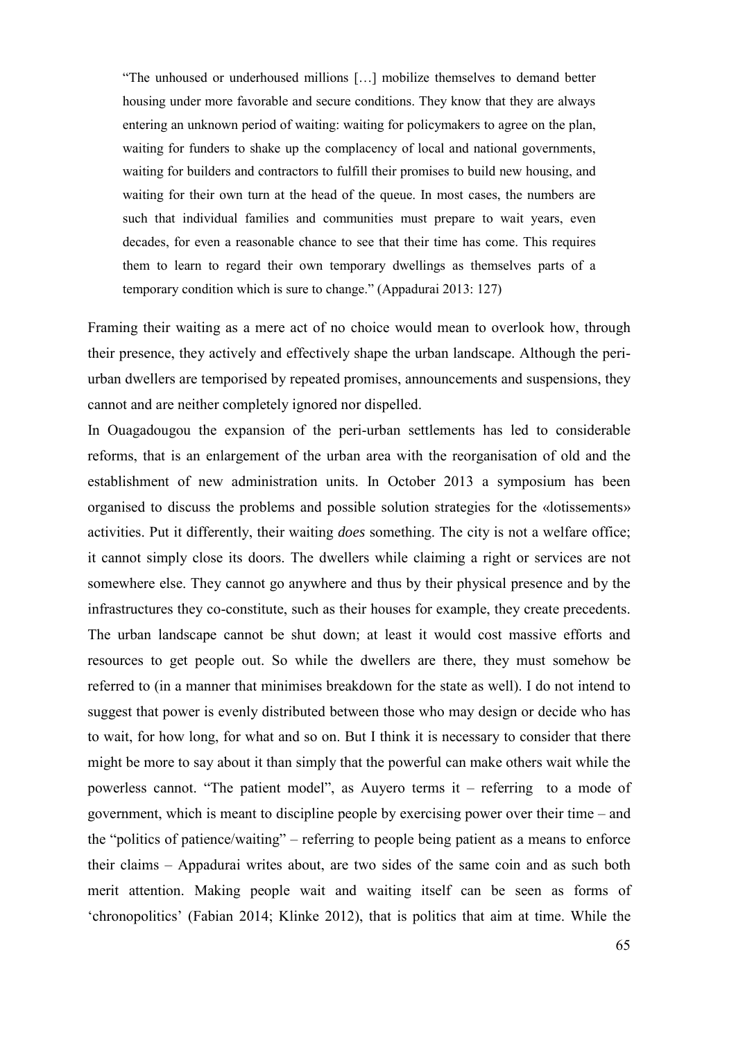> "The unhoused or underhoused millions […] mobilize themselves to demand better housing under more favorable and secure conditions. They know that they are always entering an unknown period of waiting: waiting for policymakers to agree on the plan, waiting for funders to shake up the complacency of local and national governments, waiting for builders and contractors to fulfill their promises to build new housing, and waiting for their own turn at the head of the queue. In most cases, the numbers are such that individual families and communities must prepare to wait years, even decades, for even a reasonable chance to see that their time has come. This requires them to learn to regard their own temporary dwellings as themselves parts of a temporary condition which is sure to change." (Appadurai 2013: 127)

Framing their waiting as a mere act of no choice would mean to overlook how, through their presence, they actively and effectively shape the urban landscape. Although the peri-urban dwellers are temporised by repeated promises, announcements and suspensions, they cannot and are neither completely ignored nor dispelled.

In Ouagadougou the expansion of the peri-urban settlements has led to considerable reforms, that is an enlargement of the urban area with the reorganisation of old and the establishment of new administration units. In October 2013 a symposium has been organised to discuss the problems and possible solution strategies for the «lotissements» activities. Put it differently, their waiting *does* something. The city is not a welfare office; it cannot simply close its doors. The dwellers while claiming a right or services are not somewhere else. They cannot go anywhere and thus by their physical presence and by the infrastructures they co-constitute, such as their houses for example, they create precedents. The urban landscape cannot be shut down; at least it would cost massive efforts and resources to get people out. So while the dwellers are there, they must somehow be referred to (in a manner that minimises breakdown for the state as well). I do not intend to suggest that power is evenly distributed between those who may design or decide who has to wait, for how long, for what and so on. But I think it is necessary to consider that there might be more to say about it than simply that the powerful can make others wait while the powerless cannot. "The patient model", as Auyero terms it – referring to a mode of government, which is meant to discipline people by exercising power over their time – and the "politics of patience/waiting" – referring to people being patient as a means to enforce their claims – Appadurai writes about, are two sides of the same coin and as such both merit attention. Making people wait and waiting itself can be seen as forms of 'chronopolitics' (Fabian 2014; Klinke 2012), that is politics that aim at time. While the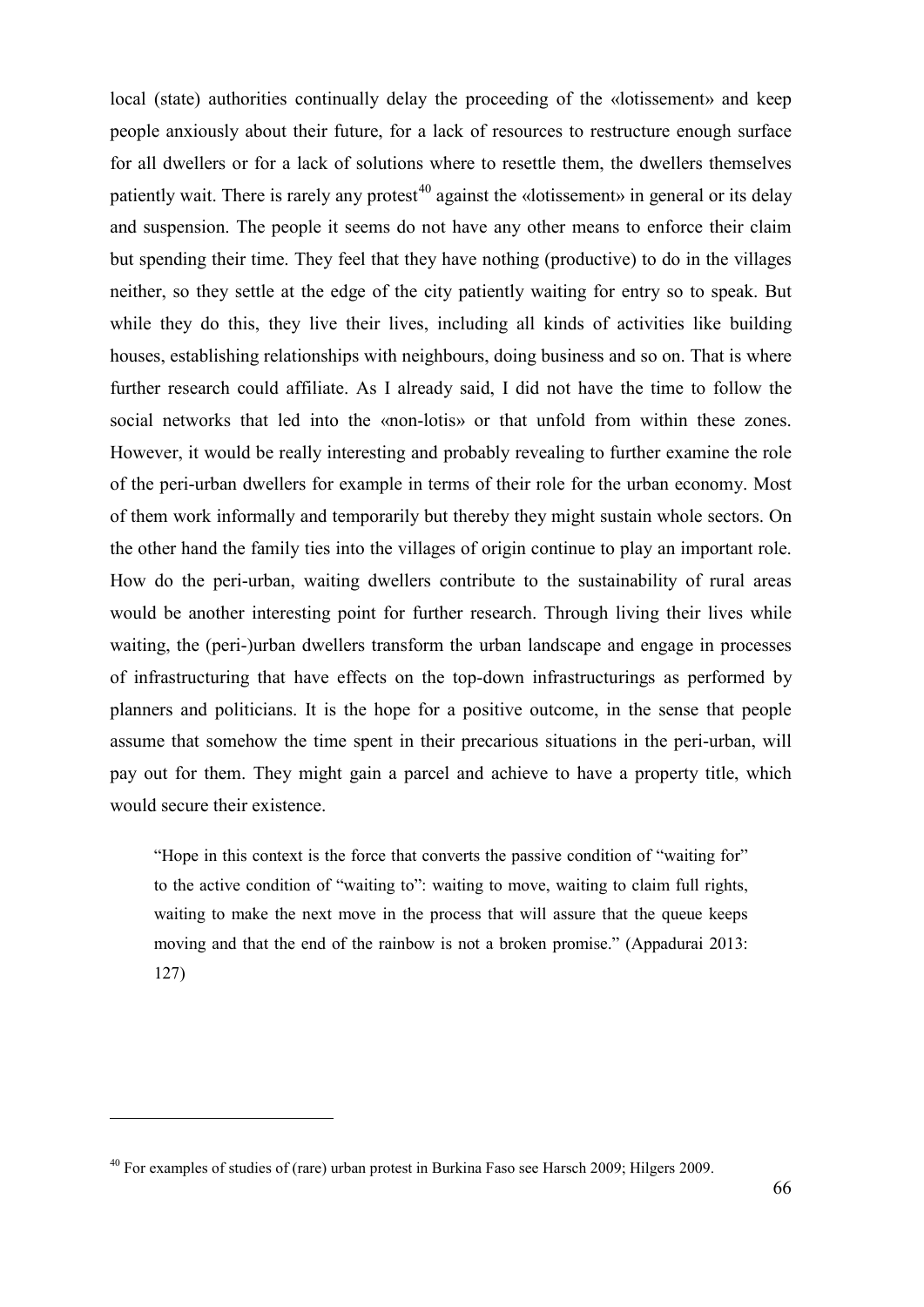local (state) authorities continually delay the proceeding of the «lotissement» and keep people anxiously about their future, for a lack of resources to restructure enough surface for all dwellers or for a lack of solutions where to resettle them, the dwellers themselves patiently wait. There is rarely any protest[40] against the «lotissement» in general or its delay and suspension. The people it seems do not have any other means to enforce their claim but spending their time. They feel that they have nothing (productive) to do in the villages neither, so they settle at the edge of the city patiently waiting for entry so to speak. But while they do this, they live their lives, including all kinds of activities like building houses, establishing relationships with neighbours, doing business and so on. That is where further research could affiliate. As I already said, I did not have the time to follow the social networks that led into the «non-lotis» or that unfold from within these zones. However, it would be really interesting and probably revealing to further examine the role of the peri-urban dwellers for example in terms of their role for the urban economy. Most of them work informally and temporarily but thereby they might sustain whole sectors. On the other hand the family ties into the villages of origin continue to play an important role. How do the peri-urban, waiting dwellers contribute to the sustainability of rural areas would be another interesting point for further research. Through living their lives while waiting, the (peri-)urban dwellers transform the urban landscape and engage in processes of infrastructuring that have effects on the top-down infrastructurings as performed by planners and politicians. It is the hope for a positive outcome, in the sense that people assume that somehow the time spent in their precarious situations in the peri-urban, will pay out for them. They might gain a parcel and achieve to have a property title, which would secure their existence.

> "Hope in this context is the force that converts the passive condition of "waiting for" to the active condition of "waiting to": waiting to move, waiting to claim full rights, waiting to make the next move in the process that will assure that the queue keeps moving and that the end of the rainbow is not a broken promise." (Appadurai 2013: 127)

---

[40] For examples of studies of (rare) urban protest in Burkina Faso see Harsch 2009; Hilgers 2009.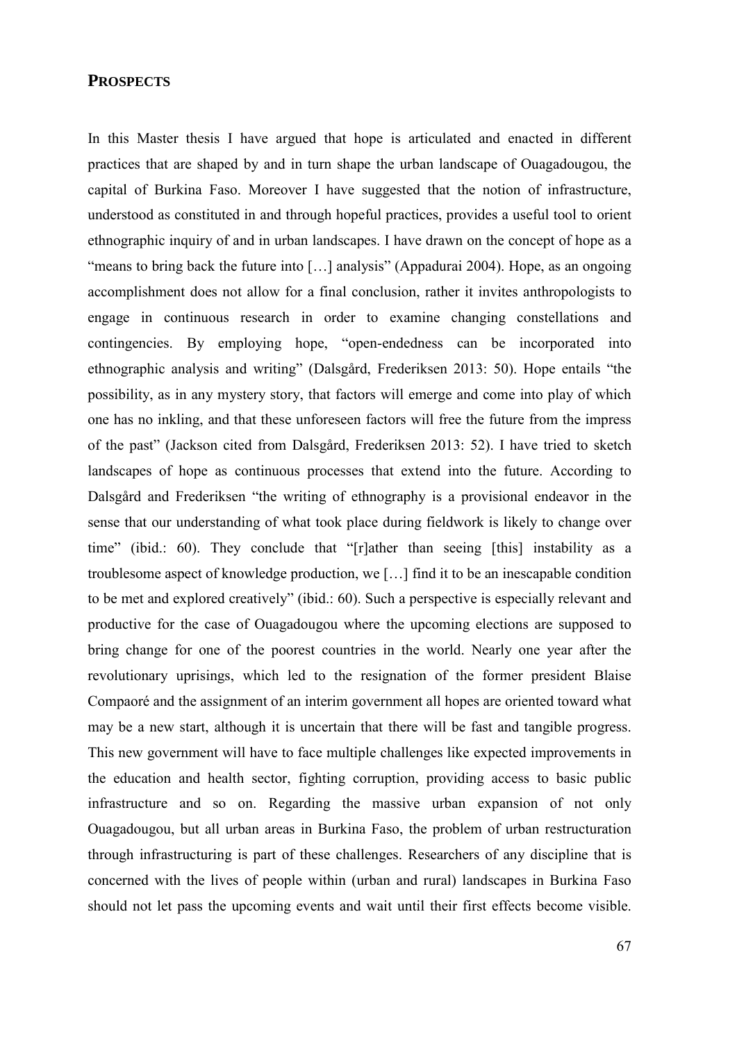## PROSPECTS

In this Master thesis I have argued that hope is articulated and enacted in different practices that are shaped by and in turn shape the urban landscape of Ouagadougou, the capital of Burkina Faso. Moreover I have suggested that the notion of infrastructure, understood as constituted in and through hopeful practices, provides a useful tool to orient ethnographic inquiry of and in urban landscapes. I have drawn on the concept of hope as a "means to bring back the future into […] analysis" (Appadurai 2004). Hope, as an ongoing accomplishment does not allow for a final conclusion, rather it invites anthropologists to engage in continuous research in order to examine changing constellations and contingencies. By employing hope, "open-endedness can be incorporated into ethnographic analysis and writing" (Dalsgård, Frederiksen 2013: 50). Hope entails "the possibility, as in any mystery story, that factors will emerge and come into play of which one has no inkling, and that these unforeseen factors will free the future from the impress of the past" (Jackson cited from Dalsgård, Frederiksen 2013: 52). I have tried to sketch landscapes of hope as continuous processes that extend into the future. According to Dalsgård and Frederiksen "the writing of ethnography is a provisional endeavor in the sense that our understanding of what took place during fieldwork is likely to change over time" (ibid.: 60). They conclude that "[r]ather than seeing [this] instability as a troublesome aspect of knowledge production, we […] find it to be an inescapable condition to be met and explored creatively" (ibid.: 60). Such a perspective is especially relevant and productive for the case of Ouagadougou where the upcoming elections are supposed to bring change for one of the poorest countries in the world. Nearly one year after the revolutionary uprisings, which led to the resignation of the former president Blaise Compaoré and the assignment of an interim government all hopes are oriented toward what may be a new start, although it is uncertain that there will be fast and tangible progress. This new government will have to face multiple challenges like expected improvements in the education and health sector, fighting corruption, providing access to basic public infrastructure and so on. Regarding the massive urban expansion of not only Ouagadougou, but all urban areas in Burkina Faso, the problem of urban restructuration through infrastructuring is part of these challenges. Researchers of any discipline that is concerned with the lives of people within (urban and rural) landscapes in Burkina Faso should not let pass the upcoming events and wait until their first effects become visible.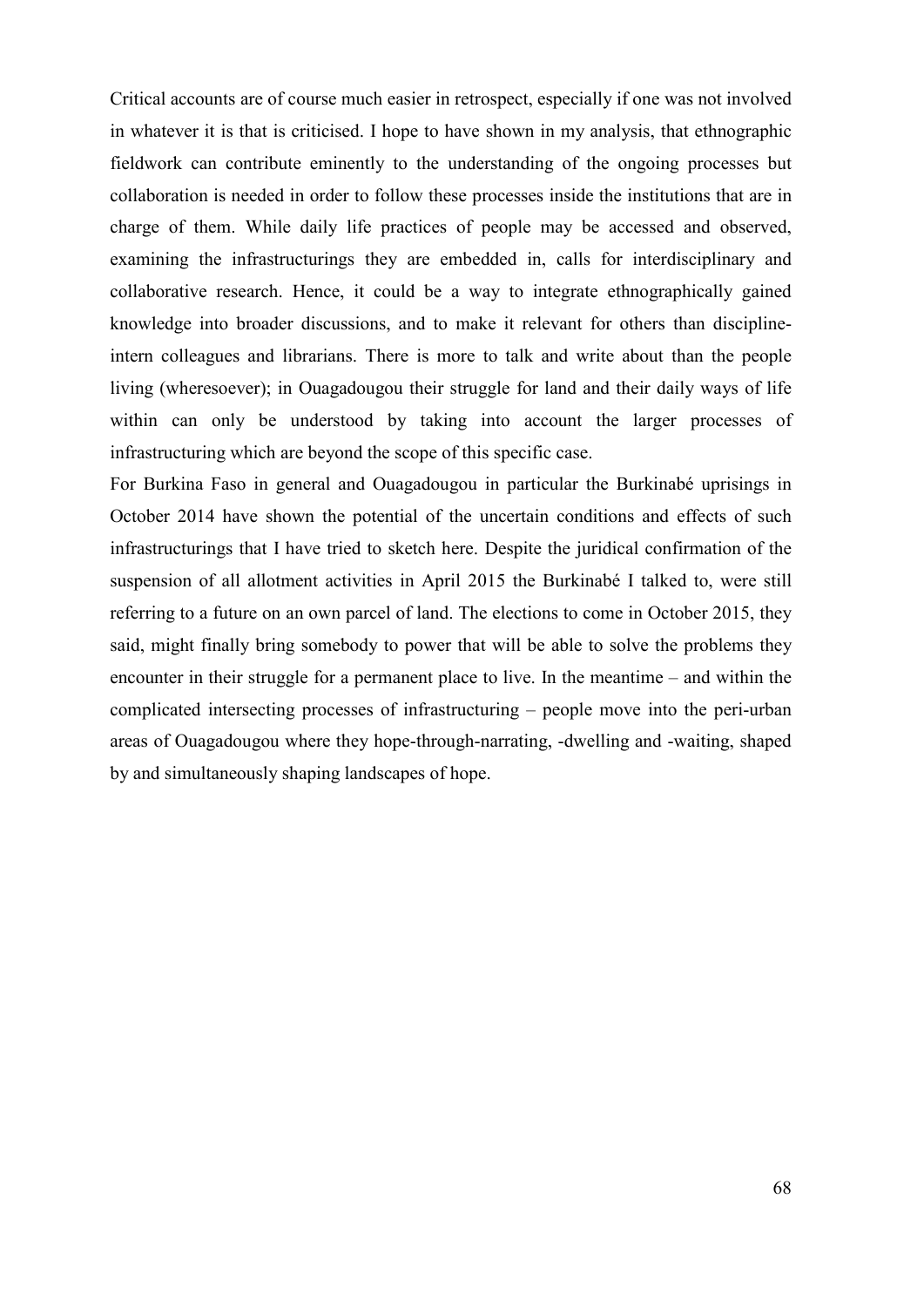Critical accounts are of course much easier in retrospect, especially if one was not involved in whatever it is that is criticised. I hope to have shown in my analysis, that ethnographic fieldwork can contribute eminently to the understanding of the ongoing processes but collaboration is needed in order to follow these processes inside the institutions that are in charge of them. While daily life practices of people may be accessed and observed, examining the infrastructurings they are embedded in, calls for interdisciplinary and collaborative research. Hence, it could be a way to integrate ethnographically gained knowledge into broader discussions, and to make it relevant for others than discipline-intern colleagues and librarians. There is more to talk and write about than the people living (wheresoever); in Ouagadougou their struggle for land and their daily ways of life within can only be understood by taking into account the larger processes of infrastructuring which are beyond the scope of this specific case.

For Burkina Faso in general and Ouagadougou in particular the Burkinabé uprisings in October 2014 have shown the potential of the uncertain conditions and effects of such infrastructurings that I have tried to sketch here. Despite the juridical confirmation of the suspension of all allotment activities in April 2015 the Burkinabé I talked to, were still referring to a future on an own parcel of land. The elections to come in October 2015, they said, might finally bring somebody to power that will be able to solve the problems they encounter in their struggle for a permanent place to live. In the meantime – and within the complicated intersecting processes of infrastructuring – people move into the peri-urban areas of Ouagadougou where they hope-through-narrating, -dwelling and -waiting, shaped by and simultaneously shaping landscapes of hope.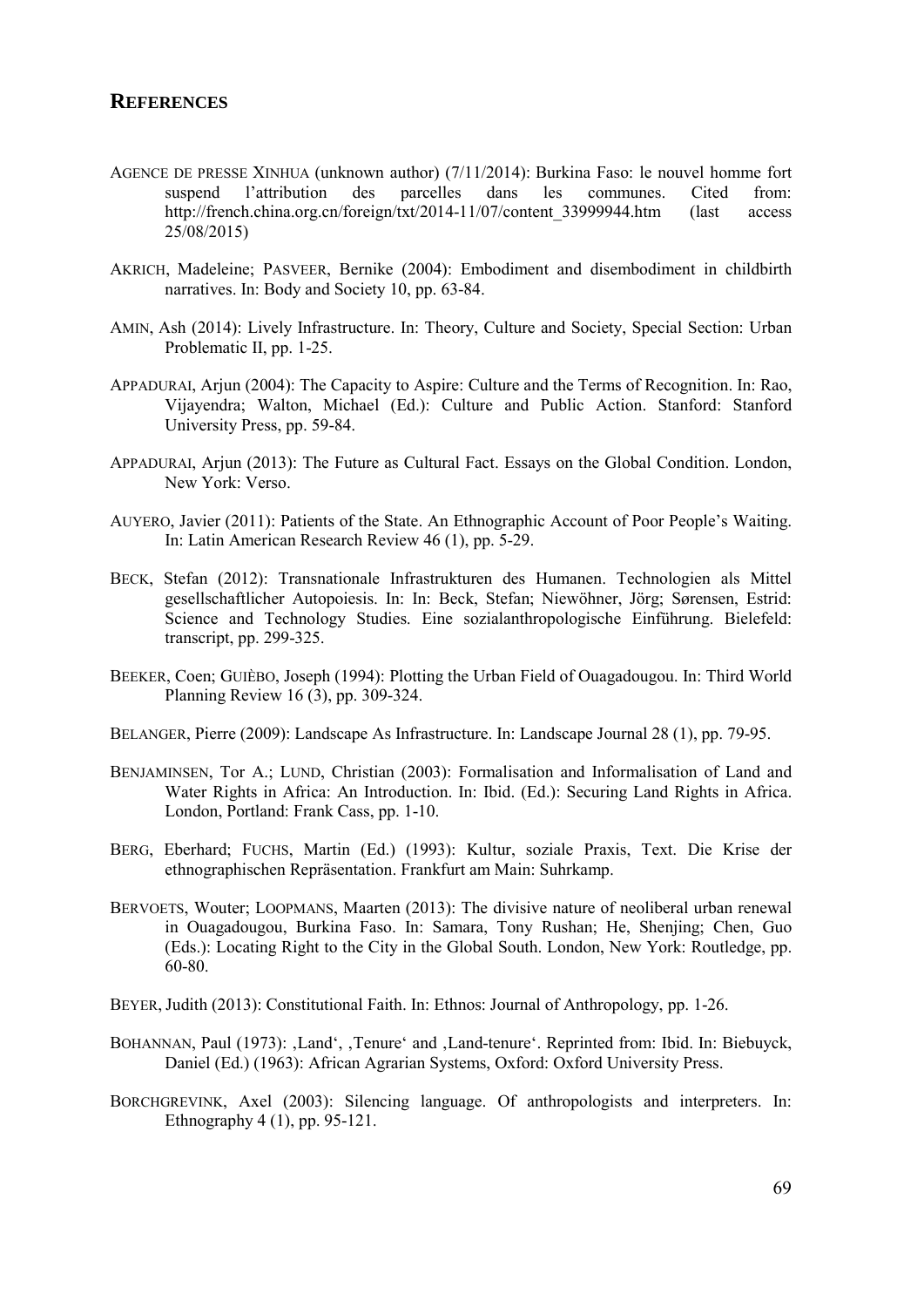## REFERENCES

AGENCE DE PRESSE XINHUA (unknown author) (7/11/2014): Burkina Faso: le nouvel homme fort suspend l'attribution des parcelles dans les communes. Cited from: http://french.china.org.cn/foreign/txt/2014-11/07/content_33999944.htm (last access 25/08/2015)

AKRICH, Madeleine; PASVEER, Bernike (2004): Embodiment and disembodiment in childbirth narratives. In: Body and Society 10, pp. 63-84.

AMIN, Ash (2014): Lively Infrastructure. In: Theory, Culture and Society, Special Section: Urban Problematic II, pp. 1-25.

APPADURAI, Arjun (2004): The Capacity to Aspire: Culture and the Terms of Recognition. In: Rao, Vijayendra; Walton, Michael (Ed.): Culture and Public Action. Stanford: Stanford University Press, pp. 59-84.

APPADURAI, Arjun (2013): The Future as Cultural Fact. Essays on the Global Condition. London, New York: Verso.

AUYERO, Javier (2011): Patients of the State. An Ethnographic Account of Poor People's Waiting. In: Latin American Research Review 46 (1), pp. 5-29.

BECK, Stefan (2012): Transnationale Infrastrukturen des Humanen. Technologien als Mittel gesellschaftlicher Autopoiesis. In: In: Beck, Stefan; Niewöhner, Jörg; Sørensen, Estrid: Science and Technology Studies. Eine sozialanthropologische Einführung. Bielefeld: transcript, pp. 299-325.

BEEKER, Coen; GUIÈBO, Joseph (1994): Plotting the Urban Field of Ouagadougou. In: Third World Planning Review 16 (3), pp. 309-324.

BELANGER, Pierre (2009): Landscape As Infrastructure. In: Landscape Journal 28 (1), pp. 79-95.

BENJAMINSEN, Tor A.; LUND, Christian (2003): Formalisation and Informalisation of Land and Water Rights in Africa: An Introduction. In: Ibid. (Ed.): Securing Land Rights in Africa. London, Portland: Frank Cass, pp. 1-10.

BERG, Eberhard; FUCHS, Martin (Ed.) (1993): Kultur, soziale Praxis, Text. Die Krise der ethnographischen Repräsentation. Frankfurt am Main: Suhrkamp.

BERVOETS, Wouter; LOOPMANS, Maarten (2013): The divisive nature of neoliberal urban renewal in Ouagadougou, Burkina Faso. In: Samara, Tony Rushan; He, Shenjing; Chen, Guo (Eds.): Locating Right to the City in the Global South. London, New York: Routledge, pp. 60-80.

BEYER, Judith (2013): Constitutional Faith. In: Ethnos: Journal of Anthropology, pp. 1-26.

BOHANNAN, Paul (1973): ‚Land', ‚Tenure' and ‚Land-tenure'. Reprinted from: Ibid. In: Biebuyck, Daniel (Ed.) (1963): African Agrarian Systems, Oxford: Oxford University Press.

BORCHGREVINK, Axel (2003): Silencing language. Of anthropologists and interpreters. In: Ethnography 4 (1), pp. 95-121.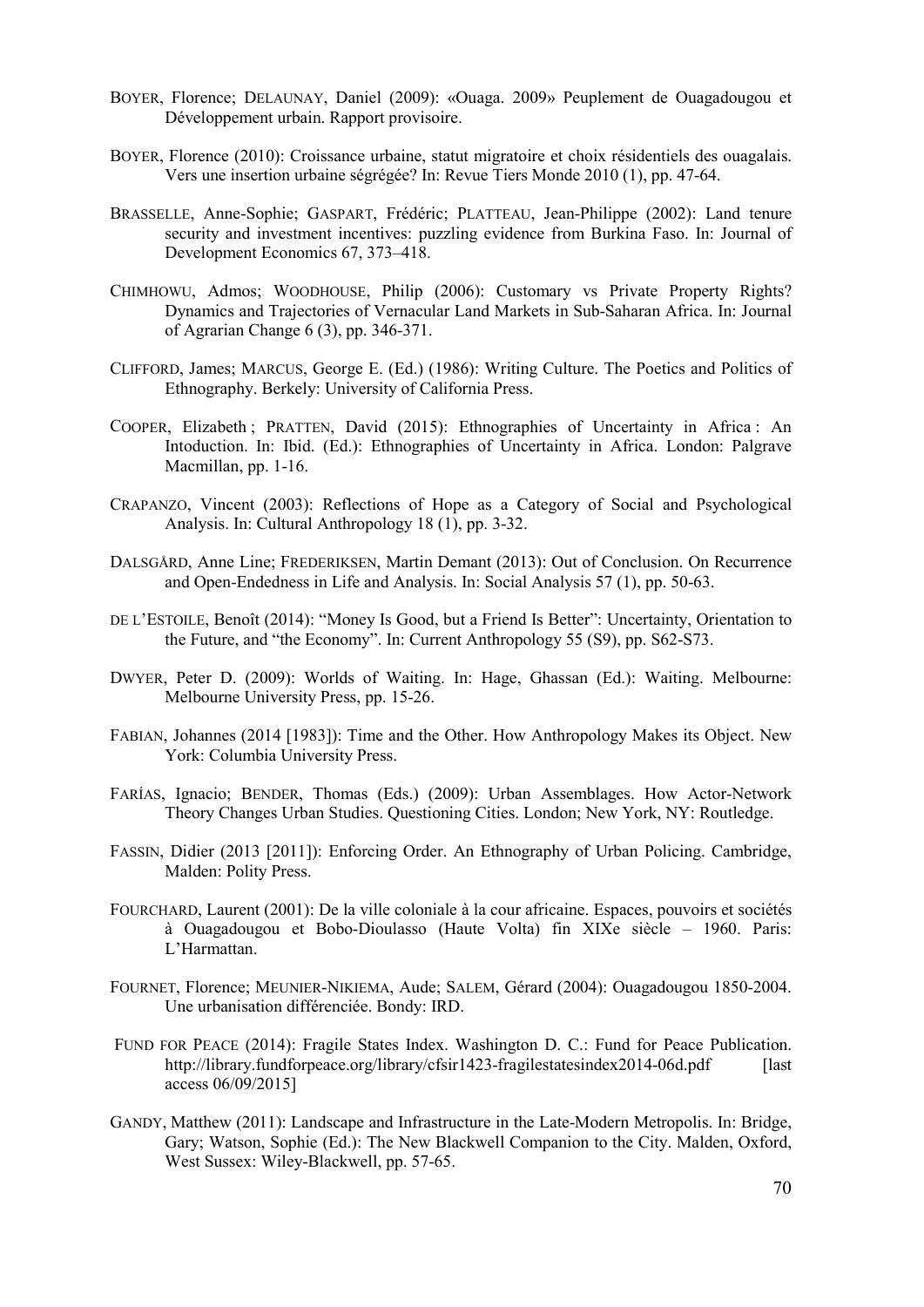BOYER, Florence; DELAUNAY, Daniel (2009): «Ouaga. 2009» Peuplement de Ouagadougou et Développement urbain. Rapport provisoire.

BOYER, Florence (2010): Croissance urbaine, statut migratoire et choix résidentiels des ouagalais. Vers une insertion urbaine ségrégée? In: Revue Tiers Monde 2010 (1), pp. 47-64.

BRASSELLE, Anne-Sophie; GASPART, Frédéric; PLATTEAU, Jean-Philippe (2002): Land tenure security and investment incentives: puzzling evidence from Burkina Faso. In: Journal of Development Economics 67, 373–418.

CHIMHOWU, Admos; WOODHOUSE, Philip (2006): Customary vs Private Property Rights? Dynamics and Trajectories of Vernacular Land Markets in Sub-Saharan Africa. In: Journal of Agrarian Change 6 (3), pp. 346-371.

CLIFFORD, James; MARCUS, George E. (Ed.) (1986): Writing Culture. The Poetics and Politics of Ethnography. Berkely: University of California Press.

COOPER, Elizabeth ; PRATTEN, David (2015): Ethnographies of Uncertainty in Africa : An Intoduction. In: Ibid. (Ed.): Ethnographies of Uncertainty in Africa. London: Palgrave Macmillan, pp. 1-16.

CRAPANZO, Vincent (2003): Reflections of Hope as a Category of Social and Psychological Analysis. In: Cultural Anthropology 18 (1), pp. 3-32.

DALSGÅRD, Anne Line; FREDERIKSEN, Martin Demant (2013): Out of Conclusion. On Recurrence and Open-Endedness in Life and Analysis. In: Social Analysis 57 (1), pp. 50-63.

DE L'ESTOILE, Benoît (2014): "Money Is Good, but a Friend Is Better": Uncertainty, Orientation to the Future, and "the Economy". In: Current Anthropology 55 (S9), pp. S62-S73.

DWYER, Peter D. (2009): Worlds of Waiting. In: Hage, Ghassan (Ed.): Waiting. Melbourne: Melbourne University Press, pp. 15-26.

FABIAN, Johannes (2014 [1983]): Time and the Other. How Anthropology Makes its Object. New York: Columbia University Press.

FARÍAS, Ignacio; BENDER, Thomas (Eds.) (2009): Urban Assemblages. How Actor-Network Theory Changes Urban Studies. Questioning Cities. London; New York, NY: Routledge.

FASSIN, Didier (2013 [2011]): Enforcing Order. An Ethnography of Urban Policing. Cambridge, Malden: Polity Press.

FOURCHARD, Laurent (2001): De la ville coloniale à la cour africaine. Espaces, pouvoirs et sociétés à Ouagadougou et Bobo-Dioulasso (Haute Volta) fin XIXe siècle – 1960. Paris: L'Harmattan.

FOURNET, Florence; MEUNIER-NIKIEMA, Aude; SALEM, Gérard (2004): Ouagadougou 1850-2004. Une urbanisation différenciée. Bondy: IRD.

FUND FOR PEACE (2014): Fragile States Index. Washington D. C.: Fund for Peace Publication. http://library.fundforpeace.org/library/cfsir1423-fragilestatesindex2014-06d.pdf [last access 06/09/2015]

GANDY, Matthew (2011): Landscape and Infrastructure in the Late-Modern Metropolis. In: Bridge, Gary; Watson, Sophie (Ed.): The New Blackwell Companion to the City. Malden, Oxford, West Sussex: Wiley-Blackwell, pp. 57-65.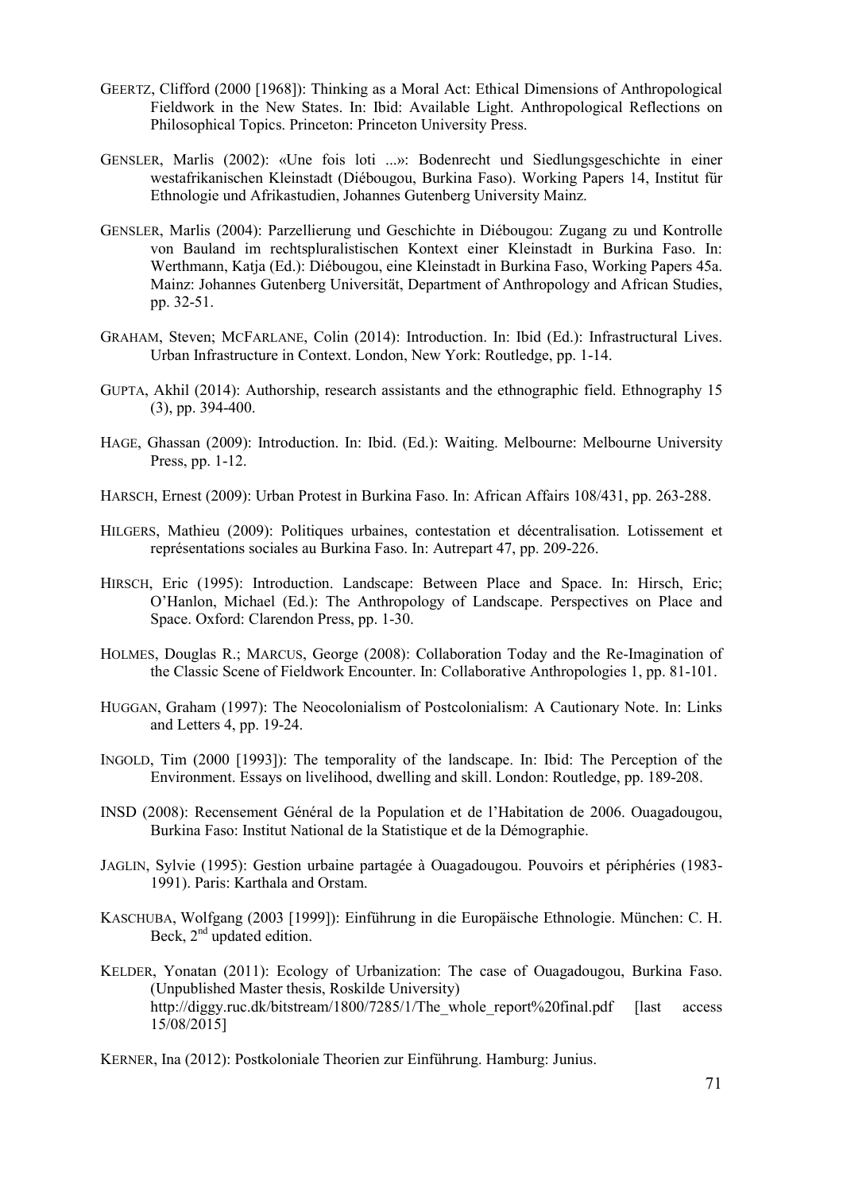GEERTZ, Clifford (2000 [1968]): Thinking as a Moral Act: Ethical Dimensions of Anthropological Fieldwork in the New States. In: Ibid: Available Light. Anthropological Reflections on Philosophical Topics. Princeton: Princeton University Press.

GENSLER, Marlis (2002): «Une fois loti ...»: Bodenrecht und Siedlungsgeschichte in einer westafrikanischen Kleinstadt (Diébougou, Burkina Faso). Working Papers 14, Institut für Ethnologie und Afrikastudien, Johannes Gutenberg University Mainz.

GENSLER, Marlis (2004): Parzellierung und Geschichte in Diébougou: Zugang zu und Kontrolle von Bauland im rechtspluralistischen Kontext einer Kleinstadt in Burkina Faso. In: Werthmann, Katja (Ed.): Diébougou, eine Kleinstadt in Burkina Faso, Working Papers 45a. Mainz: Johannes Gutenberg Universität, Department of Anthropology and African Studies, pp. 32-51.

GRAHAM, Steven; MCFARLANE, Colin (2014): Introduction. In: Ibid (Ed.): Infrastructural Lives. Urban Infrastructure in Context. London, New York: Routledge, pp. 1-14.

GUPTA, Akhil (2014): Authorship, research assistants and the ethnographic field. Ethnography 15 (3), pp. 394-400.

HAGE, Ghassan (2009): Introduction. In: Ibid. (Ed.): Waiting. Melbourne: Melbourne University Press, pp. 1-12.

HARSCH, Ernest (2009): Urban Protest in Burkina Faso. In: African Affairs 108/431, pp. 263-288.

HILGERS, Mathieu (2009): Politiques urbaines, contestation et décentralisation. Lotissement et représentations sociales au Burkina Faso. In: Autrepart 47, pp. 209-226.

HIRSCH, Eric (1995): Introduction. Landscape: Between Place and Space. In: Hirsch, Eric; O'Hanlon, Michael (Ed.): The Anthropology of Landscape. Perspectives on Place and Space. Oxford: Clarendon Press, pp. 1-30.

HOLMES, Douglas R.; MARCUS, George (2008): Collaboration Today and the Re-Imagination of the Classic Scene of Fieldwork Encounter. In: Collaborative Anthropologies 1, pp. 81-101.

HUGGAN, Graham (1997): The Neocolonialism of Postcolonialism: A Cautionary Note. In: Links and Letters 4, pp. 19-24.

INGOLD, Tim (2000 [1993]): The temporality of the landscape. In: Ibid: The Perception of the Environment. Essays on livelihood, dwelling and skill. London: Routledge, pp. 189-208.

INSD (2008): Recensement Général de la Population et de l'Habitation de 2006. Ouagadougou, Burkina Faso: Institut National de la Statistique et de la Démographie.

JAGLIN, Sylvie (1995): Gestion urbaine partagée à Ouagadougou. Pouvoirs et périphéries (1983-1991). Paris: Karthala and Orstam.

KASCHUBA, Wolfgang (2003 [1999]): Einführung in die Europäische Ethnologie. München: C. H. Beck, 2nd updated edition.

KELDER, Yonatan (2011): Ecology of Urbanization: The case of Ouagadougou, Burkina Faso. (Unpublished Master thesis, Roskilde University) http://diggy.ruc.dk/bitstream/1800/7285/1/The_whole_report%20final.pdf [last access 15/08/2015]

KERNER, Ina (2012): Postkoloniale Theorien zur Einführung. Hamburg: Junius.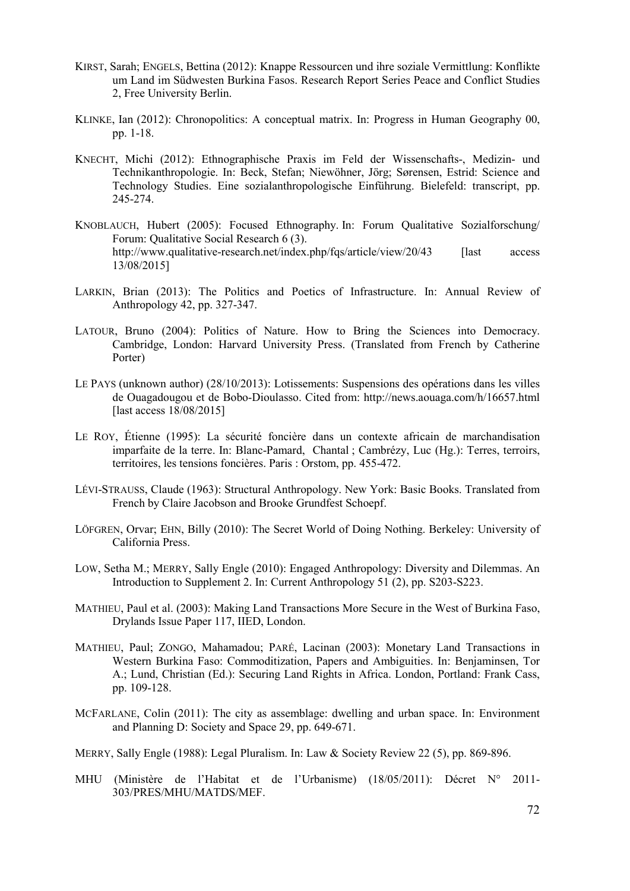KIRST, Sarah; ENGELS, Bettina (2012): Knappe Ressourcen und ihre soziale Vermittlung: Konflikte um Land im Südwesten Burkina Fasos. Research Report Series Peace and Conflict Studies 2, Free University Berlin.

KLINKE, Ian (2012): Chronopolitics: A conceptual matrix. In: Progress in Human Geography 00, pp. 1-18.

KNECHT, Michi (2012): Ethnographische Praxis im Feld der Wissenschafts-, Medizin- und Technikanthropologie. In: Beck, Stefan; Niewöhner, Jörg; Sørensen, Estrid: Science and Technology Studies. Eine sozialanthropologische Einführung. Bielefeld: transcript, pp. 245-274.

KNOBLAUCH, Hubert (2005): Focused Ethnography. In: Forum Qualitative Sozialforschung/ Forum: Qualitative Social Research 6 (3). http://www.qualitative-research.net/index.php/fqs/article/view/20/43 [last access 13/08/2015]

LARKIN, Brian (2013): The Politics and Poetics of Infrastructure. In: Annual Review of Anthropology 42, pp. 327-347.

LATOUR, Bruno (2004): Politics of Nature. How to Bring the Sciences into Democracy. Cambridge, London: Harvard University Press. (Translated from French by Catherine Porter)

LE PAYS (unknown author) (28/10/2013): Lotissements: Suspensions des opérations dans les villes de Ouagadougou et de Bobo-Dioulasso. Cited from: http://news.aouaga.com/h/16657.html [last access 18/08/2015]

LE ROY, Étienne (1995): La sécurité foncière dans un contexte africain de marchandisation imparfaite de la terre. In: Blanc-Pamard, Chantal ; Cambrézy, Luc (Hg.): Terres, terroirs, territoires, les tensions foncières. Paris : Orstom, pp. 455-472.

LÉVI-STRAUSS, Claude (1963): Structural Anthropology. New York: Basic Books. Translated from French by Claire Jacobson and Brooke Grundfest Schoepf.

LÖFGREN, Orvar; EHN, Billy (2010): The Secret World of Doing Nothing. Berkeley: University of California Press.

LOW, Setha M.; MERRY, Sally Engle (2010): Engaged Anthropology: Diversity and Dilemmas. An Introduction to Supplement 2. In: Current Anthropology 51 (2), pp. S203-S223.

MATHIEU, Paul et al. (2003): Making Land Transactions More Secure in the West of Burkina Faso, Drylands Issue Paper 117, IIED, London.

MATHIEU, Paul; ZONGO, Mahamadou; PARÉ, Lacinan (2003): Monetary Land Transactions in Western Burkina Faso: Commoditization, Papers and Ambiguities. In: Benjaminsen, Tor A.; Lund, Christian (Ed.): Securing Land Rights in Africa. London, Portland: Frank Cass, pp. 109-128.

MCFARLANE, Colin (2011): The city as assemblage: dwelling and urban space. In: Environment and Planning D: Society and Space 29, pp. 649-671.

MERRY, Sally Engle (1988): Legal Pluralism. In: Law & Society Review 22 (5), pp. 869-896.

MHU (Ministère de l'Habitat et de l'Urbanisme) (18/05/2011): Décret N° 2011-303/PRES/MHU/MATDS/MEF.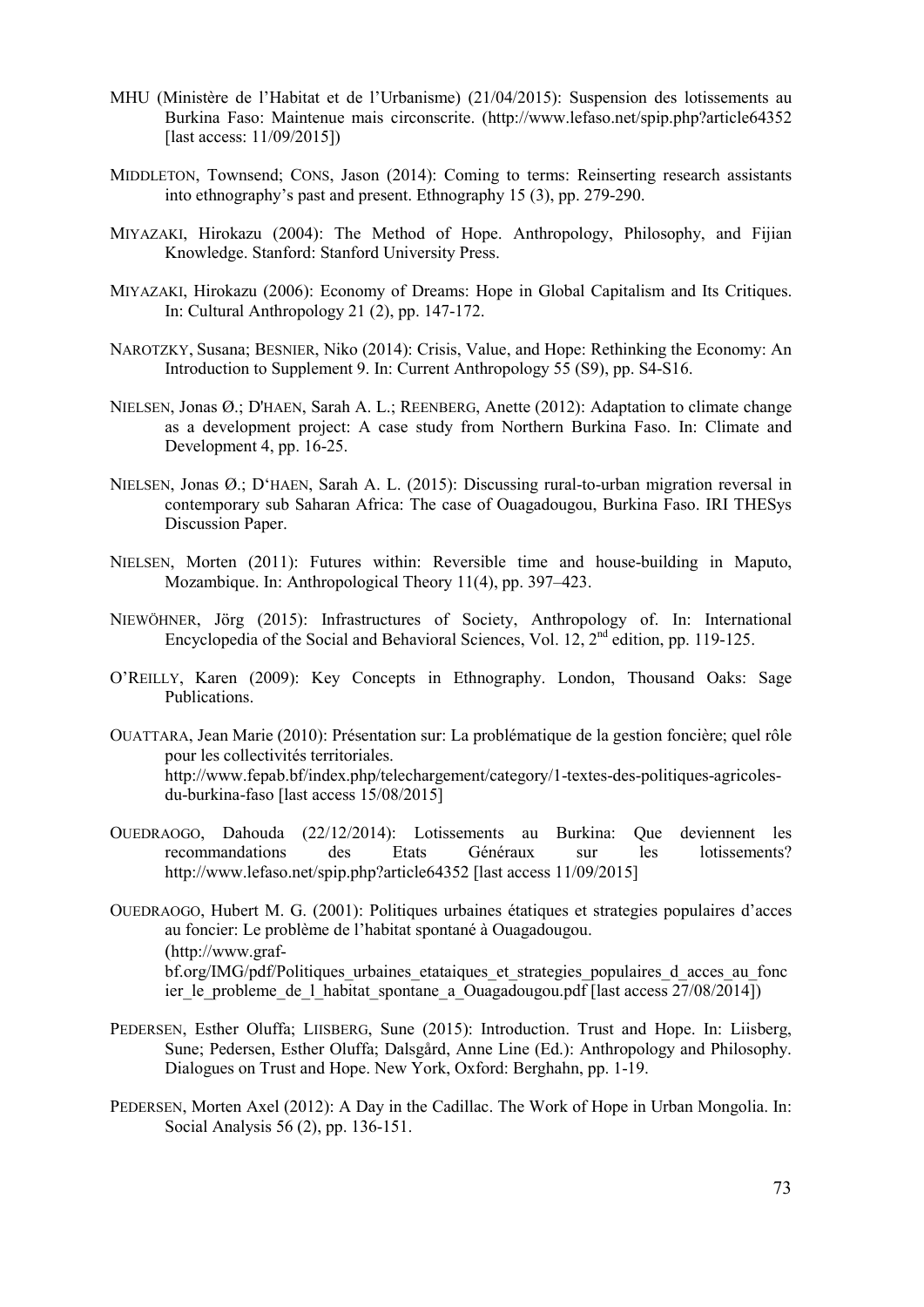MHU (Ministère de l'Habitat et de l'Urbanisme) (21/04/2015): Suspension des lotissements au Burkina Faso: Maintenue mais circonscrite. (http://www.lefaso.net/spip.php?article64352 [last access: 11/09/2015])

MIDDLETON, Townsend; CONS, Jason (2014): Coming to terms: Reinserting research assistants into ethnography's past and present. Ethnography 15 (3), pp. 279-290.

MIYAZAKI, Hirokazu (2004): The Method of Hope. Anthropology, Philosophy, and Fijian Knowledge. Stanford: Stanford University Press.

MIYAZAKI, Hirokazu (2006): Economy of Dreams: Hope in Global Capitalism and Its Critiques. In: Cultural Anthropology 21 (2), pp. 147-172.

NAROTZKY, Susana; BESNIER, Niko (2014): Crisis, Value, and Hope: Rethinking the Economy: An Introduction to Supplement 9. In: Current Anthropology 55 (S9), pp. S4-S16.

NIELSEN, Jonas Ø.; D'HAEN, Sarah A. L.; REENBERG, Anette (2012): Adaptation to climate change as a development project: A case study from Northern Burkina Faso. In: Climate and Development 4, pp. 16-25.

NIELSEN, Jonas Ø.; D'HAEN, Sarah A. L. (2015): Discussing rural-to-urban migration reversal in contemporary sub Saharan Africa: The case of Ouagadougou, Burkina Faso. IRI THESys Discussion Paper.

NIELSEN, Morten (2011): Futures within: Reversible time and house-building in Maputo, Mozambique. In: Anthropological Theory 11(4), pp. 397–423.

NIEWÖHNER, Jörg (2015): Infrastructures of Society, Anthropology of. In: International Encyclopedia of the Social and Behavioral Sciences, Vol. 12, 2nd edition, pp. 119-125.

O'REILLY, Karen (2009): Key Concepts in Ethnography. London, Thousand Oaks: Sage Publications.

OUATTARA, Jean Marie (2010): Présentation sur: La problématique de la gestion foncière; quel rôle pour les collectivités territoriales. http://www.fepab.bf/index.php/telechargement/category/1-textes-des-politiques-agricoles-du-burkina-faso [last access 15/08/2015]

OUEDRAOGO, Dahouda (22/12/2014): Lotissements au Burkina: Que deviennent les recommandations des Etats Généraux sur les lotissements? http://www.lefaso.net/spip.php?article64352 [last access 11/09/2015]

OUEDRAOGO, Hubert M. G. (2001): Politiques urbaines étatiques et strategies populaires d'acces au foncier: Le problème de l'habitat spontané à Ouagadougou. (http://www.graf-bf.org/IMG/pdf/Politiques_urbaines_etataiques_et_strategies_populaires_d_acces_au_foncier_le_probleme_de_l_habitat_spontane_a_Ouagadougou.pdf [last access 27/08/2014])

PEDERSEN, Esther Oluffa; LIISBERG, Sune (2015): Introduction. Trust and Hope. In: Liisberg, Sune; Pedersen, Esther Oluffa; Dalsgård, Anne Line (Ed.): Anthropology and Philosophy. Dialogues on Trust and Hope. New York, Oxford: Berghahn, pp. 1-19.

PEDERSEN, Morten Axel (2012): A Day in the Cadillac. The Work of Hope in Urban Mongolia. In: Social Analysis 56 (2), pp. 136-151.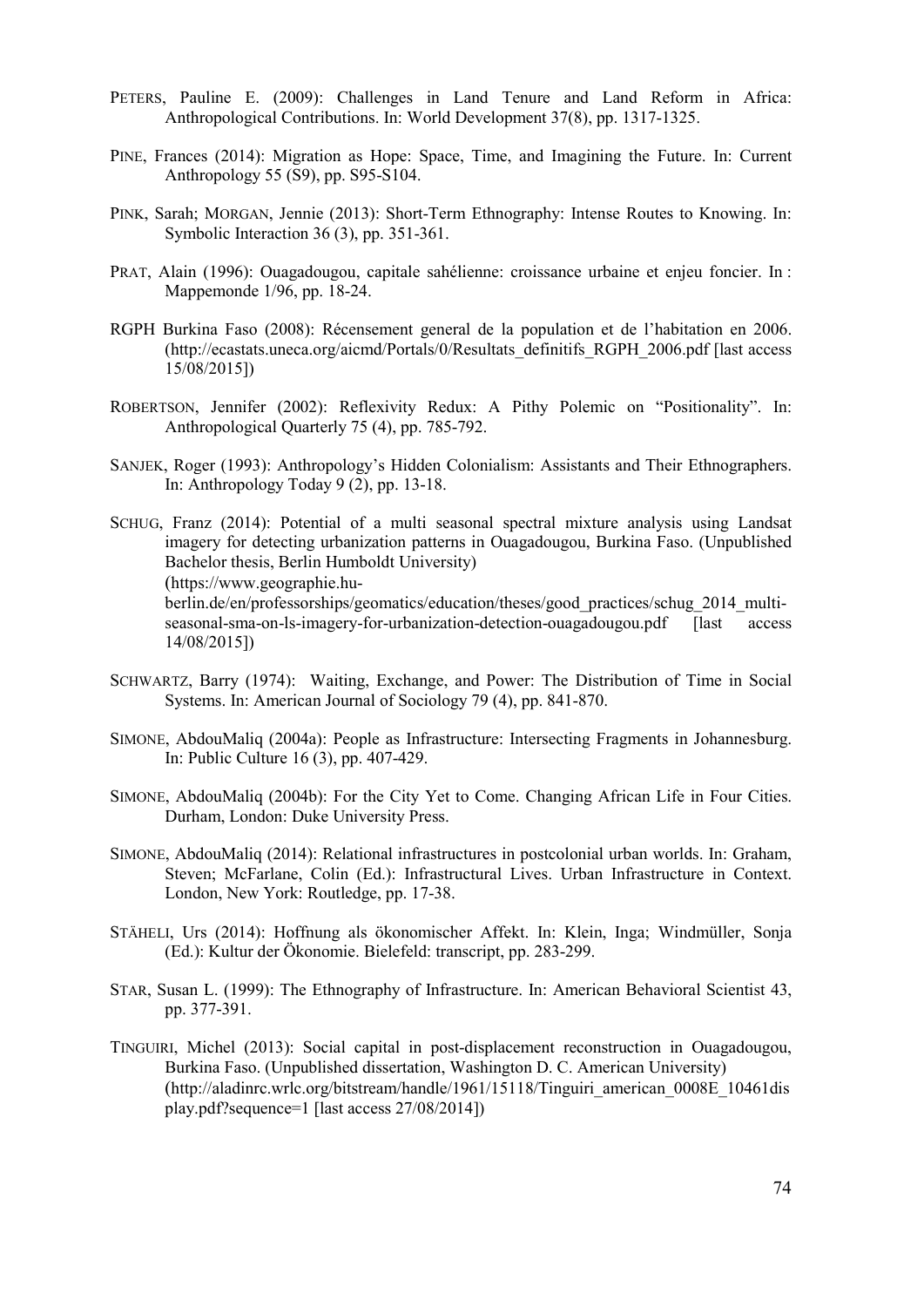PETERS, Pauline E. (2009): Challenges in Land Tenure and Land Reform in Africa: Anthropological Contributions. In: World Development 37(8), pp. 1317-1325.

PINE, Frances (2014): Migration as Hope: Space, Time, and Imagining the Future. In: Current Anthropology 55 (S9), pp. S95-S104.

PINK, Sarah; MORGAN, Jennie (2013): Short-Term Ethnography: Intense Routes to Knowing. In: Symbolic Interaction 36 (3), pp. 351-361.

PRAT, Alain (1996): Ouagadougou, capitale sahélienne: croissance urbaine et enjeu foncier. In : Mappemonde 1/96, pp. 18-24.

RGPH Burkina Faso (2008): Récensement general de la population et de l'habitation en 2006. (http://ecastats.uneca.org/aicmd/Portals/0/Resultats_definitifs_RGPH_2006.pdf [last access 15/08/2015])

ROBERTSON, Jennifer (2002): Reflexivity Redux: A Pithy Polemic on "Positionality". In: Anthropological Quarterly 75 (4), pp. 785-792.

SANJEK, Roger (1993): Anthropology's Hidden Colonialism: Assistants and Their Ethnographers. In: Anthropology Today 9 (2), pp. 13-18.

SCHUG, Franz (2014): Potential of a multi seasonal spectral mixture analysis using Landsat imagery for detecting urbanization patterns in Ouagadougou, Burkina Faso. (Unpublished Bachelor thesis, Berlin Humboldt University) (https://www.geographie.hu-berlin.de/en/professorships/geomatics/education/theses/good_practices/schug_2014_multi-seasonal-sma-on-ls-imagery-for-urbanization-detection-ouagadougou.pdf [last access 14/08/2015])

SCHWARTZ, Barry (1974): Waiting, Exchange, and Power: The Distribution of Time in Social Systems. In: American Journal of Sociology 79 (4), pp. 841-870.

SIMONE, AbdouMaliq (2004a): People as Infrastructure: Intersecting Fragments in Johannesburg. In: Public Culture 16 (3), pp. 407-429.

SIMONE, AbdouMaliq (2004b): For the City Yet to Come. Changing African Life in Four Cities. Durham, London: Duke University Press.

SIMONE, AbdouMaliq (2014): Relational infrastructures in postcolonial urban worlds. In: Graham, Steven; McFarlane, Colin (Ed.): Infrastructural Lives. Urban Infrastructure in Context. London, New York: Routledge, pp. 17-38.

STÄHELI, Urs (2014): Hoffnung als ökonomischer Affekt. In: Klein, Inga; Windmüller, Sonja (Ed.): Kultur der Ökonomie. Bielefeld: transcript, pp. 283-299.

STAR, Susan L. (1999): The Ethnography of Infrastructure. In: American Behavioral Scientist 43, pp. 377-391.

TINGUIRI, Michel (2013): Social capital in post-displacement reconstruction in Ouagadougou, Burkina Faso. (Unpublished dissertation, Washington D. C. American University) (http://aladinrc.wrlc.org/bitstream/handle/1961/15118/Tinguiri_american_0008E_10461display.pdf?sequence=1 [last access 27/08/2014])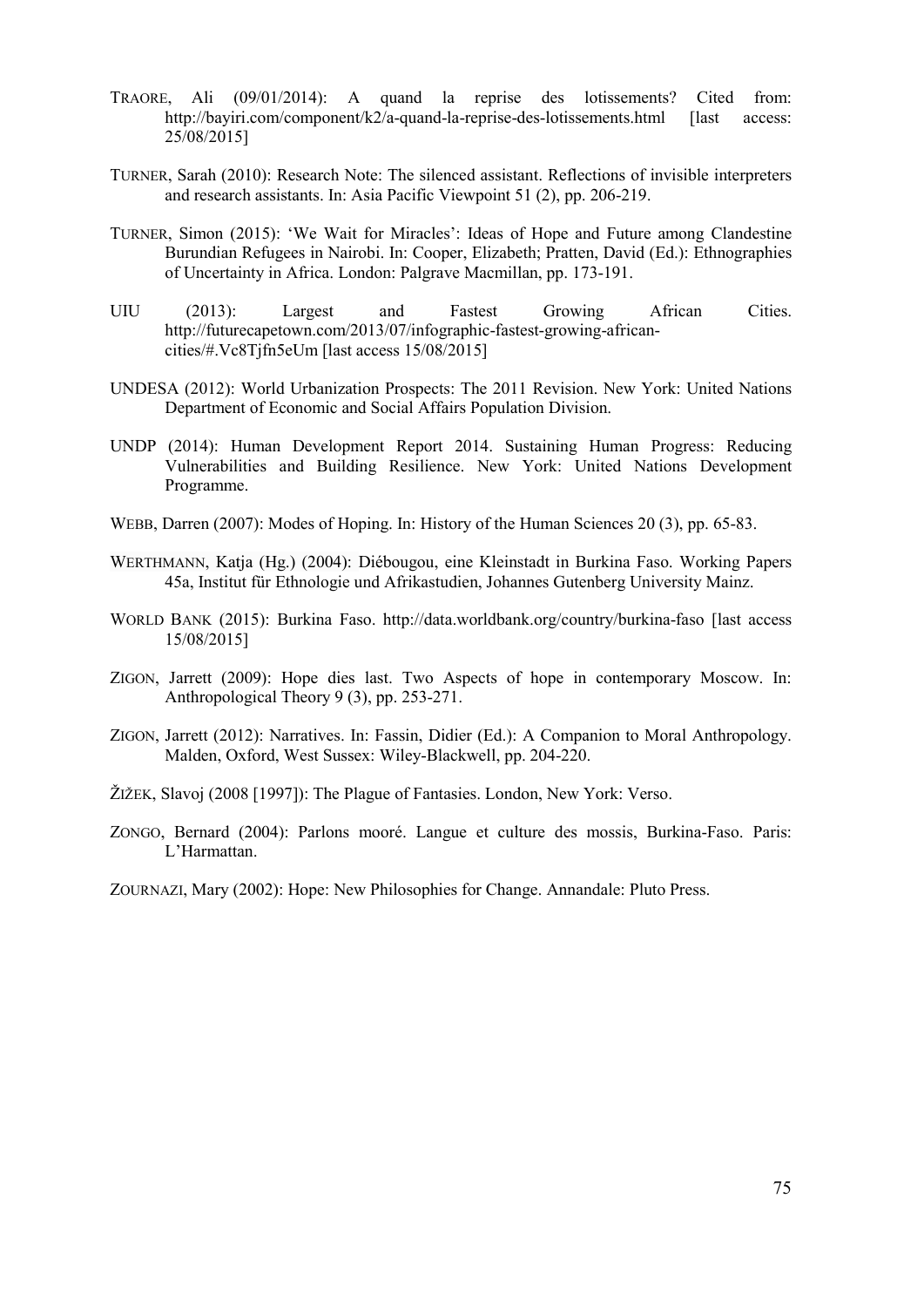TRAORE, Ali (09/01/2014): A quand la reprise des lotissements? Cited from: http://bayiri.com/component/k2/a-quand-la-reprise-des-lotissements.html [last access: 25/08/2015]

TURNER, Sarah (2010): Research Note: The silenced assistant. Reflections of invisible interpreters and research assistants. In: Asia Pacific Viewpoint 51 (2), pp. 206-219.

TURNER, Simon (2015): 'We Wait for Miracles': Ideas of Hope and Future among Clandestine Burundian Refugees in Nairobi. In: Cooper, Elizabeth; Pratten, David (Ed.): Ethnographies of Uncertainty in Africa. London: Palgrave Macmillan, pp. 173-191.

UIU (2013): Largest and Fastest Growing African Cities. http://futurecapetown.com/2013/07/infographic-fastest-growing-african-cities/#.Vc8Tjfn5eUm [last access 15/08/2015]

UNDESA (2012): World Urbanization Prospects: The 2011 Revision. New York: United Nations Department of Economic and Social Affairs Population Division.

UNDP (2014): Human Development Report 2014. Sustaining Human Progress: Reducing Vulnerabilities and Building Resilience. New York: United Nations Development Programme.

WEBB, Darren (2007): Modes of Hoping. In: History of the Human Sciences 20 (3), pp. 65-83.

WERTHMANN, Katja (Hg.) (2004): Diébougou, eine Kleinstadt in Burkina Faso. Working Papers 45a, Institut für Ethnologie und Afrikastudien, Johannes Gutenberg University Mainz.

WORLD BANK (2015): Burkina Faso. http://data.worldbank.org/country/burkina-faso [last access 15/08/2015]

ZIGON, Jarrett (2009): Hope dies last. Two Aspects of hope in contemporary Moscow. In: Anthropological Theory 9 (3), pp. 253-271.

ZIGON, Jarrett (2012): Narratives. In: Fassin, Didier (Ed.): A Companion to Moral Anthropology. Malden, Oxford, West Sussex: Wiley-Blackwell, pp. 204-220.

ŽIŽEK, Slavoj (2008 [1997]): The Plague of Fantasies. London, New York: Verso.

ZONGO, Bernard (2004): Parlons mooré. Langue et culture des mossis, Burkina-Faso. Paris: L'Harmattan.

ZOURNAZI, Mary (2002): Hope: New Philosophies for Change. Annandale: Pluto Press.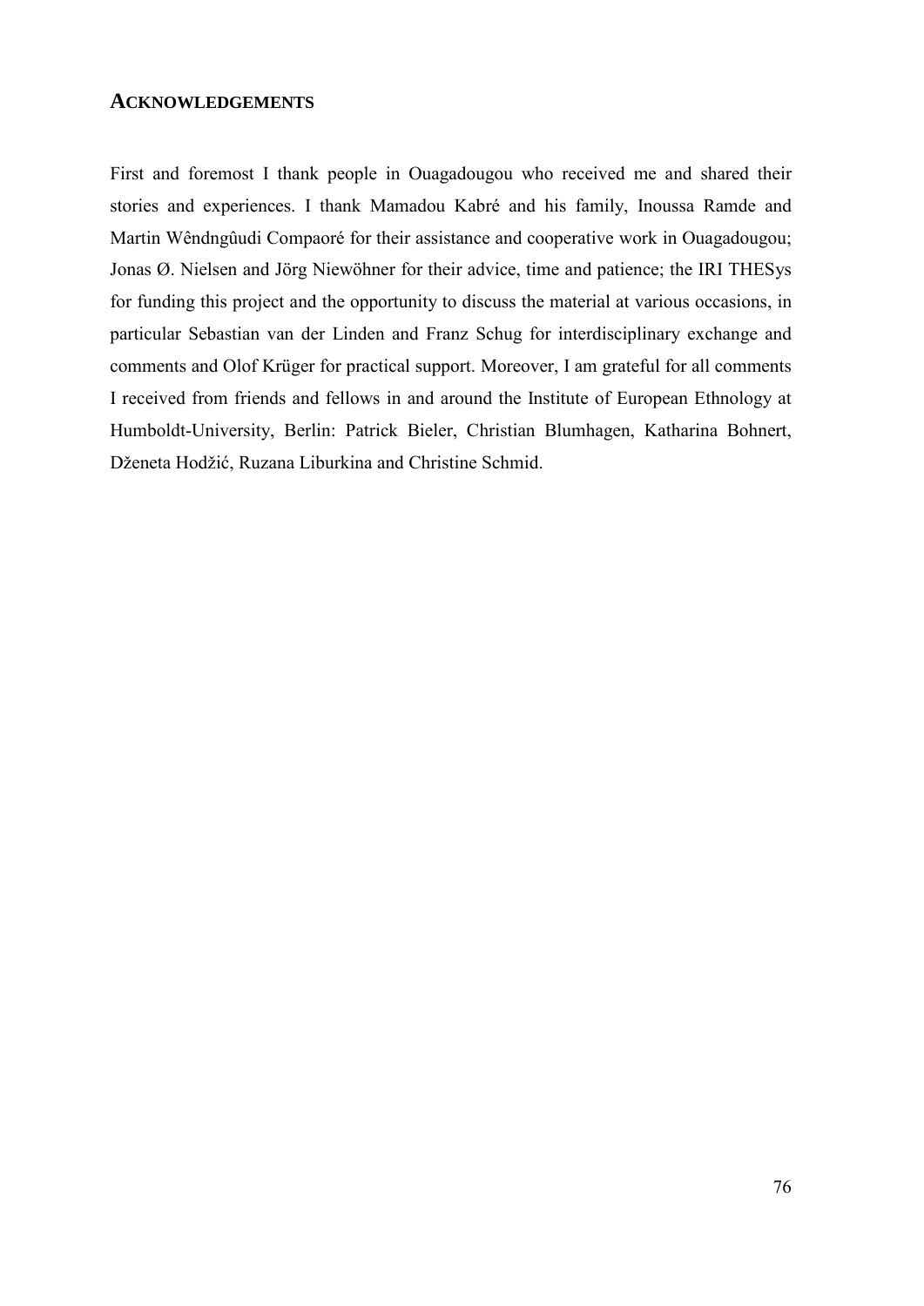## ACKNOWLEDGEMENTS

First and foremost I thank people in Ouagadougou who received me and shared their stories and experiences. I thank Mamadou Kabré and his family, Inoussa Ramde and Martin Wêndngûudi Compaoré for their assistance and cooperative work in Ouagadougou; Jonas Ø. Nielsen and Jörg Niewöhner for their advice, time and patience; the IRI THESys for funding this project and the opportunity to discuss the material at various occasions, in particular Sebastian van der Linden and Franz Schug for interdisciplinary exchange and comments and Olof Krüger for practical support. Moreover, I am grateful for all comments I received from friends and fellows in and around the Institute of European Ethnology at Humboldt-University, Berlin: Patrick Bieler, Christian Blumhagen, Katharina Bohnert, Dženeta Hodžić, Ruzana Liburkina and Christine Schmid.